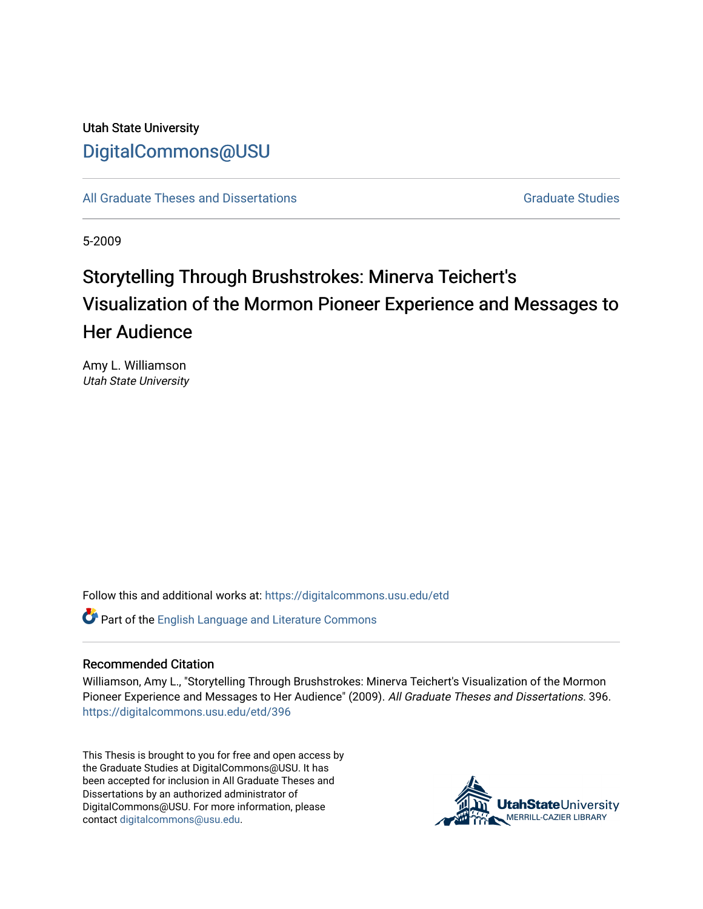Utah State University

# DigitalCommons@USU

All Graduate Theses and Dissertations

Graduate Studies

5-2009

# Storytelling Through Brushstrokes: Minerva Teichert's Visualization of the Mormon Pioneer Experience and Messages to Her Audience

Amy L. Williamson
*Utah State University*

Follow this and additional works at: https://digitalcommons.usu.edu/etd

Part of the English Language and Literature Commons

## Recommended Citation

Williamson, Amy L., "Storytelling Through Brushstrokes: Minerva Teichert's Visualization of the Mormon Pioneer Experience and Messages to Her Audience" (2009). *All Graduate Theses and Dissertations*. 396.
https://digitalcommons.usu.edu/etd/396

This Thesis is brought to you for free and open access by the Graduate Studies at DigitalCommons@USU. It has been accepted for inclusion in All Graduate Theses and Dissertations by an authorized administrator of DigitalCommons@USU. For more information, please contact digitalcommons@usu.edu.

UtahStateUniversity
MERRILL-CAZIER LIBRARY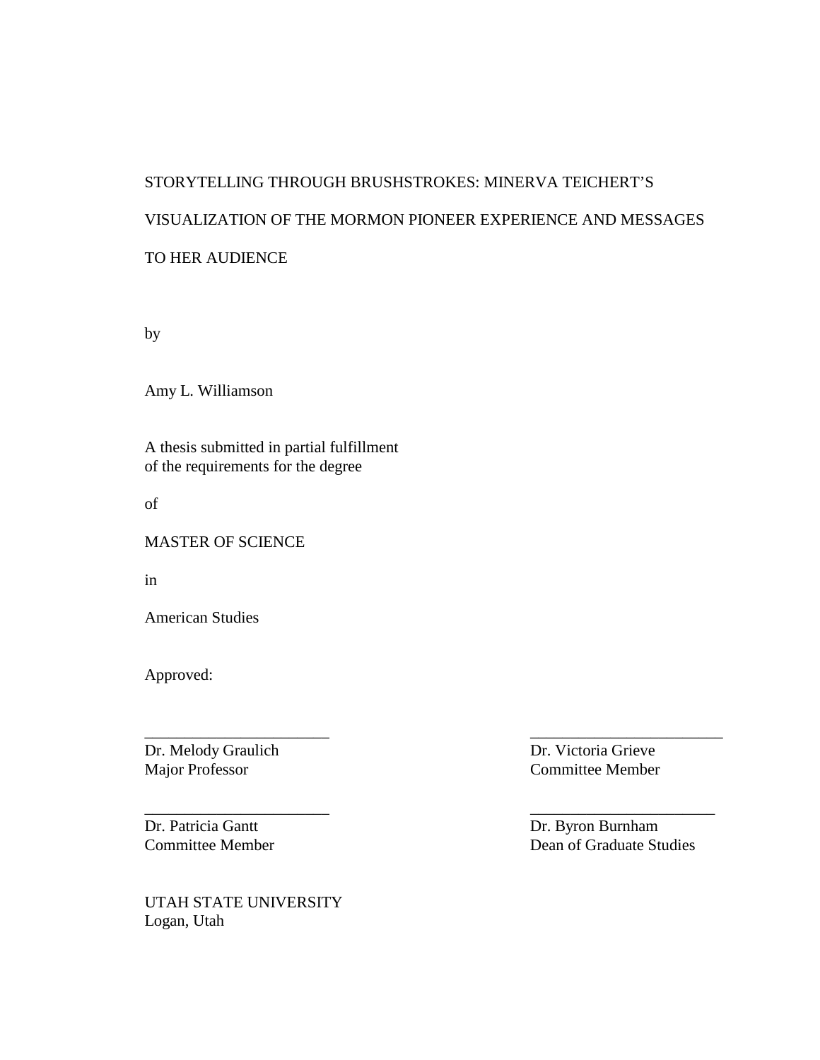STORYTELLING THROUGH BRUSHSTROKES: MINERVA TEICHERT'S VISUALIZATION OF THE MORMON PIONEER EXPERIENCE AND MESSAGES TO HER AUDIENCE

by

Amy L. Williamson

A thesis submitted in partial fulfillment
of the requirements for the degree

of

MASTER OF SCIENCE

in

American Studies

Approved:

| | |
|---|---|
| Dr. Melody Graulich<br>Major Professor | Dr. Victoria Grieve<br>Committee Member |
| Dr. Patricia Gantt<br>Committee Member | Dr. Byron Burnham<br>Dean of Graduate Studies |

UTAH STATE UNIVERSITY
Logan, Utah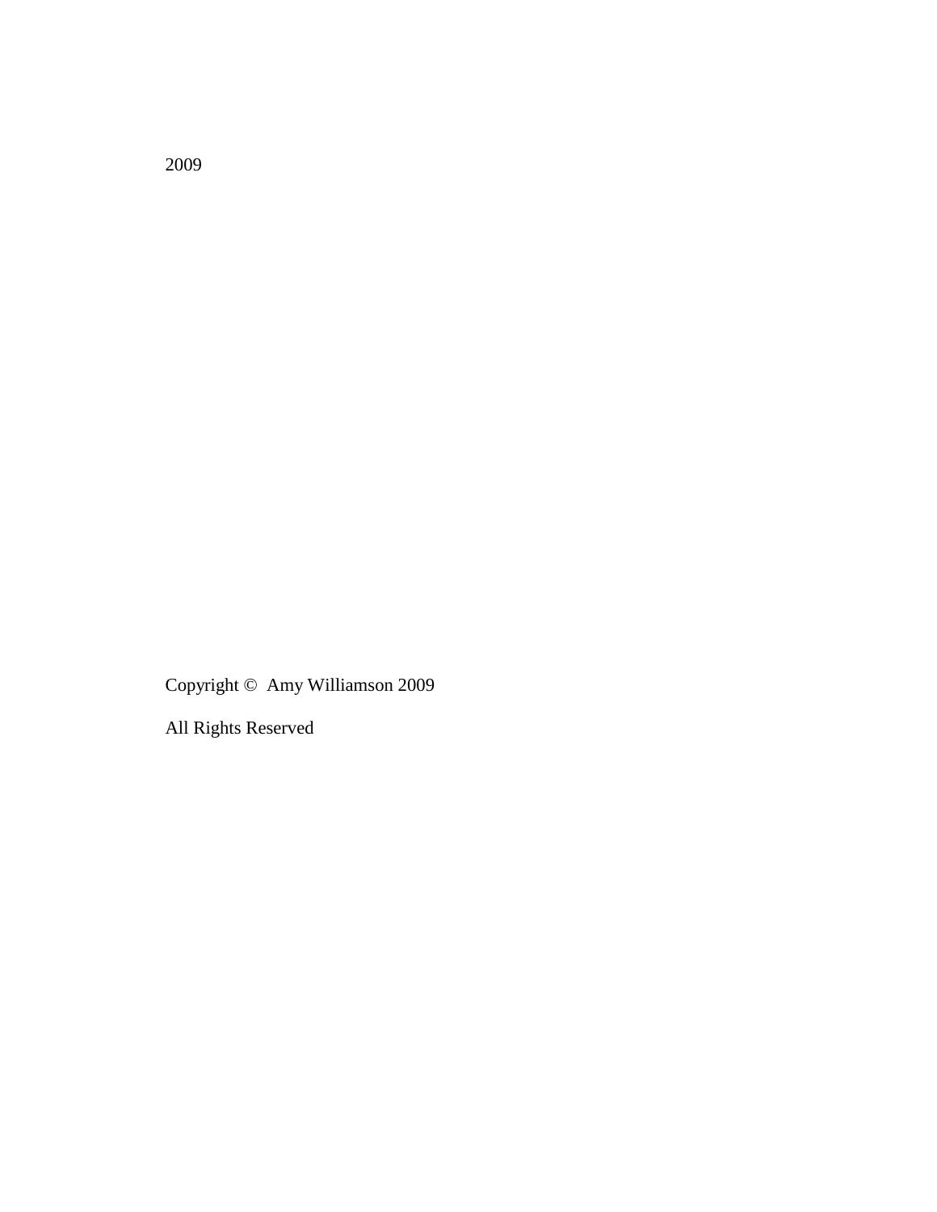2009

Copyright © Amy Williamson 2009

All Rights Reserved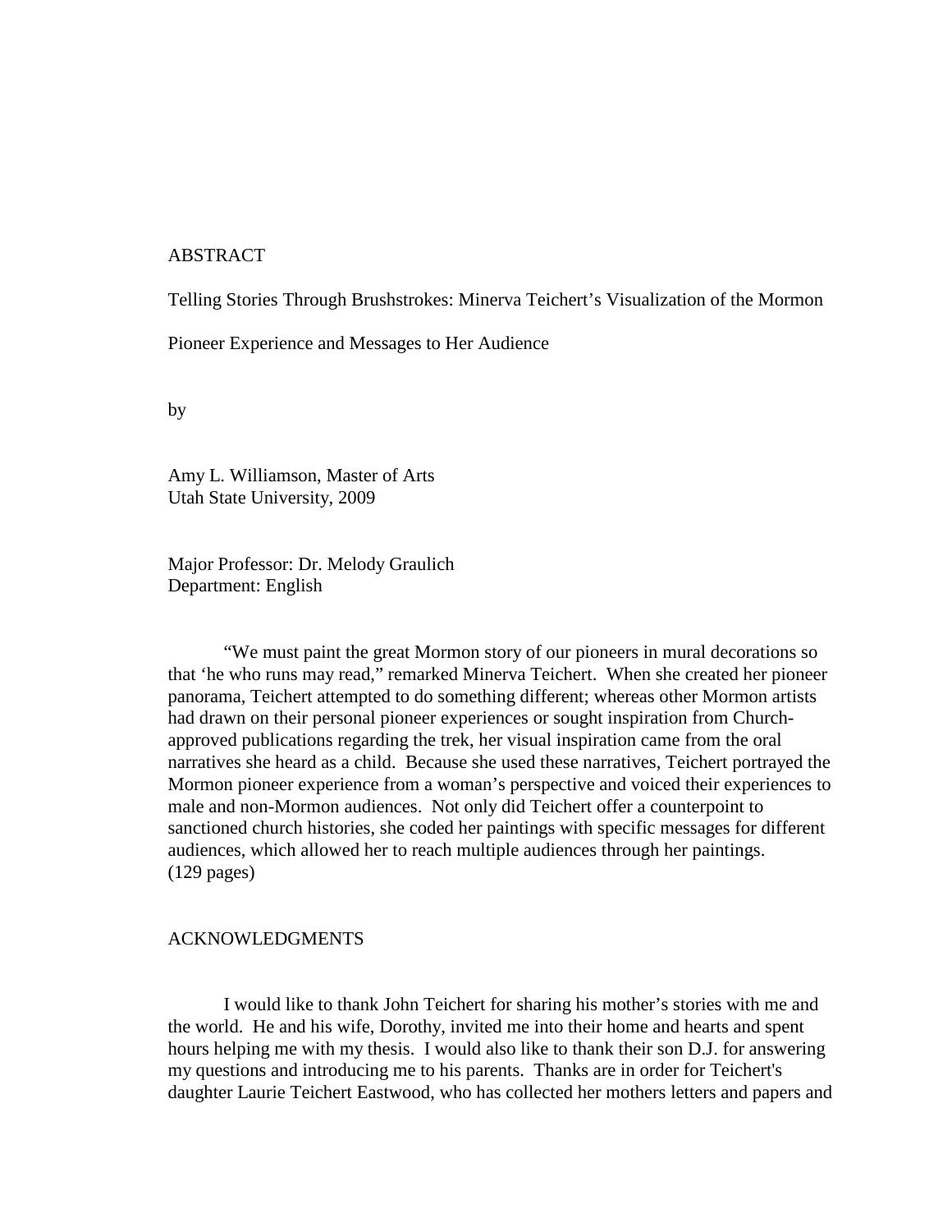## ABSTRACT

Telling Stories Through Brushstrokes: Minerva Teichert's Visualization of the Mormon Pioneer Experience and Messages to Her Audience

by

Amy L. Williamson, Master of Arts
Utah State University, 2009

Major Professor: Dr. Melody Graulich
Department: English

"We must paint the great Mormon story of our pioneers in mural decorations so that 'he who runs may read," remarked Minerva Teichert. When she created her pioneer panorama, Teichert attempted to do something different; whereas other Mormon artists had drawn on their personal pioneer experiences or sought inspiration from Church-approved publications regarding the trek, her visual inspiration came from the oral narratives she heard as a child. Because she used these narratives, Teichert portrayed the Mormon pioneer experience from a woman's perspective and voiced their experiences to male and non-Mormon audiences. Not only did Teichert offer a counterpoint to sanctioned church histories, she coded her paintings with specific messages for different audiences, which allowed her to reach multiple audiences through her paintings.
(129 pages)

## ACKNOWLEDGMENTS

I would like to thank John Teichert for sharing his mother's stories with me and the world. He and his wife, Dorothy, invited me into their home and hearts and spent hours helping me with my thesis. I would also like to thank their son D.J. for answering my questions and introducing me to his parents. Thanks are in order for Teichert's daughter Laurie Teichert Eastwood, who has collected her mothers letters and papers and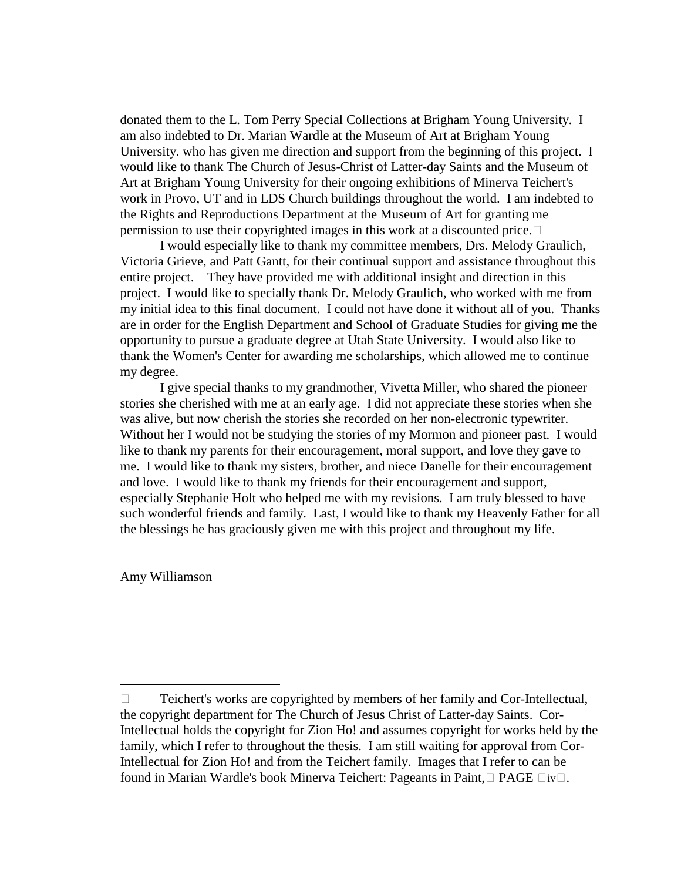donated them to the L. Tom Perry Special Collections at Brigham Young University. I am also indebted to Dr. Marian Wardle at the Museum of Art at Brigham Young University. who has given me direction and support from the beginning of this project. I would like to thank The Church of Jesus-Christ of Latter-day Saints and the Museum of Art at Brigham Young University for their ongoing exhibitions of Minerva Teichert's work in Provo, UT and in LDS Church buildings throughout the world. I am indebted to the Rights and Reproductions Department at the Museum of Art for granting me permission to use their copyrighted images in this work at a discounted price.

I would especially like to thank my committee members, Drs. Melody Graulich, Victoria Grieve, and Patt Gantt, for their continual support and assistance throughout this entire project. They have provided me with additional insight and direction in this project. I would like to specially thank Dr. Melody Graulich, who worked with me from my initial idea to this final document. I could not have done it without all of you. Thanks are in order for the English Department and School of Graduate Studies for giving me the opportunity to pursue a graduate degree at Utah State University. I would also like to thank the Women's Center for awarding me scholarships, which allowed me to continue my degree.

I give special thanks to my grandmother, Vivetta Miller, who shared the pioneer stories she cherished with me at an early age. I did not appreciate these stories when she was alive, but now cherish the stories she recorded on her non-electronic typewriter. Without her I would not be studying the stories of my Mormon and pioneer past. I would like to thank my parents for their encouragement, moral support, and love they gave to me. I would like to thank my sisters, brother, and niece Danelle for their encouragement and love. I would like to thank my friends for their encouragement and support, especially Stephanie Holt who helped me with my revisions. I am truly blessed to have such wonderful friends and family. Last, I would like to thank my Heavenly Father for all the blessings he has graciously given me with this project and throughout my life.

Amy Williamson

---

Teichert's works are copyrighted by members of her family and Cor-Intellectual, the copyright department for The Church of Jesus Christ of Latter-day Saints. Cor-Intellectual holds the copyright for Zion Ho! and assumes copyright for works held by the family, which I refer to throughout the thesis. I am still waiting for approval from Cor-Intellectual for Zion Ho! and from the Teichert family. Images that I refer to can be found in Marian Wardle's book Minerva Teichert: Pageants in Paint.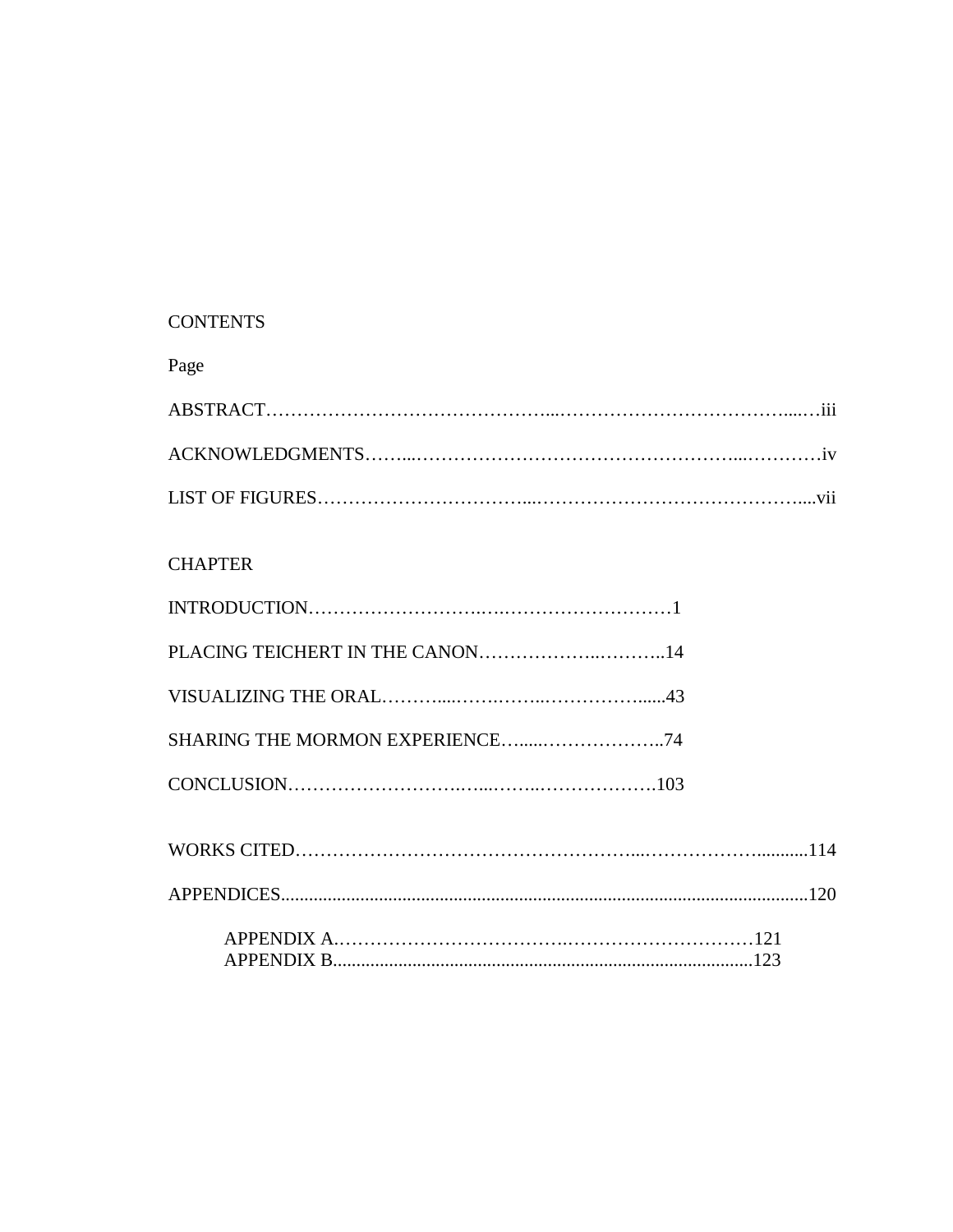# CONTENTS

Page

ABSTRACT……………………………………...………………………………....…iii

ACKNOWLEDGMENTS……...……………………………………………...…………iv

LIST OF FIGURES……………………………...……………………………………....vii

CHAPTER

INTRODUCTION…………………….….……………………….1

PLACING TEICHERT IN THE CANON……………….……….14

VISUALIZING THE ORAL……….....…….……..…………….....43

SHARING THE MORMON EXPERIENCE…......………………..74

CONCLUSION……………………….…...……..……………….103

WORKS CITED……………………………………………...……………...........114

APPENDICES..............................................................................................................120

APPENDIX A.……………………………….…………………………121
APPENDIX B.........................................................................................123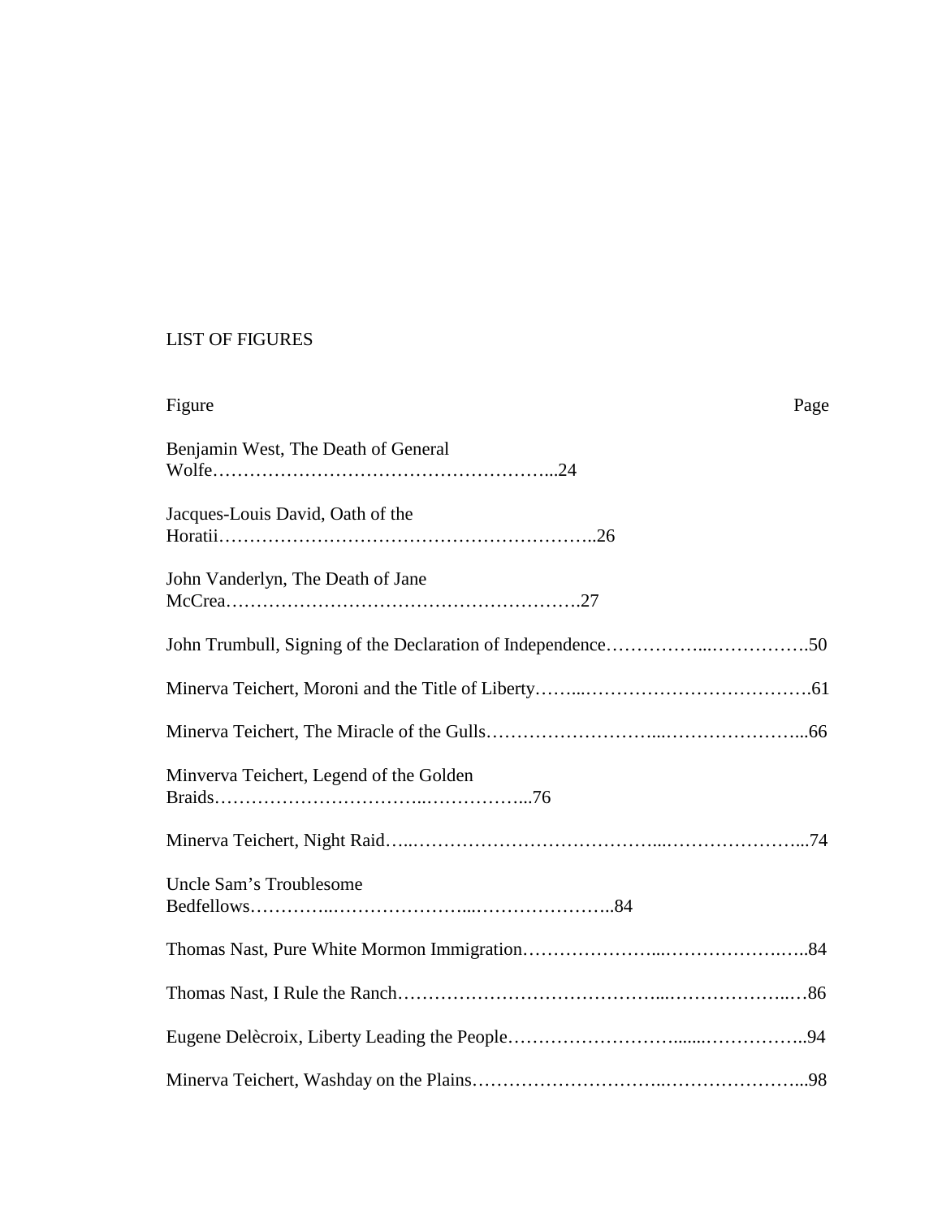# LIST OF FIGURES

| Figure | Page |
| --- | --- |
| Benjamin West, The Death of General Wolfe | 24 |
| Jacques-Louis David, Oath of the Horatii | 26 |
| John Vanderlyn, The Death of Jane McCrea | 27 |
| John Trumbull, Signing of the Declaration of Independence | 50 |
| Minerva Teichert, Moroni and the Title of Liberty | 61 |
| Minerva Teichert, The Miracle of the Gulls | 66 |
| Minverva Teichert, Legend of the Golden Braids | 76 |
| Minerva Teichert, Night Raid | 74 |
| Uncle Sam's Troublesome Bedfellows | 84 |
| Thomas Nast, Pure White Mormon Immigration | 84 |
| Thomas Nast, I Rule the Ranch | 86 |
| Eugene Delècroix, Liberty Leading the People | 94 |
| Minerva Teichert, Washday on the Plains | 98 |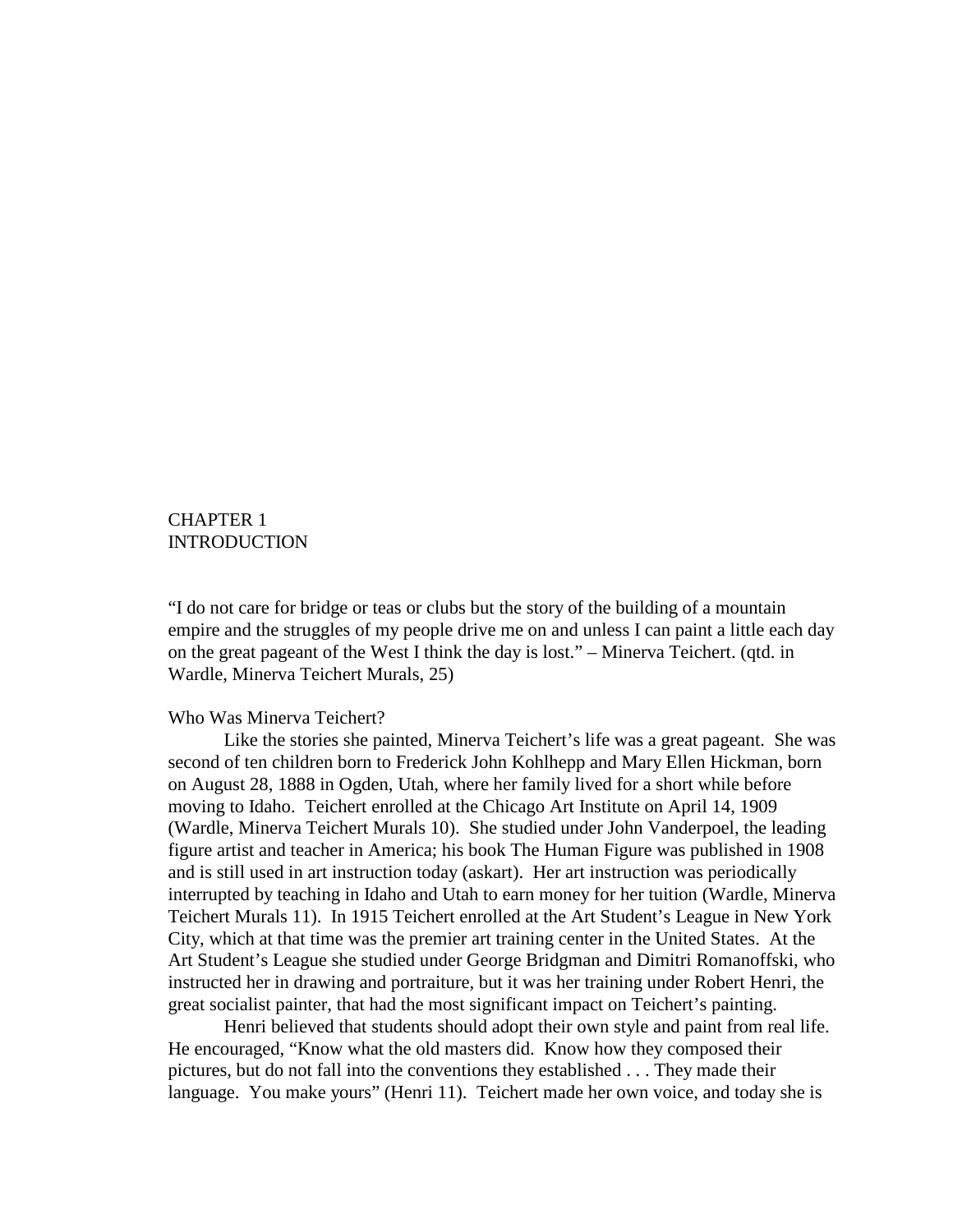# CHAPTER 1
# INTRODUCTION

"I do not care for bridge or teas or clubs but the story of the building of a mountain empire and the struggles of my people drive me on and unless I can paint a little each day on the great pageant of the West I think the day is lost." – Minerva Teichert. (qtd. in Wardle, Minerva Teichert Murals, 25)

## Who Was Minerva Teichert?

Like the stories she painted, Minerva Teichert's life was a great pageant. She was second of ten children born to Frederick John Kohlhepp and Mary Ellen Hickman, born on August 28, 1888 in Ogden, Utah, where her family lived for a short while before moving to Idaho. Teichert enrolled at the Chicago Art Institute on April 14, 1909 (Wardle, Minerva Teichert Murals 10). She studied under John Vanderpoel, the leading figure artist and teacher in America; his book The Human Figure was published in 1908 and is still used in art instruction today (askart). Her art instruction was periodically interrupted by teaching in Idaho and Utah to earn money for her tuition (Wardle, Minerva Teichert Murals 11). In 1915 Teichert enrolled at the Art Student's League in New York City, which at that time was the premier art training center in the United States. At the Art Student's League she studied under George Bridgman and Dimitri Romanoffski, who instructed her in drawing and portraiture, but it was her training under Robert Henri, the great socialist painter, that had the most significant impact on Teichert's painting.

Henri believed that students should adopt their own style and paint from real life. He encouraged, "Know what the old masters did. Know how they composed their pictures, but do not fall into the conventions they established . . . They made their language. You make yours" (Henri 11). Teichert made her own voice, and today she is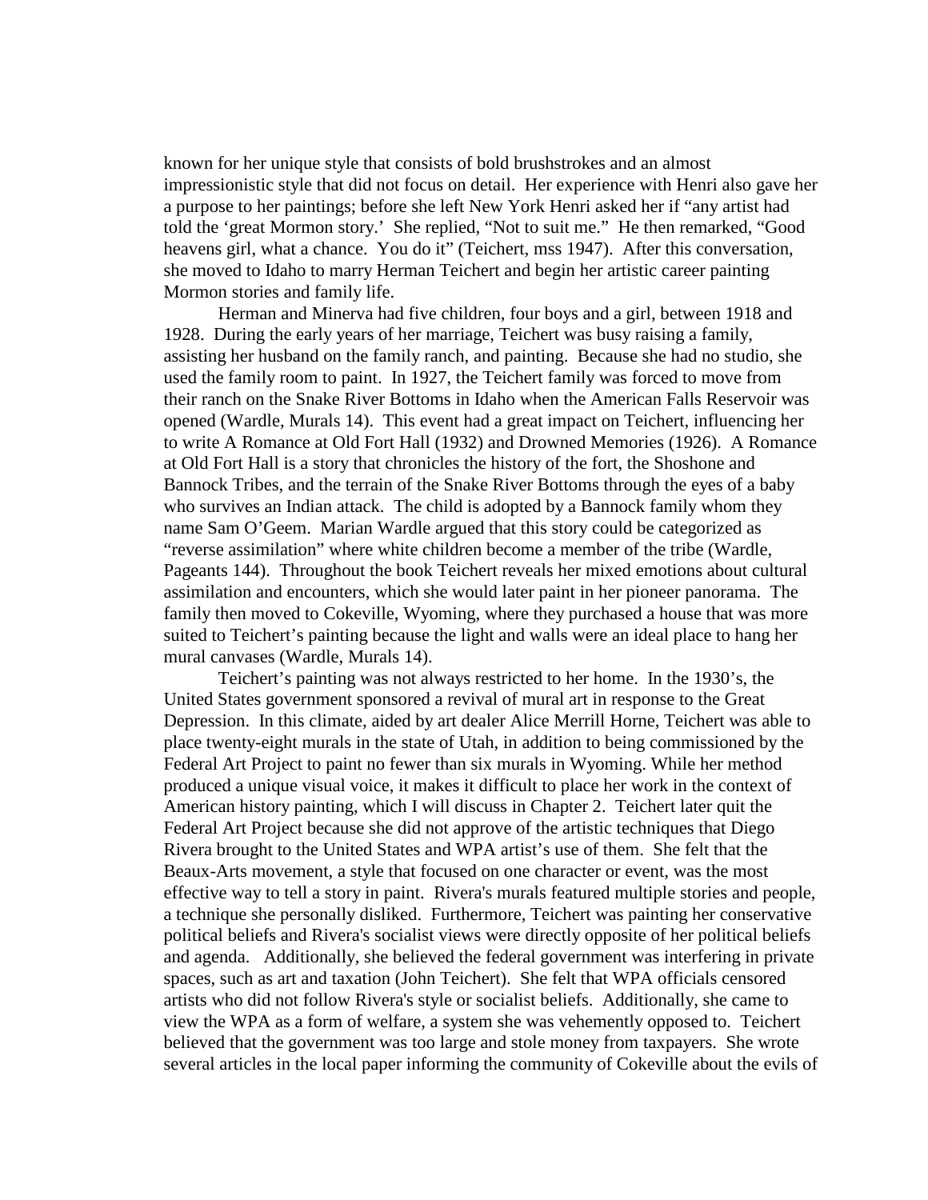known for her unique style that consists of bold brushstrokes and an almost impressionistic style that did not focus on detail. Her experience with Henri also gave her a purpose to her paintings; before she left New York Henri asked her if "any artist had told the 'great Mormon story.' She replied, "Not to suit me." He then remarked, "Good heavens girl, what a chance. You do it" (Teichert, mss 1947). After this conversation, she moved to Idaho to marry Herman Teichert and begin her artistic career painting Mormon stories and family life.

Herman and Minerva had five children, four boys and a girl, between 1918 and 1928. During the early years of her marriage, Teichert was busy raising a family, assisting her husband on the family ranch, and painting. Because she had no studio, she used the family room to paint. In 1927, the Teichert family was forced to move from their ranch on the Snake River Bottoms in Idaho when the American Falls Reservoir was opened (Wardle, Murals 14). This event had a great impact on Teichert, influencing her to write A Romance at Old Fort Hall (1932) and Drowned Memories (1926). A Romance at Old Fort Hall is a story that chronicles the history of the fort, the Shoshone and Bannock Tribes, and the terrain of the Snake River Bottoms through the eyes of a baby who survives an Indian attack. The child is adopted by a Bannock family whom they name Sam O'Geem. Marian Wardle argued that this story could be categorized as "reverse assimilation" where white children become a member of the tribe (Wardle, Pageants 144). Throughout the book Teichert reveals her mixed emotions about cultural assimilation and encounters, which she would later paint in her pioneer panorama. The family then moved to Cokeville, Wyoming, where they purchased a house that was more suited to Teichert's painting because the light and walls were an ideal place to hang her mural canvases (Wardle, Murals 14).

Teichert's painting was not always restricted to her home. In the 1930's, the United States government sponsored a revival of mural art in response to the Great Depression. In this climate, aided by art dealer Alice Merrill Horne, Teichert was able to place twenty-eight murals in the state of Utah, in addition to being commissioned by the Federal Art Project to paint no fewer than six murals in Wyoming. While her method produced a unique visual voice, it makes it difficult to place her work in the context of American history painting, which I will discuss in Chapter 2. Teichert later quit the Federal Art Project because she did not approve of the artistic techniques that Diego Rivera brought to the United States and WPA artist's use of them. She felt that the Beaux-Arts movement, a style that focused on one character or event, was the most effective way to tell a story in paint. Rivera's murals featured multiple stories and people, a technique she personally disliked. Furthermore, Teichert was painting her conservative political beliefs and Rivera's socialist views were directly opposite of her political beliefs and agenda. Additionally, she believed the federal government was interfering in private spaces, such as art and taxation (John Teichert). She felt that WPA officials censored artists who did not follow Rivera's style or socialist beliefs. Additionally, she came to view the WPA as a form of welfare, a system she was vehemently opposed to. Teichert believed that the government was too large and stole money from taxpayers. She wrote several articles in the local paper informing the community of Cokeville about the evils of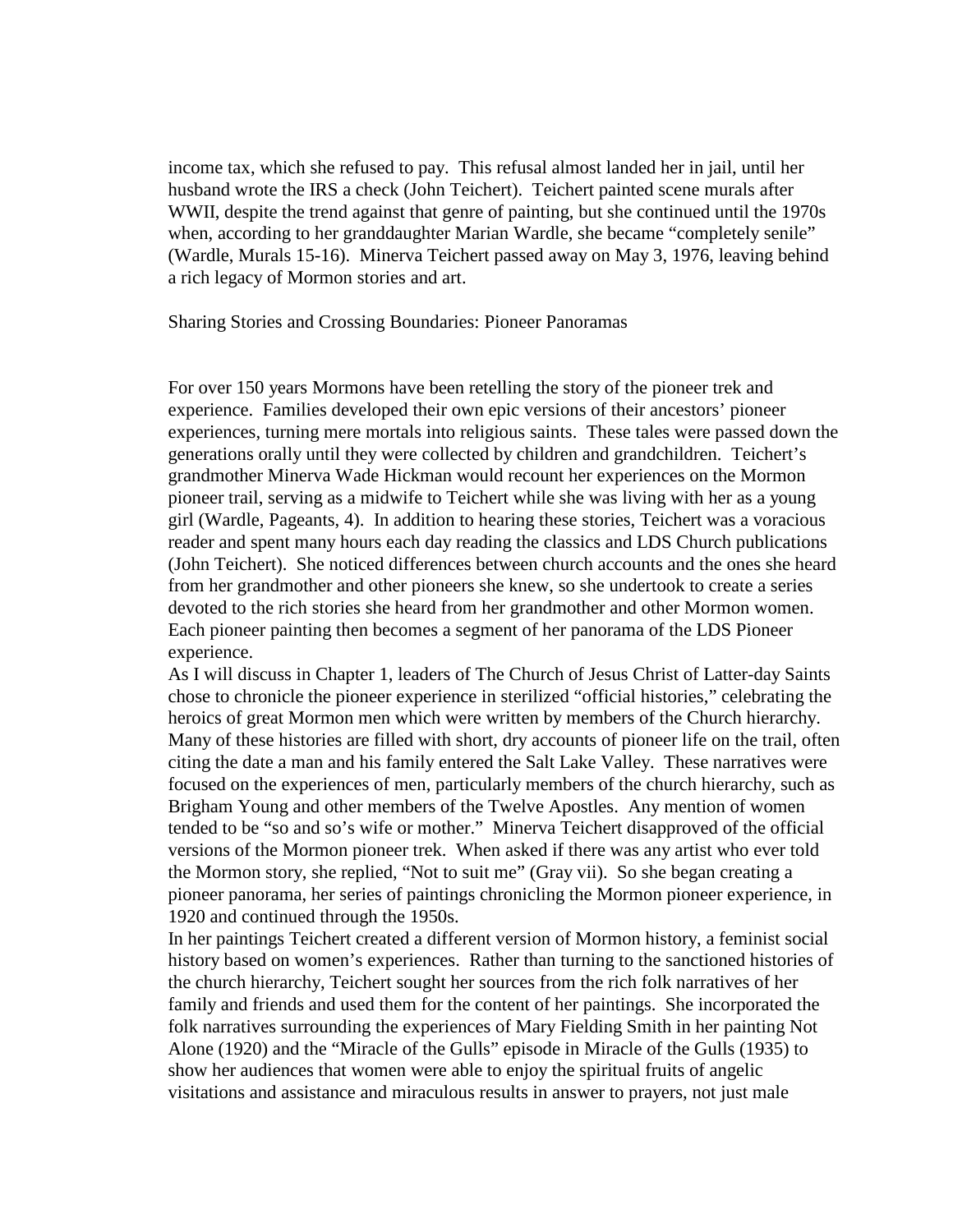income tax, which she refused to pay. This refusal almost landed her in jail, until her husband wrote the IRS a check (John Teichert). Teichert painted scene murals after WWII, despite the trend against that genre of painting, but she continued until the 1970s when, according to her granddaughter Marian Wardle, she became "completely senile" (Wardle, Murals 15-16). Minerva Teichert passed away on May 3, 1976, leaving behind a rich legacy of Mormon stories and art.

## Sharing Stories and Crossing Boundaries: Pioneer Panoramas

For over 150 years Mormons have been retelling the story of the pioneer trek and experience. Families developed their own epic versions of their ancestors' pioneer experiences, turning mere mortals into religious saints. These tales were passed down the generations orally until they were collected by children and grandchildren. Teichert's grandmother Minerva Wade Hickman would recount her experiences on the Mormon pioneer trail, serving as a midwife to Teichert while she was living with her as a young girl (Wardle, Pageants, 4). In addition to hearing these stories, Teichert was a voracious reader and spent many hours each day reading the classics and LDS Church publications (John Teichert). She noticed differences between church accounts and the ones she heard from her grandmother and other pioneers she knew, so she undertook to create a series devoted to the rich stories she heard from her grandmother and other Mormon women. Each pioneer painting then becomes a segment of her panorama of the LDS Pioneer experience.

As I will discuss in Chapter 1, leaders of The Church of Jesus Christ of Latter-day Saints chose to chronicle the pioneer experience in sterilized "official histories," celebrating the heroics of great Mormon men which were written by members of the Church hierarchy. Many of these histories are filled with short, dry accounts of pioneer life on the trail, often citing the date a man and his family entered the Salt Lake Valley. These narratives were focused on the experiences of men, particularly members of the church hierarchy, such as Brigham Young and other members of the Twelve Apostles. Any mention of women tended to be "so and so's wife or mother." Minerva Teichert disapproved of the official versions of the Mormon pioneer trek. When asked if there was any artist who ever told the Mormon story, she replied, "Not to suit me" (Gray vii). So she began creating a pioneer panorama, her series of paintings chronicling the Mormon pioneer experience, in 1920 and continued through the 1950s.

In her paintings Teichert created a different version of Mormon history, a feminist social history based on women's experiences. Rather than turning to the sanctioned histories of the church hierarchy, Teichert sought her sources from the rich folk narratives of her family and friends and used them for the content of her paintings. She incorporated the folk narratives surrounding the experiences of Mary Fielding Smith in her painting Not Alone (1920) and the "Miracle of the Gulls" episode in Miracle of the Gulls (1935) to show her audiences that women were able to enjoy the spiritual fruits of angelic visitations and assistance and miraculous results in answer to prayers, not just male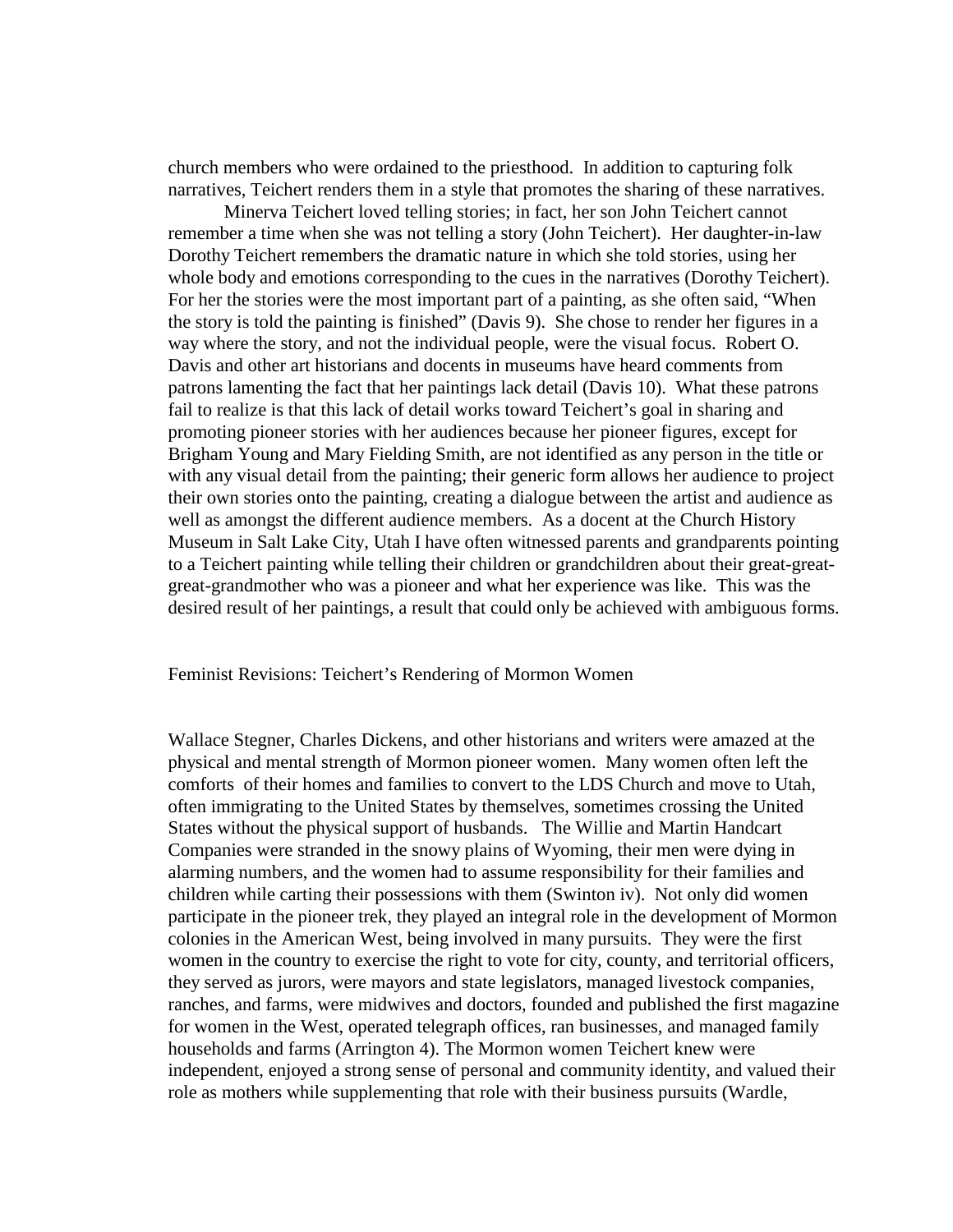church members who were ordained to the priesthood.  In addition to capturing folk narratives, Teichert renders them in a style that promotes the sharing of these narratives.

Minerva Teichert loved telling stories; in fact, her son John Teichert cannot remember a time when she was not telling a story (John Teichert).  Her daughter-in-law Dorothy Teichert remembers the dramatic nature in which she told stories, using her whole body and emotions corresponding to the cues in the narratives (Dorothy Teichert). For her the stories were the most important part of a painting, as she often said, "When the story is told the painting is finished" (Davis 9).  She chose to render her figures in a way where the story, and not the individual people, were the visual focus.  Robert O. Davis and other art historians and docents in museums have heard comments from patrons lamenting the fact that her paintings lack detail (Davis 10).  What these patrons fail to realize is that this lack of detail works toward Teichert's goal in sharing and promoting pioneer stories with her audiences because her pioneer figures, except for Brigham Young and Mary Fielding Smith, are not identified as any person in the title or with any visual detail from the painting; their generic form allows her audience to project their own stories onto the painting, creating a dialogue between the artist and audience as well as amongst the different audience members.  As a docent at the Church History Museum in Salt Lake City, Utah I have often witnessed parents and grandparents pointing to a Teichert painting while telling their children or grandchildren about their great-great-great-grandmother who was a pioneer and what her experience was like.  This was the desired result of her paintings, a result that could only be achieved with ambiguous forms.

## Feminist Revisions: Teichert's Rendering of Mormon Women

Wallace Stegner, Charles Dickens, and other historians and writers were amazed at the physical and mental strength of Mormon pioneer women.  Many women often left the comforts  of their homes and families to convert to the LDS Church and move to Utah, often immigrating to the United States by themselves, sometimes crossing the United States without the physical support of husbands.   The Willie and Martin Handcart Companies were stranded in the snowy plains of Wyoming, their men were dying in alarming numbers, and the women had to assume responsibility for their families and children while carting their possessions with them (Swinton iv).  Not only did women participate in the pioneer trek, they played an integral role in the development of Mormon colonies in the American West, being involved in many pursuits.  They were the first women in the country to exercise the right to vote for city, county, and territorial officers, they served as jurors, were mayors and state legislators, managed livestock companies, ranches, and farms, were midwives and doctors, founded and published the first magazine for women in the West, operated telegraph offices, ran businesses, and managed family households and farms (Arrington 4). The Mormon women Teichert knew were independent, enjoyed a strong sense of personal and community identity, and valued their role as mothers while supplementing that role with their business pursuits (Wardle,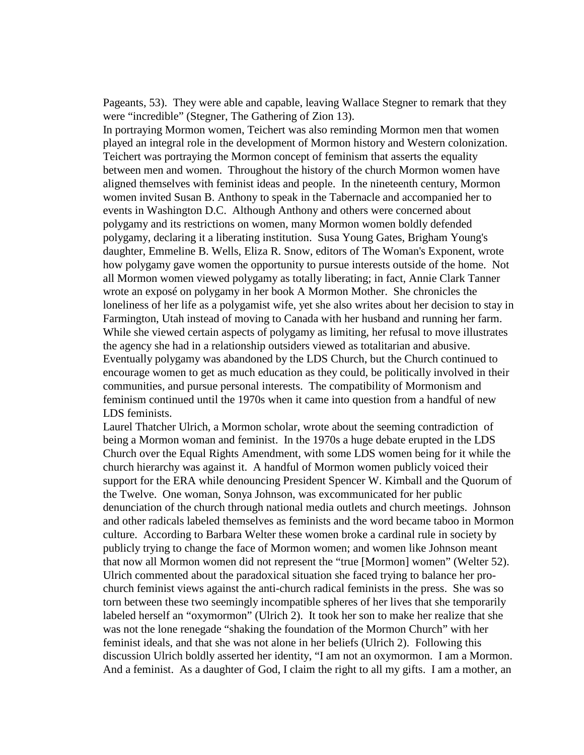Pageants, 53). They were able and capable, leaving Wallace Stegner to remark that they were "incredible" (Stegner, The Gathering of Zion 13).

In portraying Mormon women, Teichert was also reminding Mormon men that women played an integral role in the development of Mormon history and Western colonization. Teichert was portraying the Mormon concept of feminism that asserts the equality between men and women. Throughout the history of the church Mormon women have aligned themselves with feminist ideas and people. In the nineteenth century, Mormon women invited Susan B. Anthony to speak in the Tabernacle and accompanied her to events in Washington D.C. Although Anthony and others were concerned about polygamy and its restrictions on women, many Mormon women boldly defended polygamy, declaring it a liberating institution. Susa Young Gates, Brigham Young's daughter, Emmeline B. Wells, Eliza R. Snow, editors of The Woman's Exponent, wrote how polygamy gave women the opportunity to pursue interests outside of the home. Not all Mormon women viewed polygamy as totally liberating; in fact, Annie Clark Tanner wrote an exposé on polygamy in her book A Mormon Mother. She chronicles the loneliness of her life as a polygamist wife, yet she also writes about her decision to stay in Farmington, Utah instead of moving to Canada with her husband and running her farm. While she viewed certain aspects of polygamy as limiting, her refusal to move illustrates the agency she had in a relationship outsiders viewed as totalitarian and abusive. Eventually polygamy was abandoned by the LDS Church, but the Church continued to encourage women to get as much education as they could, be politically involved in their communities, and pursue personal interests. The compatibility of Mormonism and feminism continued until the 1970s when it came into question from a handful of new LDS feminists.

Laurel Thatcher Ulrich, a Mormon scholar, wrote about the seeming contradiction of being a Mormon woman and feminist. In the 1970s a huge debate erupted in the LDS Church over the Equal Rights Amendment, with some LDS women being for it while the church hierarchy was against it. A handful of Mormon women publicly voiced their support for the ERA while denouncing President Spencer W. Kimball and the Quorum of the Twelve. One woman, Sonya Johnson, was excommunicated for her public denunciation of the church through national media outlets and church meetings. Johnson and other radicals labeled themselves as feminists and the word became taboo in Mormon culture. According to Barbara Welter these women broke a cardinal rule in society by publicly trying to change the face of Mormon women; and women like Johnson meant that now all Mormon women did not represent the "true [Mormon] women" (Welter 52). Ulrich commented about the paradoxical situation she faced trying to balance her pro-church feminist views against the anti-church radical feminists in the press. She was so torn between these two seemingly incompatible spheres of her lives that she temporarily labeled herself an "oxymormon" (Ulrich 2). It took her son to make her realize that she was not the lone renegade "shaking the foundation of the Mormon Church" with her feminist ideals, and that she was not alone in her beliefs (Ulrich 2). Following this discussion Ulrich boldly asserted her identity, "I am not an oxymormon. I am a Mormon. And a feminist. As a daughter of God, I claim the right to all my gifts. I am a mother, an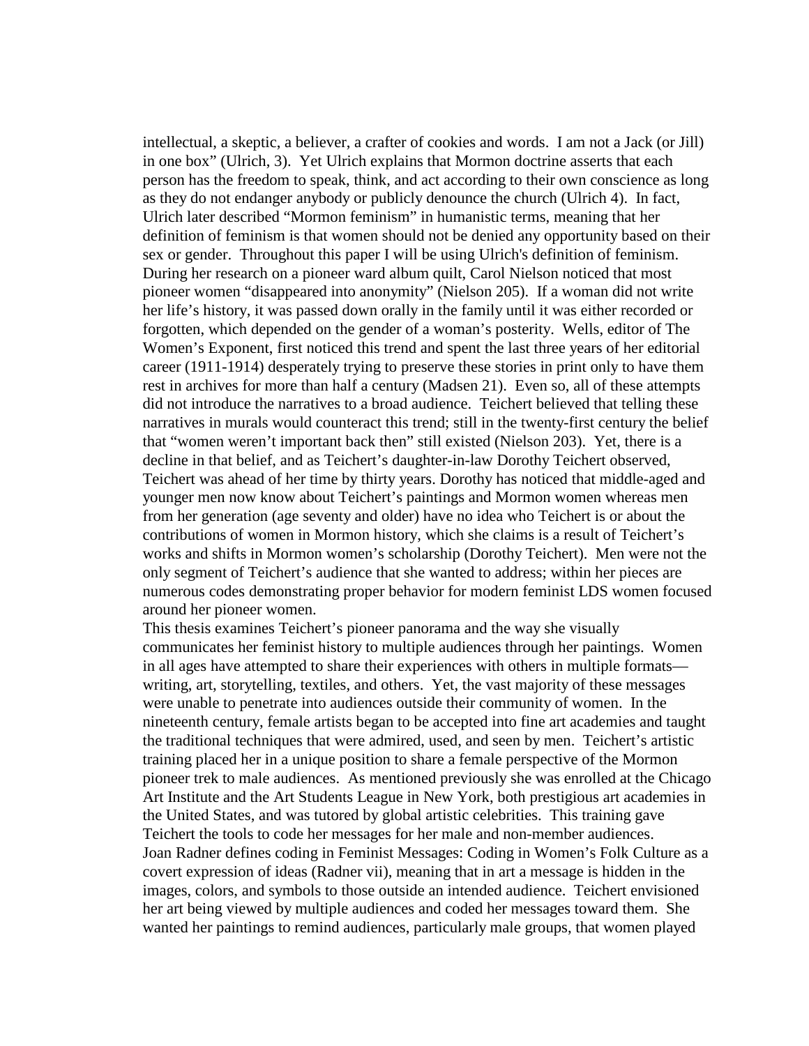intellectual, a skeptic, a believer, a crafter of cookies and words. I am not a Jack (or Jill) in one box" (Ulrich, 3). Yet Ulrich explains that Mormon doctrine asserts that each person has the freedom to speak, think, and act according to their own conscience as long as they do not endanger anybody or publicly denounce the church (Ulrich 4). In fact, Ulrich later described "Mormon feminism" in humanistic terms, meaning that her definition of feminism is that women should not be denied any opportunity based on their sex or gender. Throughout this paper I will be using Ulrich's definition of feminism.

During her research on a pioneer ward album quilt, Carol Nielson noticed that most pioneer women "disappeared into anonymity" (Nielson 205). If a woman did not write her life's history, it was passed down orally in the family until it was either recorded or forgotten, which depended on the gender of a woman's posterity. Wells, editor of The Women's Exponent, first noticed this trend and spent the last three years of her editorial career (1911-1914) desperately trying to preserve these stories in print only to have them rest in archives for more than half a century (Madsen 21). Even so, all of these attempts did not introduce the narratives to a broad audience. Teichert believed that telling these narratives in murals would counteract this trend; still in the twenty-first century the belief that "women weren't important back then" still existed (Nielson 203). Yet, there is a decline in that belief, and as Teichert's daughter-in-law Dorothy Teichert observed, Teichert was ahead of her time by thirty years. Dorothy has noticed that middle-aged and younger men now know about Teichert's paintings and Mormon women whereas men from her generation (age seventy and older) have no idea who Teichert is or about the contributions of women in Mormon history, which she claims is a result of Teichert's works and shifts in Mormon women's scholarship (Dorothy Teichert). Men were not the only segment of Teichert's audience that she wanted to address; within her pieces are numerous codes demonstrating proper behavior for modern feminist LDS women focused around her pioneer women.

This thesis examines Teichert's pioneer panorama and the way she visually communicates her feminist history to multiple audiences through her paintings. Women in all ages have attempted to share their experiences with others in multiple formats—writing, art, storytelling, textiles, and others. Yet, the vast majority of these messages were unable to penetrate into audiences outside their community of women. In the nineteenth century, female artists began to be accepted into fine art academies and taught the traditional techniques that were admired, used, and seen by men. Teichert's artistic training placed her in a unique position to share a female perspective of the Mormon pioneer trek to male audiences. As mentioned previously she was enrolled at the Chicago Art Institute and the Art Students League in New York, both prestigious art academies in the United States, and was tutored by global artistic celebrities. This training gave Teichert the tools to code her messages for her male and non-member audiences.

Joan Radner defines coding in Feminist Messages: Coding in Women's Folk Culture as a covert expression of ideas (Radner vii), meaning that in art a message is hidden in the images, colors, and symbols to those outside an intended audience. Teichert envisioned her art being viewed by multiple audiences and coded her messages toward them. She wanted her paintings to remind audiences, particularly male groups, that women played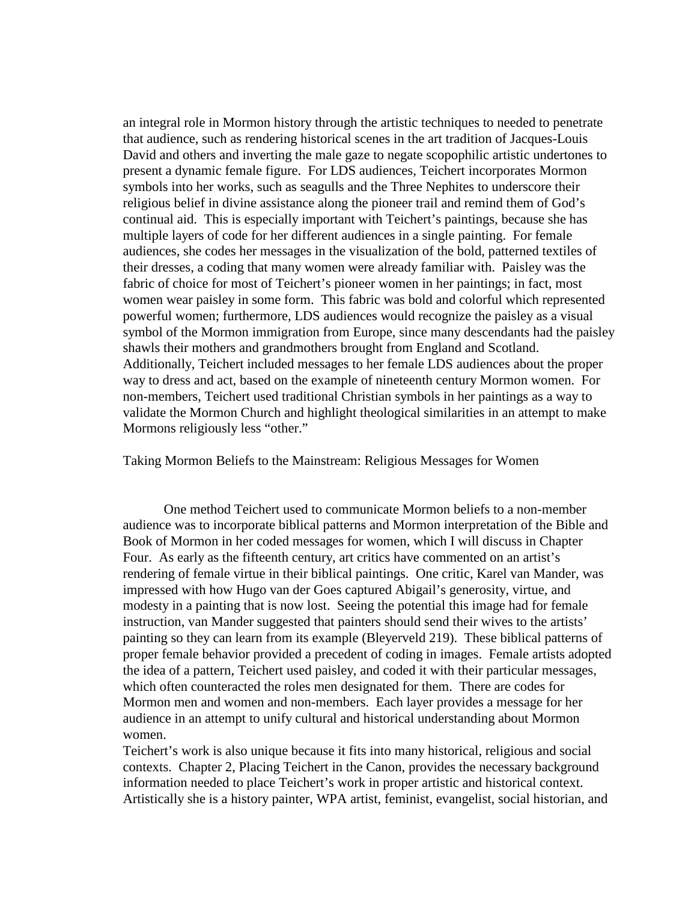an integral role in Mormon history through the artistic techniques to needed to penetrate that audience, such as rendering historical scenes in the art tradition of Jacques-Louis David and others and inverting the male gaze to negate scopophilic artistic undertones to present a dynamic female figure. For LDS audiences, Teichert incorporates Mormon symbols into her works, such as seagulls and the Three Nephites to underscore their religious belief in divine assistance along the pioneer trail and remind them of God's continual aid. This is especially important with Teichert's paintings, because she has multiple layers of code for her different audiences in a single painting. For female audiences, she codes her messages in the visualization of the bold, patterned textiles of their dresses, a coding that many women were already familiar with. Paisley was the fabric of choice for most of Teichert's pioneer women in her paintings; in fact, most women wear paisley in some form. This fabric was bold and colorful which represented powerful women; furthermore, LDS audiences would recognize the paisley as a visual symbol of the Mormon immigration from Europe, since many descendants had the paisley shawls their mothers and grandmothers brought from England and Scotland. Additionally, Teichert included messages to her female LDS audiences about the proper way to dress and act, based on the example of nineteenth century Mormon women. For non-members, Teichert used traditional Christian symbols in her paintings as a way to validate the Mormon Church and highlight theological similarities in an attempt to make Mormons religiously less "other."

Taking Mormon Beliefs to the Mainstream: Religious Messages for Women

One method Teichert used to communicate Mormon beliefs to a non-member audience was to incorporate biblical patterns and Mormon interpretation of the Bible and Book of Mormon in her coded messages for women, which I will discuss in Chapter Four. As early as the fifteenth century, art critics have commented on an artist's rendering of female virtue in their biblical paintings. One critic, Karel van Mander, was impressed with how Hugo van der Goes captured Abigail's generosity, virtue, and modesty in a painting that is now lost. Seeing the potential this image had for female instruction, van Mander suggested that painters should send their wives to the artists' painting so they can learn from its example (Bleyerveld 219). These biblical patterns of proper female behavior provided a precedent of coding in images. Female artists adopted the idea of a pattern, Teichert used paisley, and coded it with their particular messages, which often counteracted the roles men designated for them. There are codes for Mormon men and women and non-members. Each layer provides a message for her audience in an attempt to unify cultural and historical understanding about Mormon women.

Teichert's work is also unique because it fits into many historical, religious and social contexts. Chapter 2, Placing Teichert in the Canon, provides the necessary background information needed to place Teichert's work in proper artistic and historical context. Artistically she is a history painter, WPA artist, feminist, evangelist, social historian, and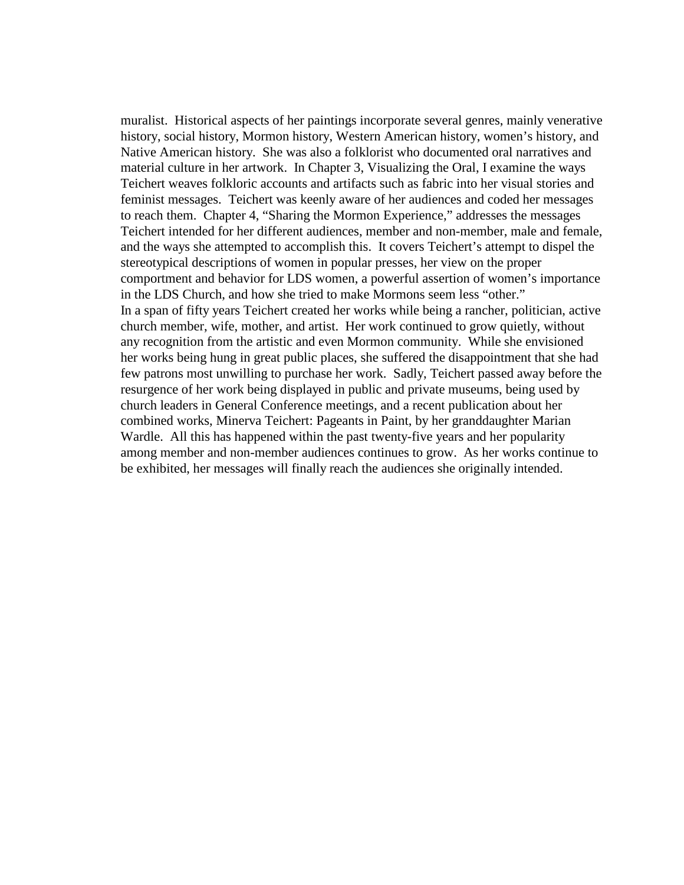muralist. Historical aspects of her paintings incorporate several genres, mainly venerative history, social history, Mormon history, Western American history, women's history, and Native American history. She was also a folklorist who documented oral narratives and material culture in her artwork. In Chapter 3, Visualizing the Oral, I examine the ways Teichert weaves folkloric accounts and artifacts such as fabric into her visual stories and feminist messages. Teichert was keenly aware of her audiences and coded her messages to reach them. Chapter 4, "Sharing the Mormon Experience," addresses the messages Teichert intended for her different audiences, member and non-member, male and female, and the ways she attempted to accomplish this. It covers Teichert's attempt to dispel the stereotypical descriptions of women in popular presses, her view on the proper comportment and behavior for LDS women, a powerful assertion of women's importance in the LDS Church, and how she tried to make Mormons seem less "other."

In a span of fifty years Teichert created her works while being a rancher, politician, active church member, wife, mother, and artist. Her work continued to grow quietly, without any recognition from the artistic and even Mormon community. While she envisioned her works being hung in great public places, she suffered the disappointment that she had few patrons most unwilling to purchase her work. Sadly, Teichert passed away before the resurgence of her work being displayed in public and private museums, being used by church leaders in General Conference meetings, and a recent publication about her combined works, Minerva Teichert: Pageants in Paint, by her granddaughter Marian Wardle. All this has happened within the past twenty-five years and her popularity among member and non-member audiences continues to grow. As her works continue to be exhibited, her messages will finally reach the audiences she originally intended.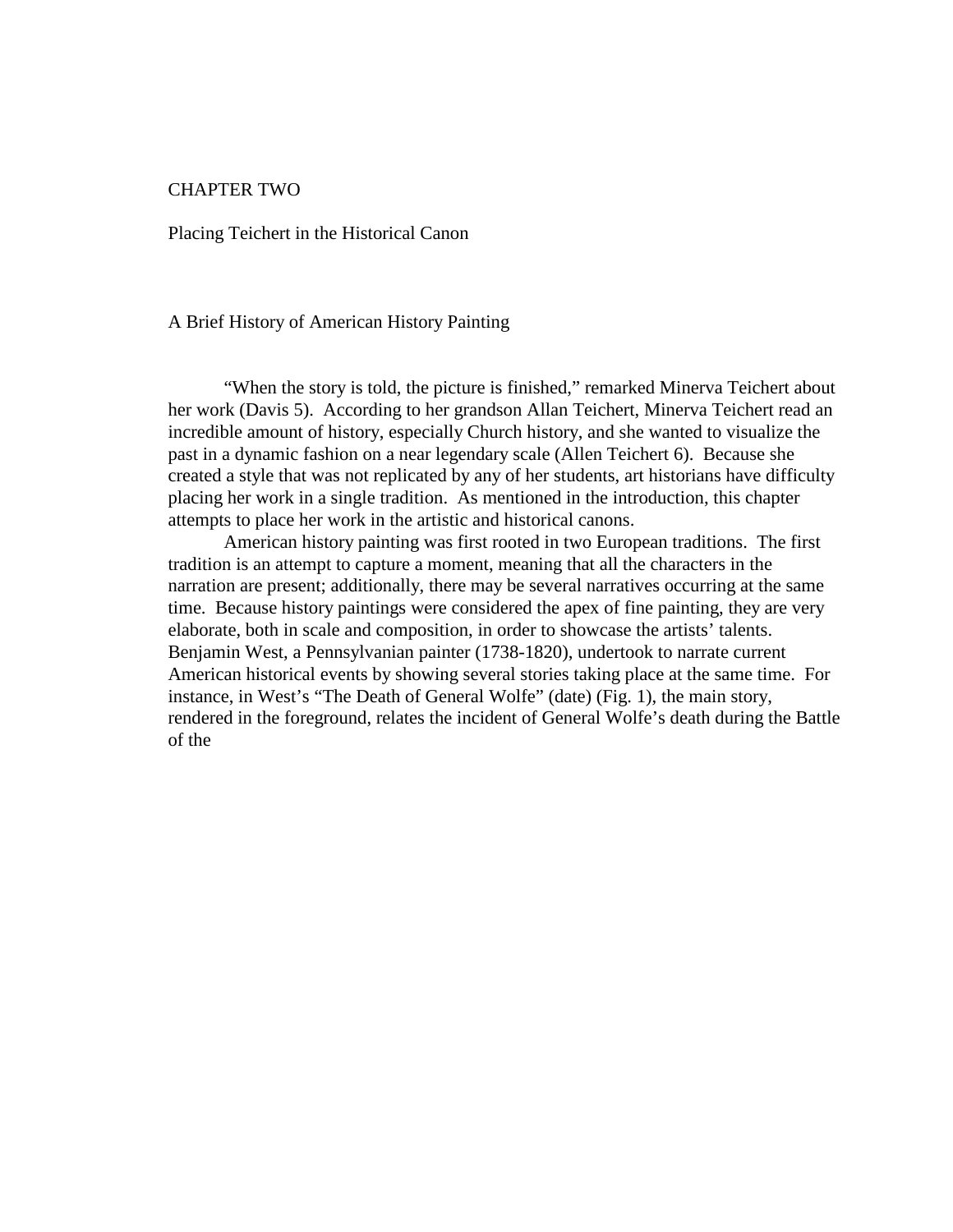# CHAPTER TWO

## Placing Teichert in the Historical Canon

### A Brief History of American History Painting

"When the story is told, the picture is finished," remarked Minerva Teichert about her work (Davis 5). According to her grandson Allan Teichert, Minerva Teichert read an incredible amount of history, especially Church history, and she wanted to visualize the past in a dynamic fashion on a near legendary scale (Allen Teichert 6). Because she created a style that was not replicated by any of her students, art historians have difficulty placing her work in a single tradition. As mentioned in the introduction, this chapter attempts to place her work in the artistic and historical canons.

American history painting was first rooted in two European traditions. The first tradition is an attempt to capture a moment, meaning that all the characters in the narration are present; additionally, there may be several narratives occurring at the same time. Because history paintings were considered the apex of fine painting, they are very elaborate, both in scale and composition, in order to showcase the artists' talents. Benjamin West, a Pennsylvanian painter (1738-1820), undertook to narrate current American historical events by showing several stories taking place at the same time. For instance, in West's "The Death of General Wolfe" (date) (Fig. 1), the main story, rendered in the foreground, relates the incident of General Wolfe's death during the Battle of the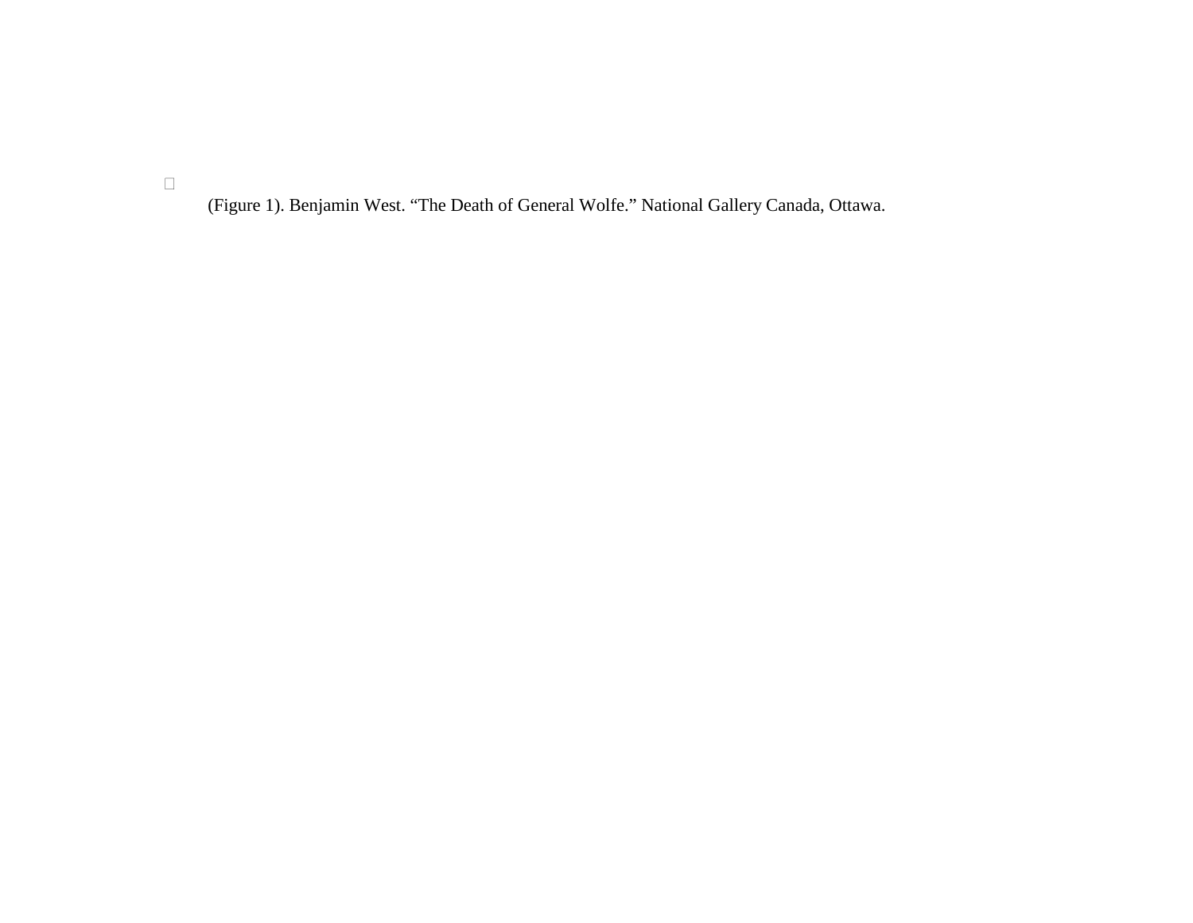(Figure 1). Benjamin West. “The Death of General Wolfe.” National Gallery Canada, Ottawa.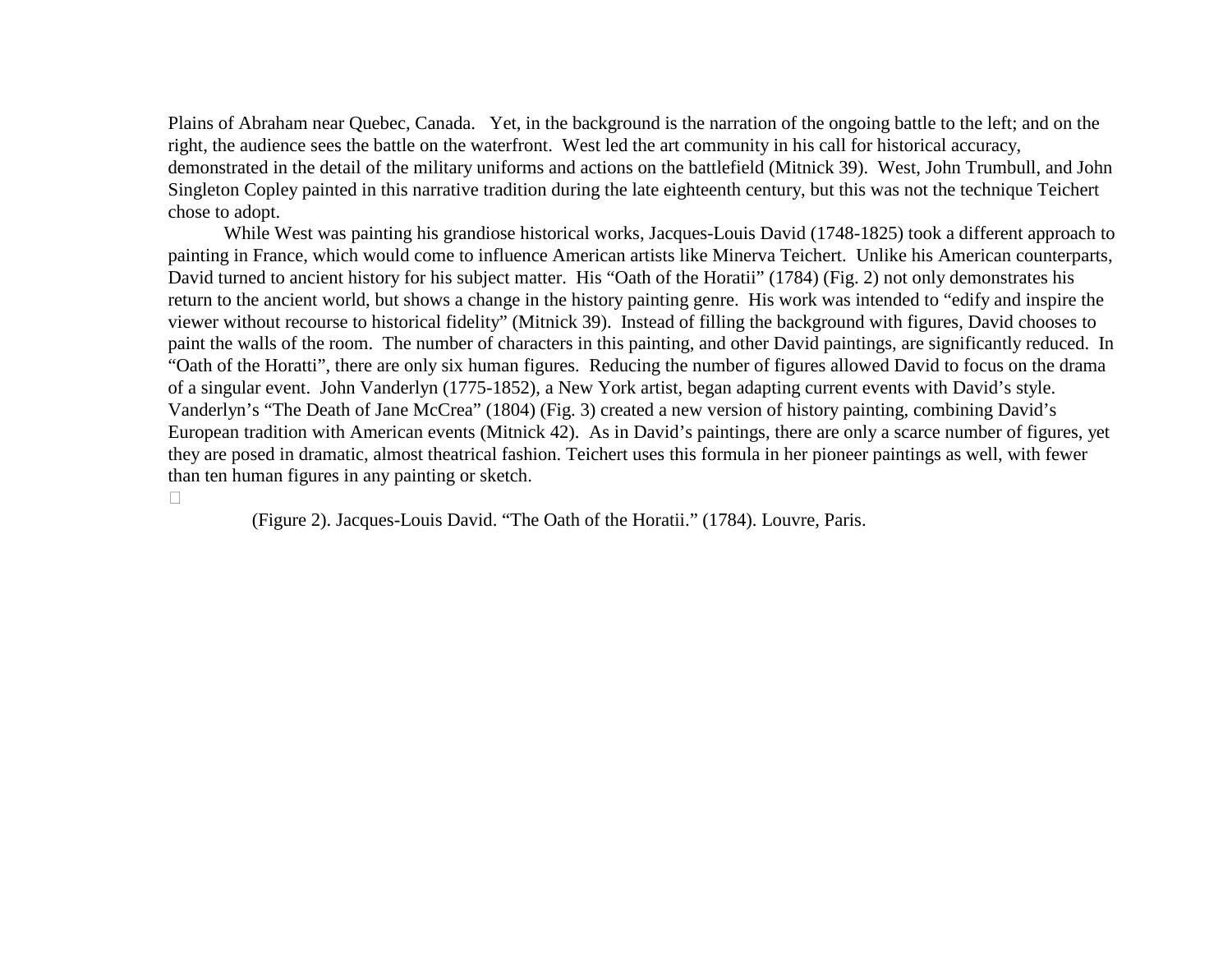Plains of Abraham near Quebec, Canada. Yet, in the background is the narration of the ongoing battle to the left; and on the right, the audience sees the battle on the waterfront. West led the art community in his call for historical accuracy, demonstrated in the detail of the military uniforms and actions on the battlefield (Mitnick 39). West, John Trumbull, and John Singleton Copley painted in this narrative tradition during the late eighteenth century, but this was not the technique Teichert chose to adopt.

While West was painting his grandiose historical works, Jacques-Louis David (1748-1825) took a different approach to painting in France, which would come to influence American artists like Minerva Teichert. Unlike his American counterparts, David turned to ancient history for his subject matter. His "Oath of the Horatii" (1784) (Fig. 2) not only demonstrates his return to the ancient world, but shows a change in the history painting genre. His work was intended to "edify and inspire the viewer without recourse to historical fidelity" (Mitnick 39). Instead of filling the background with figures, David chooses to paint the walls of the room. The number of characters in this painting, and other David paintings, are significantly reduced. In "Oath of the Horatti", there are only six human figures. Reducing the number of figures allowed David to focus on the drama of a singular event. John Vanderlyn (1775-1852), a New York artist, began adapting current events with David's style. Vanderlyn's "The Death of Jane McCrea" (1804) (Fig. 3) created a new version of history painting, combining David's European tradition with American events (Mitnick 42). As in David's paintings, there are only a scarce number of figures, yet they are posed in dramatic, almost theatrical fashion. Teichert uses this formula in her pioneer paintings as well, with fewer than ten human figures in any painting or sketch.

(Figure 2). Jacques-Louis David. "The Oath of the Horatii." (1784). Louvre, Paris.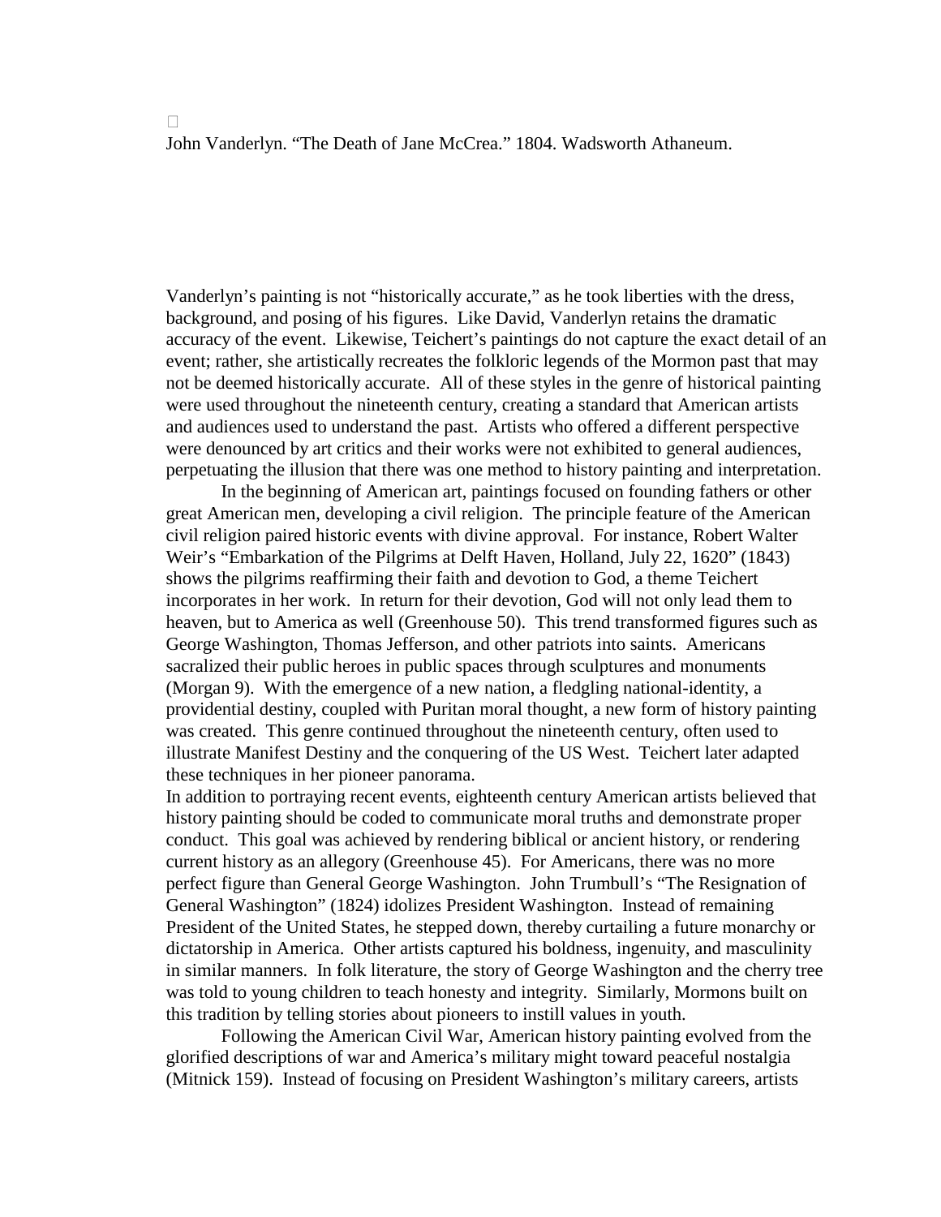John Vanderlyn. "The Death of Jane McCrea." 1804. Wadsworth Athaneum.

Vanderlyn's painting is not "historically accurate," as he took liberties with the dress, background, and posing of his figures. Like David, Vanderlyn retains the dramatic accuracy of the event. Likewise, Teichert's paintings do not capture the exact detail of an event; rather, she artistically recreates the folkloric legends of the Mormon past that may not be deemed historically accurate. All of these styles in the genre of historical painting were used throughout the nineteenth century, creating a standard that American artists and audiences used to understand the past. Artists who offered a different perspective were denounced by art critics and their works were not exhibited to general audiences, perpetuating the illusion that there was one method to history painting and interpretation.

In the beginning of American art, paintings focused on founding fathers or other great American men, developing a civil religion. The principle feature of the American civil religion paired historic events with divine approval. For instance, Robert Walter Weir's "Embarkation of the Pilgrims at Delft Haven, Holland, July 22, 1620" (1843) shows the pilgrims reaffirming their faith and devotion to God, a theme Teichert incorporates in her work. In return for their devotion, God will not only lead them to heaven, but to America as well (Greenhouse 50). This trend transformed figures such as George Washington, Thomas Jefferson, and other patriots into saints. Americans sacralized their public heroes in public spaces through sculptures and monuments (Morgan 9). With the emergence of a new nation, a fledgling national-identity, a providential destiny, coupled with Puritan moral thought, a new form of history painting was created. This genre continued throughout the nineteenth century, often used to illustrate Manifest Destiny and the conquering of the US West. Teichert later adapted these techniques in her pioneer panorama.

In addition to portraying recent events, eighteenth century American artists believed that history painting should be coded to communicate moral truths and demonstrate proper conduct. This goal was achieved by rendering biblical or ancient history, or rendering current history as an allegory (Greenhouse 45). For Americans, there was no more perfect figure than General George Washington. John Trumbull's "The Resignation of General Washington" (1824) idolizes President Washington. Instead of remaining President of the United States, he stepped down, thereby curtailing a future monarchy or dictatorship in America. Other artists captured his boldness, ingenuity, and masculinity in similar manners. In folk literature, the story of George Washington and the cherry tree was told to young children to teach honesty and integrity. Similarly, Mormons built on this tradition by telling stories about pioneers to instill values in youth.

Following the American Civil War, American history painting evolved from the glorified descriptions of war and America's military might toward peaceful nostalgia (Mitnick 159). Instead of focusing on President Washington's military careers, artists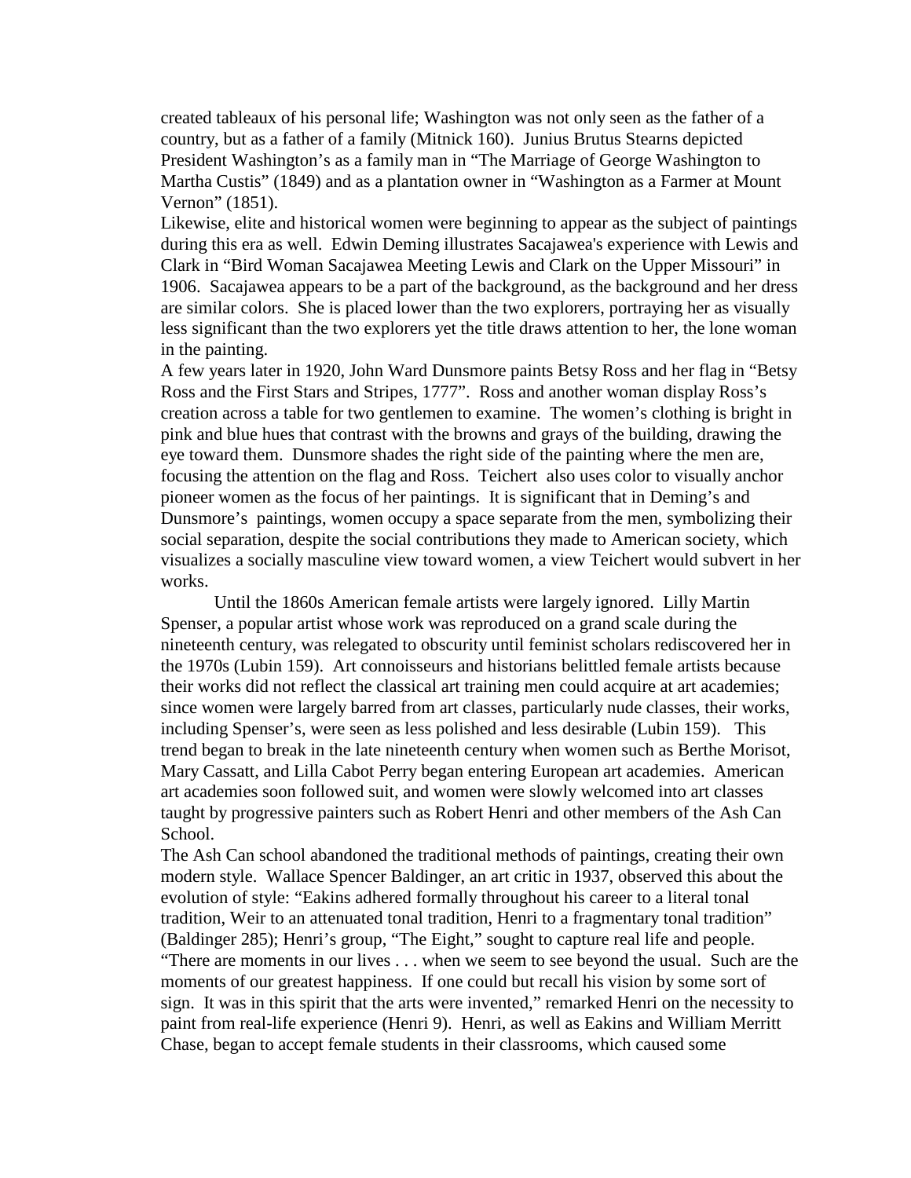created tableaux of his personal life; Washington was not only seen as the father of a country, but as a father of a family (Mitnick 160). Junius Brutus Stearns depicted President Washington's as a family man in "The Marriage of George Washington to Martha Custis" (1849) and as a plantation owner in "Washington as a Farmer at Mount Vernon" (1851).

Likewise, elite and historical women were beginning to appear as the subject of paintings during this era as well. Edwin Deming illustrates Sacajawea's experience with Lewis and Clark in "Bird Woman Sacajawea Meeting Lewis and Clark on the Upper Missouri" in 1906. Sacajawea appears to be a part of the background, as the background and her dress are similar colors. She is placed lower than the two explorers, portraying her as visually less significant than the two explorers yet the title draws attention to her, the lone woman in the painting.

A few years later in 1920, John Ward Dunsmore paints Betsy Ross and her flag in "Betsy Ross and the First Stars and Stripes, 1777". Ross and another woman display Ross's creation across a table for two gentlemen to examine. The women's clothing is bright in pink and blue hues that contrast with the browns and grays of the building, drawing the eye toward them. Dunsmore shades the right side of the painting where the men are, focusing the attention on the flag and Ross. Teichert also uses color to visually anchor pioneer women as the focus of her paintings. It is significant that in Deming's and Dunsmore's paintings, women occupy a space separate from the men, symbolizing their social separation, despite the social contributions they made to American society, which visualizes a socially masculine view toward women, a view Teichert would subvert in her works.

Until the 1860s American female artists were largely ignored. Lilly Martin Spenser, a popular artist whose work was reproduced on a grand scale during the nineteenth century, was relegated to obscurity until feminist scholars rediscovered her in the 1970s (Lubin 159). Art connoisseurs and historians belittled female artists because their works did not reflect the classical art training men could acquire at art academies; since women were largely barred from art classes, particularly nude classes, their works, including Spenser's, were seen as less polished and less desirable (Lubin 159). This trend began to break in the late nineteenth century when women such as Berthe Morisot, Mary Cassatt, and Lilla Cabot Perry began entering European art academies. American art academies soon followed suit, and women were slowly welcomed into art classes taught by progressive painters such as Robert Henri and other members of the Ash Can School.

The Ash Can school abandoned the traditional methods of paintings, creating their own modern style. Wallace Spencer Baldinger, an art critic in 1937, observed this about the evolution of style: "Eakins adhered formally throughout his career to a literal tonal tradition, Weir to an attenuated tonal tradition, Henri to a fragmentary tonal tradition" (Baldinger 285); Henri's group, "The Eight," sought to capture real life and people. "There are moments in our lives . . . when we seem to see beyond the usual. Such are the moments of our greatest happiness. If one could but recall his vision by some sort of sign. It was in this spirit that the arts were invented," remarked Henri on the necessity to paint from real-life experience (Henri 9). Henri, as well as Eakins and William Merritt Chase, began to accept female students in their classrooms, which caused some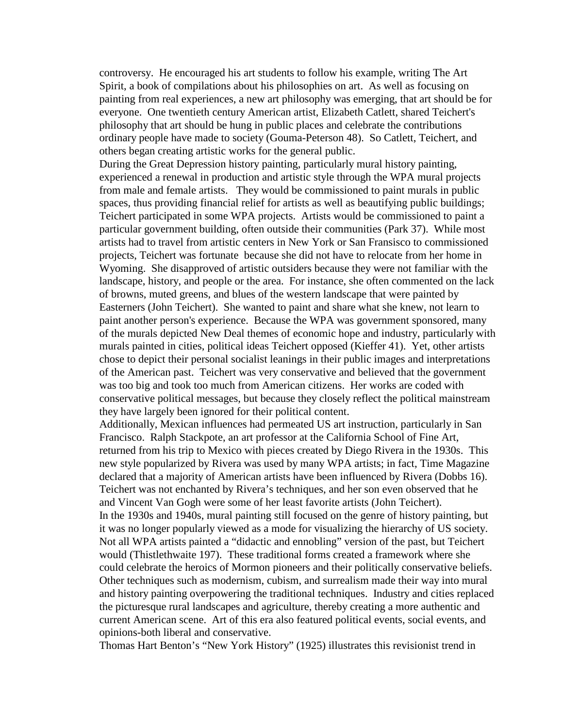controversy.  He encouraged his art students to follow his example, writing The Art Spirit, a book of compilations about his philosophies on art.  As well as focusing on painting from real experiences, a new art philosophy was emerging, that art should be for everyone.  One twentieth century American artist, Elizabeth Catlett, shared Teichert's philosophy that art should be hung in public places and celebrate the contributions ordinary people have made to society (Gouma-Peterson 48).  So Catlett, Teichert, and others began creating artistic works for the general public.

During the Great Depression history painting, particularly mural history painting, experienced a renewal in production and artistic style through the WPA mural projects from male and female artists.   They would be commissioned to paint murals in public spaces, thus providing financial relief for artists as well as beautifying public buildings; Teichert participated in some WPA projects.  Artists would be commissioned to paint a particular government building, often outside their communities (Park 37).  While most artists had to travel from artistic centers in New York or San Fransisco to commissioned projects, Teichert was fortunate  because she did not have to relocate from her home in Wyoming.  She disapproved of artistic outsiders because they were not familiar with the landscape, history, and people or the area.  For instance, she often commented on the lack of browns, muted greens, and blues of the western landscape that were painted by Easterners (John Teichert).  She wanted to paint and share what she knew, not learn to paint another person's experience.  Because the WPA was government sponsored, many of the murals depicted New Deal themes of economic hope and industry, particularly with murals painted in cities, political ideas Teichert opposed (Kieffer 41).  Yet, other artists chose to depict their personal socialist leanings in their public images and interpretations of the American past.  Teichert was very conservative and believed that the government was too big and took too much from American citizens.  Her works are coded with conservative political messages, but because they closely reflect the political mainstream they have largely been ignored for their political content.

Additionally, Mexican influences had permeated US art instruction, particularly in San Francisco.  Ralph Stackpote, an art professor at the California School of Fine Art, returned from his trip to Mexico with pieces created by Diego Rivera in the 1930s.  This new style popularized by Rivera was used by many WPA artists; in fact, Time Magazine declared that a majority of American artists have been influenced by Rivera (Dobbs 16).  Teichert was not enchanted by Rivera's techniques, and her son even observed that he and Vincent Van Gogh were some of her least favorite artists (John Teichert).

In the 1930s and 1940s, mural painting still focused on the genre of history painting, but it was no longer popularly viewed as a mode for visualizing the hierarchy of US society.  Not all WPA artists painted a "didactic and ennobling" version of the past, but Teichert would (Thistlethwaite 197).  These traditional forms created a framework where she could celebrate the heroics of Mormon pioneers and their politically conservative beliefs.  Other techniques such as modernism, cubism, and surrealism made their way into mural and history painting overpowering the traditional techniques.  Industry and cities replaced the picturesque rural landscapes and agriculture, thereby creating a more authentic and current American scene.  Art of this era also featured political events, social events, and opinions-both liberal and conservative.

Thomas Hart Benton's "New York History" (1925) illustrates this revisionist trend in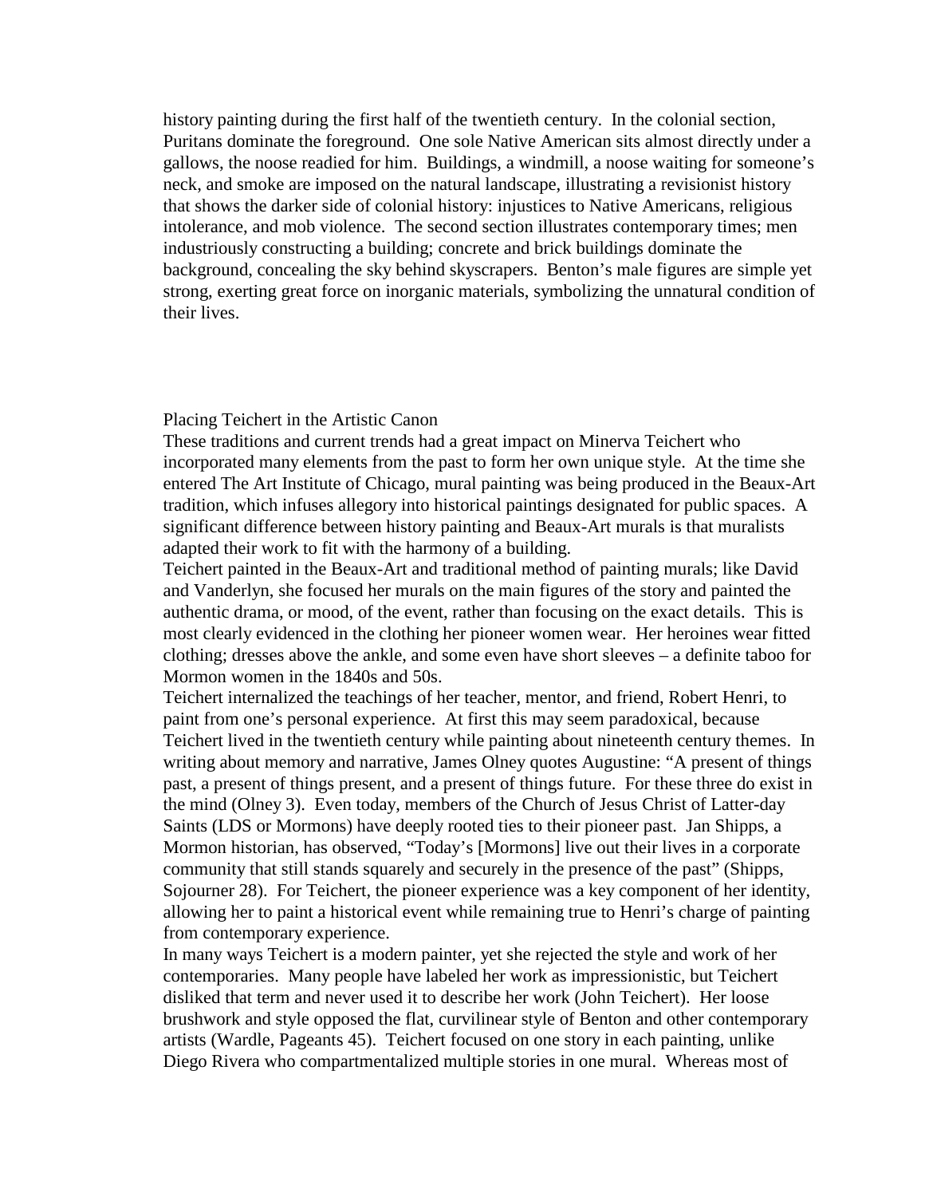history painting during the first half of the twentieth century. In the colonial section, Puritans dominate the foreground. One sole Native American sits almost directly under a gallows, the noose readied for him. Buildings, a windmill, a noose waiting for someone's neck, and smoke are imposed on the natural landscape, illustrating a revisionist history that shows the darker side of colonial history: injustices to Native Americans, religious intolerance, and mob violence. The second section illustrates contemporary times; men industriously constructing a building; concrete and brick buildings dominate the background, concealing the sky behind skyscrapers. Benton's male figures are simple yet strong, exerting great force on inorganic materials, symbolizing the unnatural condition of their lives.

## Placing Teichert in the Artistic Canon

These traditions and current trends had a great impact on Minerva Teichert who incorporated many elements from the past to form her own unique style. At the time she entered The Art Institute of Chicago, mural painting was being produced in the Beaux-Art tradition, which infuses allegory into historical paintings designated for public spaces. A significant difference between history painting and Beaux-Art murals is that muralists adapted their work to fit with the harmony of a building.

Teichert painted in the Beaux-Art and traditional method of painting murals; like David and Vanderlyn, she focused her murals on the main figures of the story and painted the authentic drama, or mood, of the event, rather than focusing on the exact details. This is most clearly evidenced in the clothing her pioneer women wear. Her heroines wear fitted clothing; dresses above the ankle, and some even have short sleeves – a definite taboo for Mormon women in the 1840s and 50s.

Teichert internalized the teachings of her teacher, mentor, and friend, Robert Henri, to paint from one's personal experience. At first this may seem paradoxical, because Teichert lived in the twentieth century while painting about nineteenth century themes. In writing about memory and narrative, James Olney quotes Augustine: "A present of things past, a present of things present, and a present of things future. For these three do exist in the mind (Olney 3). Even today, members of the Church of Jesus Christ of Latter-day Saints (LDS or Mormons) have deeply rooted ties to their pioneer past. Jan Shipps, a Mormon historian, has observed, "Today's [Mormons] live out their lives in a corporate community that still stands squarely and securely in the presence of the past" (Shipps, Sojourner 28). For Teichert, the pioneer experience was a key component of her identity, allowing her to paint a historical event while remaining true to Henri's charge of painting from contemporary experience.

In many ways Teichert is a modern painter, yet she rejected the style and work of her contemporaries. Many people have labeled her work as impressionistic, but Teichert disliked that term and never used it to describe her work (John Teichert). Her loose brushwork and style opposed the flat, curvilinear style of Benton and other contemporary artists (Wardle, Pageants 45). Teichert focused on one story in each painting, unlike Diego Rivera who compartmentalized multiple stories in one mural. Whereas most of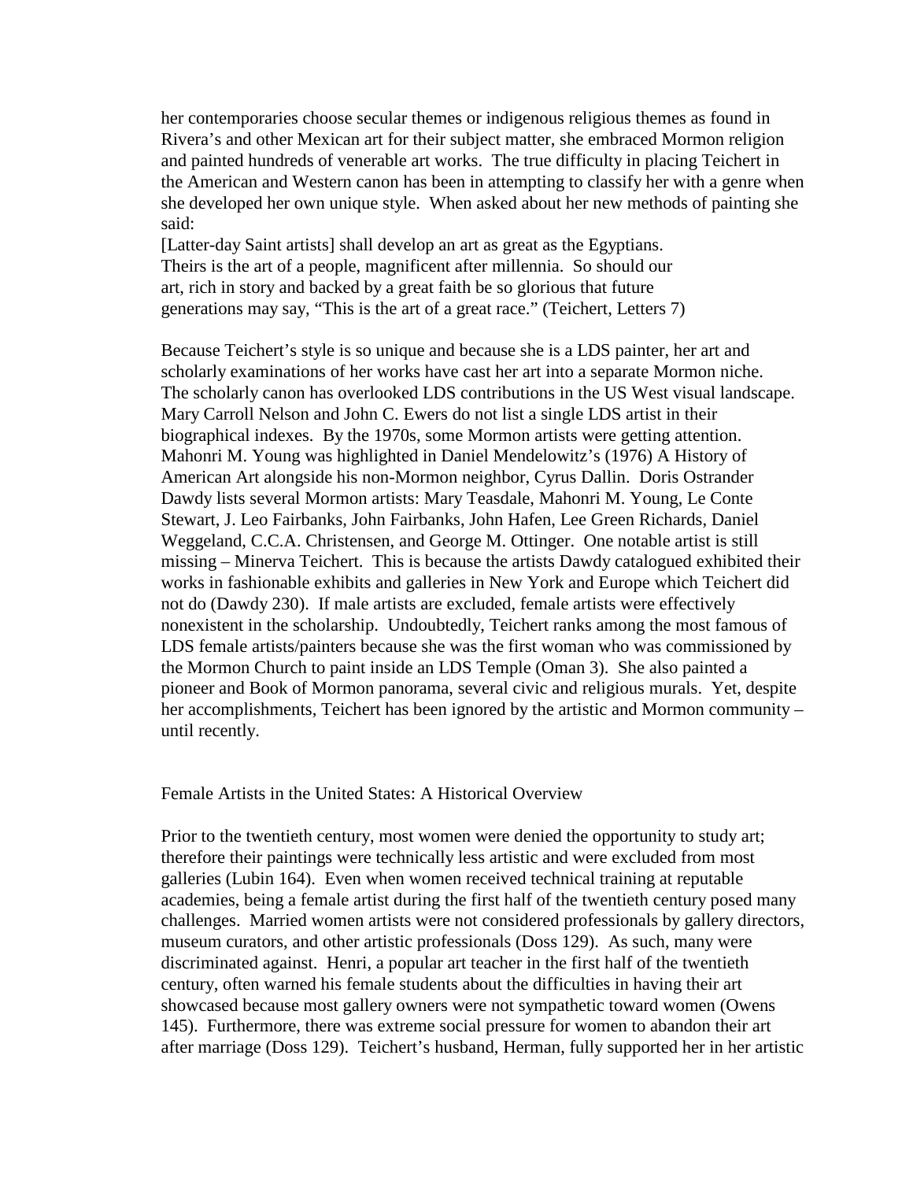her contemporaries choose secular themes or indigenous religious themes as found in Rivera's and other Mexican art for their subject matter, she embraced Mormon religion and painted hundreds of venerable art works. The true difficulty in placing Teichert in the American and Western canon has been in attempting to classify her with a genre when she developed her own unique style. When asked about her new methods of painting she said:

> [Latter-day Saint artists] shall develop an art as great as the Egyptians. Theirs is the art of a people, magnificent after millennia. So should our art, rich in story and backed by a great faith be so glorious that future generations may say, "This is the art of a great race." (Teichert, Letters 7)

Because Teichert's style is so unique and because she is a LDS painter, her art and scholarly examinations of her works have cast her art into a separate Mormon niche. The scholarly canon has overlooked LDS contributions in the US West visual landscape. Mary Carroll Nelson and John C. Ewers do not list a single LDS artist in their biographical indexes. By the 1970s, some Mormon artists were getting attention. Mahonri M. Young was highlighted in Daniel Mendelowitz's (1976) A History of American Art alongside his non-Mormon neighbor, Cyrus Dallin. Doris Ostrander Dawdy lists several Mormon artists: Mary Teasdale, Mahonri M. Young, Le Conte Stewart, J. Leo Fairbanks, John Fairbanks, John Hafen, Lee Green Richards, Daniel Weggeland, C.C.A. Christensen, and George M. Ottinger. One notable artist is still missing – Minerva Teichert. This is because the artists Dawdy catalogued exhibited their works in fashionable exhibits and galleries in New York and Europe which Teichert did not do (Dawdy 230). If male artists are excluded, female artists were effectively nonexistent in the scholarship. Undoubtedly, Teichert ranks among the most famous of LDS female artists/painters because she was the first woman who was commissioned by the Mormon Church to paint inside an LDS Temple (Oman 3). She also painted a pioneer and Book of Mormon panorama, several civic and religious murals. Yet, despite her accomplishments, Teichert has been ignored by the artistic and Mormon community – until recently.

## Female Artists in the United States: A Historical Overview

Prior to the twentieth century, most women were denied the opportunity to study art; therefore their paintings were technically less artistic and were excluded from most galleries (Lubin 164). Even when women received technical training at reputable academies, being a female artist during the first half of the twentieth century posed many challenges. Married women artists were not considered professionals by gallery directors, museum curators, and other artistic professionals (Doss 129). As such, many were discriminated against. Henri, a popular art teacher in the first half of the twentieth century, often warned his female students about the difficulties in having their art showcased because most gallery owners were not sympathetic toward women (Owens 145). Furthermore, there was extreme social pressure for women to abandon their art after marriage (Doss 129). Teichert's husband, Herman, fully supported her in her artistic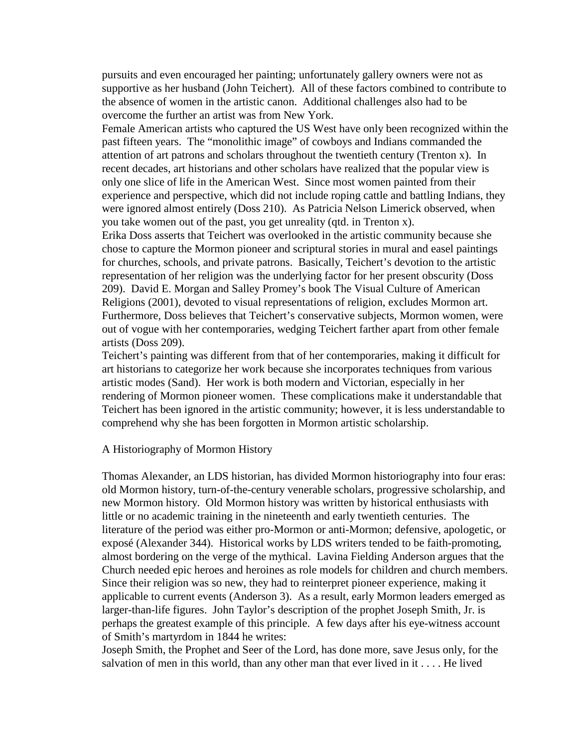pursuits and even encouraged her painting; unfortunately gallery owners were not as supportive as her husband (John Teichert). All of these factors combined to contribute to the absence of women in the artistic canon. Additional challenges also had to be overcome the further an artist was from New York.

Female American artists who captured the US West have only been recognized within the past fifteen years. The "monolithic image" of cowboys and Indians commanded the attention of art patrons and scholars throughout the twentieth century (Trenton x). In recent decades, art historians and other scholars have realized that the popular view is only one slice of life in the American West. Since most women painted from their experience and perspective, which did not include roping cattle and battling Indians, they were ignored almost entirely (Doss 210). As Patricia Nelson Limerick observed, when you take women out of the past, you get unreality (qtd. in Trenton x).

Erika Doss asserts that Teichert was overlooked in the artistic community because she chose to capture the Mormon pioneer and scriptural stories in mural and easel paintings for churches, schools, and private patrons. Basically, Teichert's devotion to the artistic representation of her religion was the underlying factor for her present obscurity (Doss 209). David E. Morgan and Salley Promey's book The Visual Culture of American Religions (2001), devoted to visual representations of religion, excludes Mormon art. Furthermore, Doss believes that Teichert's conservative subjects, Mormon women, were out of vogue with her contemporaries, wedging Teichert farther apart from other female artists (Doss 209).

Teichert's painting was different from that of her contemporaries, making it difficult for art historians to categorize her work because she incorporates techniques from various artistic modes (Sand). Her work is both modern and Victorian, especially in her rendering of Mormon pioneer women. These complications make it understandable that Teichert has been ignored in the artistic community; however, it is less understandable to comprehend why she has been forgotten in Mormon artistic scholarship.

## A Historiography of Mormon History

Thomas Alexander, an LDS historian, has divided Mormon historiography into four eras: old Mormon history, turn-of-the-century venerable scholars, progressive scholarship, and new Mormon history. Old Mormon history was written by historical enthusiasts with little or no academic training in the nineteenth and early twentieth centuries. The literature of the period was either pro-Mormon or anti-Mormon; defensive, apologetic, or exposé (Alexander 344). Historical works by LDS writers tended to be faith-promoting, almost bordering on the verge of the mythical. Lavina Fielding Anderson argues that the Church needed epic heroes and heroines as role models for children and church members. Since their religion was so new, they had to reinterpret pioneer experience, making it applicable to current events (Anderson 3). As a result, early Mormon leaders emerged as larger-than-life figures. John Taylor's description of the prophet Joseph Smith, Jr. is perhaps the greatest example of this principle. A few days after his eye-witness account of Smith's martyrdom in 1844 he writes:

Joseph Smith, the Prophet and Seer of the Lord, has done more, save Jesus only, for the salvation of men in this world, than any other man that ever lived in it . . . . He lived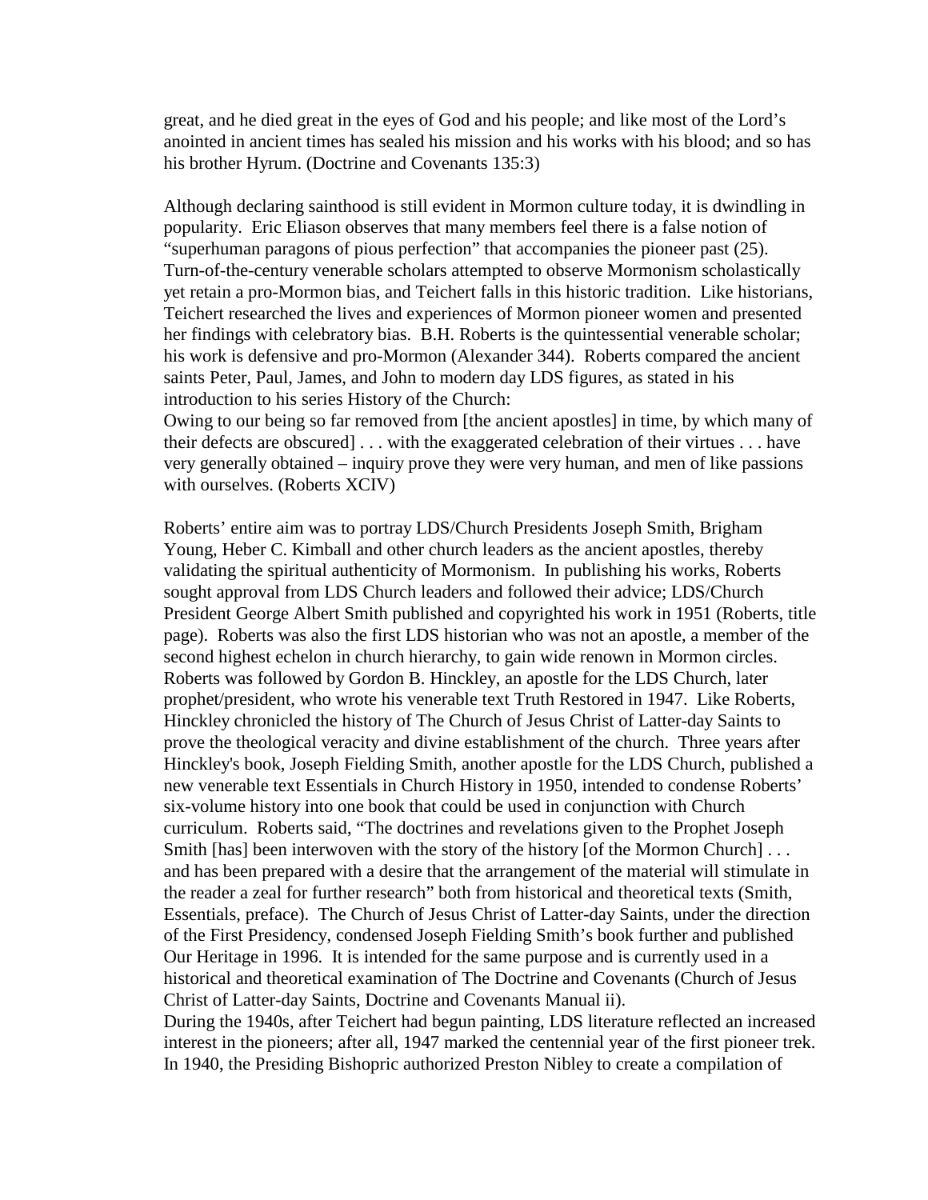great, and he died great in the eyes of God and his people; and like most of the Lord's anointed in ancient times has sealed his mission and his works with his blood; and so has his brother Hyrum. (Doctrine and Covenants 135:3)

Although declaring sainthood is still evident in Mormon culture today, it is dwindling in popularity. Eric Eliason observes that many members feel there is a false notion of "superhuman paragons of pious perfection" that accompanies the pioneer past (25). Turn-of-the-century venerable scholars attempted to observe Mormonism scholastically yet retain a pro-Mormon bias, and Teichert falls in this historic tradition. Like historians, Teichert researched the lives and experiences of Mormon pioneer women and presented her findings with celebratory bias. B.H. Roberts is the quintessential venerable scholar; his work is defensive and pro-Mormon (Alexander 344). Roberts compared the ancient saints Peter, Paul, James, and John to modern day LDS figures, as stated in his introduction to his series History of the Church:

Owing to our being so far removed from [the ancient apostles] in time, by which many of their defects are obscured] . . . with the exaggerated celebration of their virtues . . . have very generally obtained – inquiry prove they were very human, and men of like passions with ourselves. (Roberts XCIV)

Roberts' entire aim was to portray LDS/Church Presidents Joseph Smith, Brigham Young, Heber C. Kimball and other church leaders as the ancient apostles, thereby validating the spiritual authenticity of Mormonism. In publishing his works, Roberts sought approval from LDS Church leaders and followed their advice; LDS/Church President George Albert Smith published and copyrighted his work in 1951 (Roberts, title page). Roberts was also the first LDS historian who was not an apostle, a member of the second highest echelon in church hierarchy, to gain wide renown in Mormon circles. Roberts was followed by Gordon B. Hinckley, an apostle for the LDS Church, later prophet/president, who wrote his venerable text Truth Restored in 1947. Like Roberts, Hinckley chronicled the history of The Church of Jesus Christ of Latter-day Saints to prove the theological veracity and divine establishment of the church. Three years after Hinckley's book, Joseph Fielding Smith, another apostle for the LDS Church, published a new venerable text Essentials in Church History in 1950, intended to condense Roberts' six-volume history into one book that could be used in conjunction with Church curriculum. Roberts said, "The doctrines and revelations given to the Prophet Joseph Smith [has] been interwoven with the story of the history [of the Mormon Church] . . . and has been prepared with a desire that the arrangement of the material will stimulate in the reader a zeal for further research" both from historical and theoretical texts (Smith, Essentials, preface). The Church of Jesus Christ of Latter-day Saints, under the direction of the First Presidency, condensed Joseph Fielding Smith's book further and published Our Heritage in 1996. It is intended for the same purpose and is currently used in a historical and theoretical examination of The Doctrine and Covenants (Church of Jesus Christ of Latter-day Saints, Doctrine and Covenants Manual ii).

During the 1940s, after Teichert had begun painting, LDS literature reflected an increased interest in the pioneers; after all, 1947 marked the centennial year of the first pioneer trek. In 1940, the Presiding Bishopric authorized Preston Nibley to create a compilation of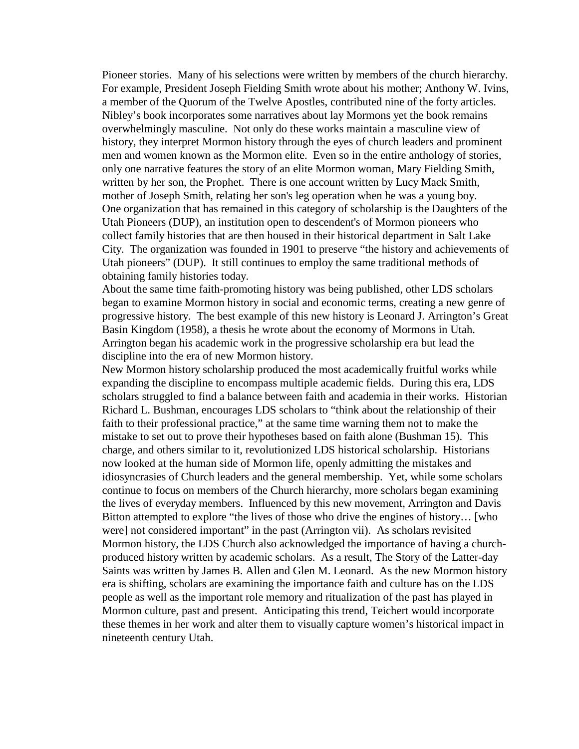Pioneer stories. Many of his selections were written by members of the church hierarchy. For example, President Joseph Fielding Smith wrote about his mother; Anthony W. Ivins, a member of the Quorum of the Twelve Apostles, contributed nine of the forty articles. Nibley's book incorporates some narratives about lay Mormons yet the book remains overwhelmingly masculine. Not only do these works maintain a masculine view of history, they interpret Mormon history through the eyes of church leaders and prominent men and women known as the Mormon elite. Even so in the entire anthology of stories, only one narrative features the story of an elite Mormon woman, Mary Fielding Smith, written by her son, the Prophet. There is one account written by Lucy Mack Smith, mother of Joseph Smith, relating her son's leg operation when he was a young boy.

One organization that has remained in this category of scholarship is the Daughters of the Utah Pioneers (DUP), an institution open to descendent's of Mormon pioneers who collect family histories that are then housed in their historical department in Salt Lake City. The organization was founded in 1901 to preserve "the history and achievements of Utah pioneers" (DUP). It still continues to employ the same traditional methods of obtaining family histories today.

About the same time faith-promoting history was being published, other LDS scholars began to examine Mormon history in social and economic terms, creating a new genre of progressive history. The best example of this new history is Leonard J. Arrington's Great Basin Kingdom (1958), a thesis he wrote about the economy of Mormons in Utah. Arrington began his academic work in the progressive scholarship era but lead the discipline into the era of new Mormon history.

New Mormon history scholarship produced the most academically fruitful works while expanding the discipline to encompass multiple academic fields. During this era, LDS scholars struggled to find a balance between faith and academia in their works. Historian Richard L. Bushman, encourages LDS scholars to "think about the relationship of their faith to their professional practice," at the same time warning them not to make the mistake to set out to prove their hypotheses based on faith alone (Bushman 15). This charge, and others similar to it, revolutionized LDS historical scholarship. Historians now looked at the human side of Mormon life, openly admitting the mistakes and idiosyncrasies of Church leaders and the general membership. Yet, while some scholars continue to focus on members of the Church hierarchy, more scholars began examining the lives of everyday members. Influenced by this new movement, Arrington and Davis Bitton attempted to explore "the lives of those who drive the engines of history… [who were] not considered important" in the past (Arrington vii). As scholars revisited Mormon history, the LDS Church also acknowledged the importance of having a church-produced history written by academic scholars. As a result, The Story of the Latter-day Saints was written by James B. Allen and Glen M. Leonard. As the new Mormon history era is shifting, scholars are examining the importance faith and culture has on the LDS people as well as the important role memory and ritualization of the past has played in Mormon culture, past and present. Anticipating this trend, Teichert would incorporate these themes in her work and alter them to visually capture women's historical impact in nineteenth century Utah.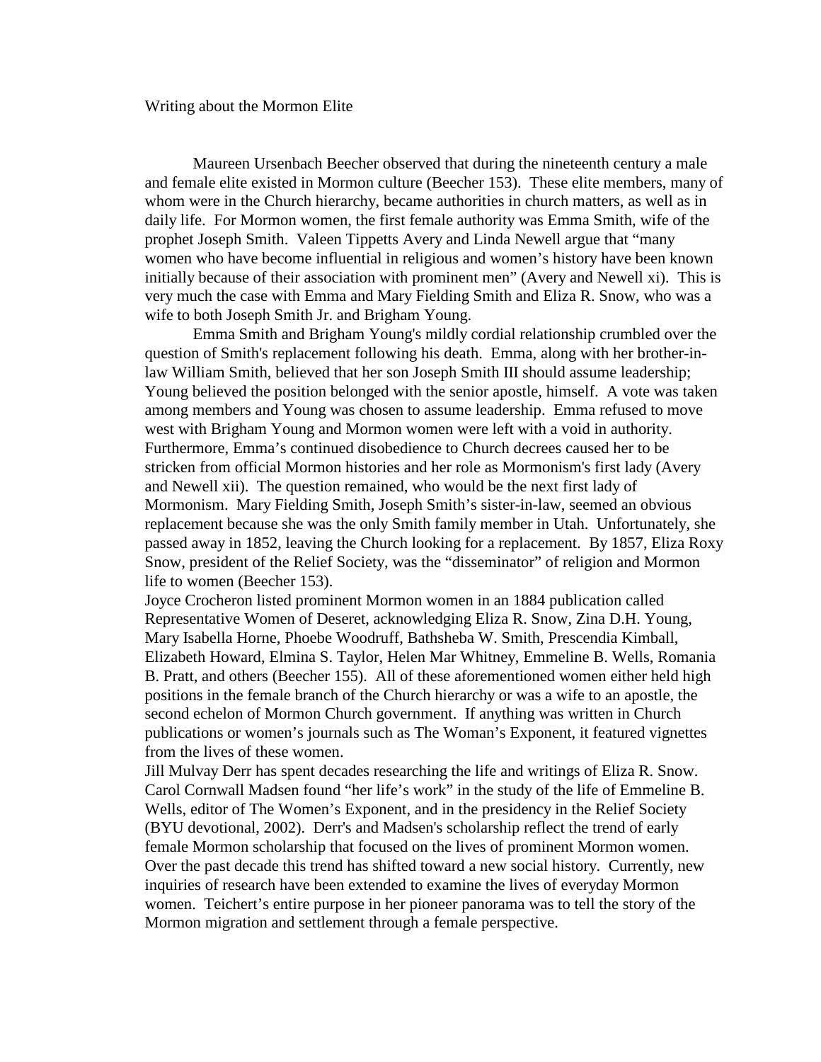Writing about the Mormon Elite

Maureen Ursenbach Beecher observed that during the nineteenth century a male and female elite existed in Mormon culture (Beecher 153). These elite members, many of whom were in the Church hierarchy, became authorities in church matters, as well as in daily life. For Mormon women, the first female authority was Emma Smith, wife of the prophet Joseph Smith. Valeen Tippetts Avery and Linda Newell argue that "many women who have become influential in religious and women's history have been known initially because of their association with prominent men" (Avery and Newell xi). This is very much the case with Emma and Mary Fielding Smith and Eliza R. Snow, who was a wife to both Joseph Smith Jr. and Brigham Young.

Emma Smith and Brigham Young's mildly cordial relationship crumbled over the question of Smith's replacement following his death. Emma, along with her brother-in-law William Smith, believed that her son Joseph Smith III should assume leadership; Young believed the position belonged with the senior apostle, himself. A vote was taken among members and Young was chosen to assume leadership. Emma refused to move west with Brigham Young and Mormon women were left with a void in authority. Furthermore, Emma's continued disobedience to Church decrees caused her to be stricken from official Mormon histories and her role as Mormonism's first lady (Avery and Newell xii). The question remained, who would be the next first lady of Mormonism. Mary Fielding Smith, Joseph Smith's sister-in-law, seemed an obvious replacement because she was the only Smith family member in Utah. Unfortunately, she passed away in 1852, leaving the Church looking for a replacement. By 1857, Eliza Roxy Snow, president of the Relief Society, was the "disseminator" of religion and Mormon life to women (Beecher 153).

Joyce Crocheron listed prominent Mormon women in an 1884 publication called Representative Women of Deseret, acknowledging Eliza R. Snow, Zina D.H. Young, Mary Isabella Horne, Phoebe Woodruff, Bathsheba W. Smith, Prescendia Kimball, Elizabeth Howard, Elmina S. Taylor, Helen Mar Whitney, Emmeline B. Wells, Romania B. Pratt, and others (Beecher 155). All of these aforementioned women either held high positions in the female branch of the Church hierarchy or was a wife to an apostle, the second echelon of Mormon Church government. If anything was written in Church publications or women's journals such as The Woman's Exponent, it featured vignettes from the lives of these women.

Jill Mulvay Derr has spent decades researching the life and writings of Eliza R. Snow. Carol Cornwall Madsen found "her life's work" in the study of the life of Emmeline B. Wells, editor of The Women's Exponent, and in the presidency in the Relief Society (BYU devotional, 2002). Derr's and Madsen's scholarship reflect the trend of early female Mormon scholarship that focused on the lives of prominent Mormon women. Over the past decade this trend has shifted toward a new social history. Currently, new inquiries of research have been extended to examine the lives of everyday Mormon women. Teichert's entire purpose in her pioneer panorama was to tell the story of the Mormon migration and settlement through a female perspective.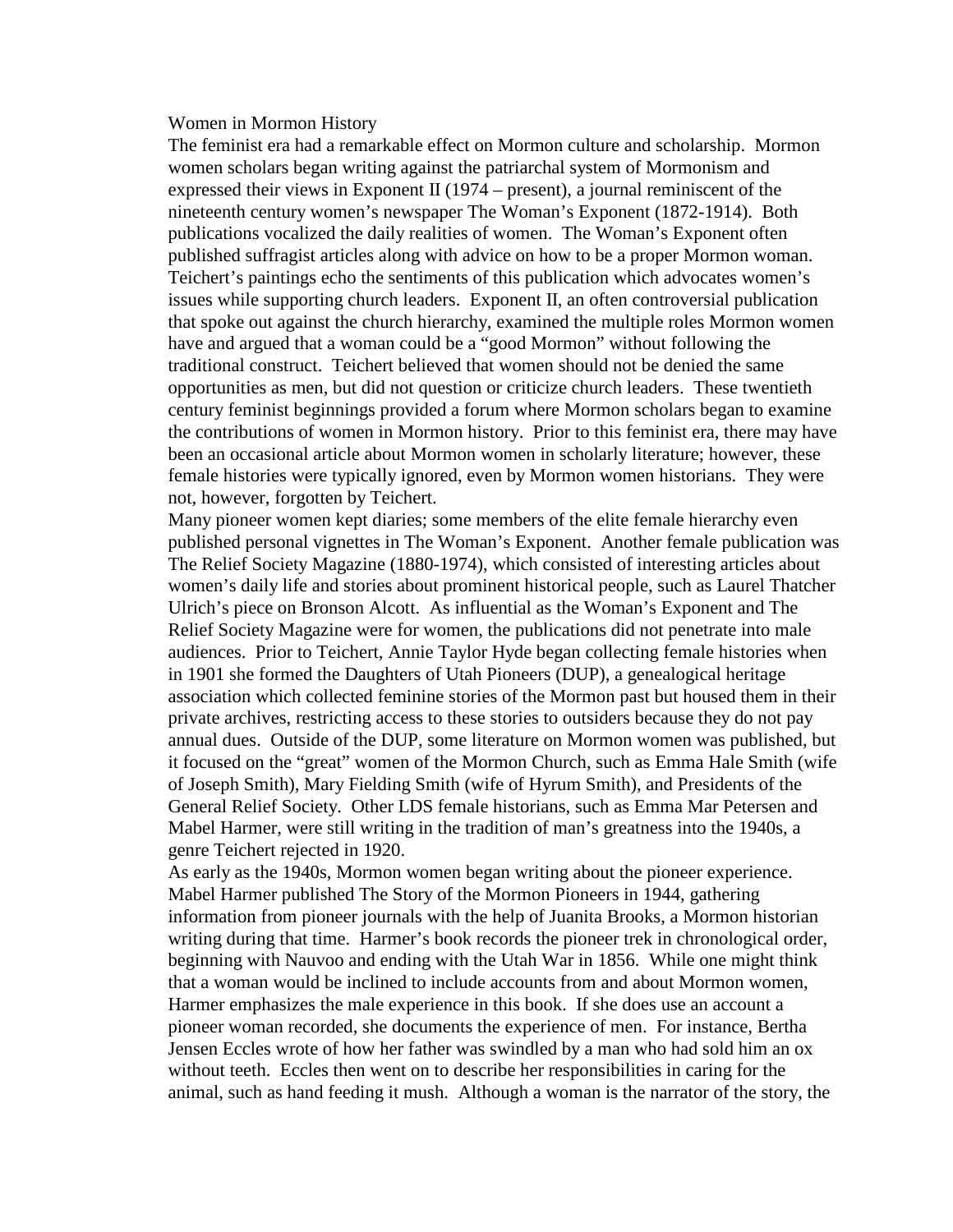## Women in Mormon History

The feminist era had a remarkable effect on Mormon culture and scholarship. Mormon women scholars began writing against the patriarchal system of Mormonism and expressed their views in Exponent II (1974 – present), a journal reminiscent of the nineteenth century women's newspaper The Woman's Exponent (1872-1914). Both publications vocalized the daily realities of women. The Woman's Exponent often published suffragist articles along with advice on how to be a proper Mormon woman. Teichert's paintings echo the sentiments of this publication which advocates women's issues while supporting church leaders. Exponent II, an often controversial publication that spoke out against the church hierarchy, examined the multiple roles Mormon women have and argued that a woman could be a "good Mormon" without following the traditional construct. Teichert believed that women should not be denied the same opportunities as men, but did not question or criticize church leaders. These twentieth century feminist beginnings provided a forum where Mormon scholars began to examine the contributions of women in Mormon history. Prior to this feminist era, there may have been an occasional article about Mormon women in scholarly literature; however, these female histories were typically ignored, even by Mormon women historians. They were not, however, forgotten by Teichert.

Many pioneer women kept diaries; some members of the elite female hierarchy even published personal vignettes in The Woman's Exponent. Another female publication was The Relief Society Magazine (1880-1974), which consisted of interesting articles about women's daily life and stories about prominent historical people, such as Laurel Thatcher Ulrich's piece on Bronson Alcott. As influential as the Woman's Exponent and The Relief Society Magazine were for women, the publications did not penetrate into male audiences. Prior to Teichert, Annie Taylor Hyde began collecting female histories when in 1901 she formed the Daughters of Utah Pioneers (DUP), a genealogical heritage association which collected feminine stories of the Mormon past but housed them in their private archives, restricting access to these stories to outsiders because they do not pay annual dues. Outside of the DUP, some literature on Mormon women was published, but it focused on the "great" women of the Mormon Church, such as Emma Hale Smith (wife of Joseph Smith), Mary Fielding Smith (wife of Hyrum Smith), and Presidents of the General Relief Society. Other LDS female historians, such as Emma Mar Petersen and Mabel Harmer, were still writing in the tradition of man's greatness into the 1940s, a genre Teichert rejected in 1920.

As early as the 1940s, Mormon women began writing about the pioneer experience. Mabel Harmer published The Story of the Mormon Pioneers in 1944, gathering information from pioneer journals with the help of Juanita Brooks, a Mormon historian writing during that time. Harmer's book records the pioneer trek in chronological order, beginning with Nauvoo and ending with the Utah War in 1856. While one might think that a woman would be inclined to include accounts from and about Mormon women, Harmer emphasizes the male experience in this book. If she does use an account a pioneer woman recorded, she documents the experience of men. For instance, Bertha Jensen Eccles wrote of how her father was swindled by a man who had sold him an ox without teeth. Eccles then went on to describe her responsibilities in caring for the animal, such as hand feeding it mush. Although a woman is the narrator of the story, the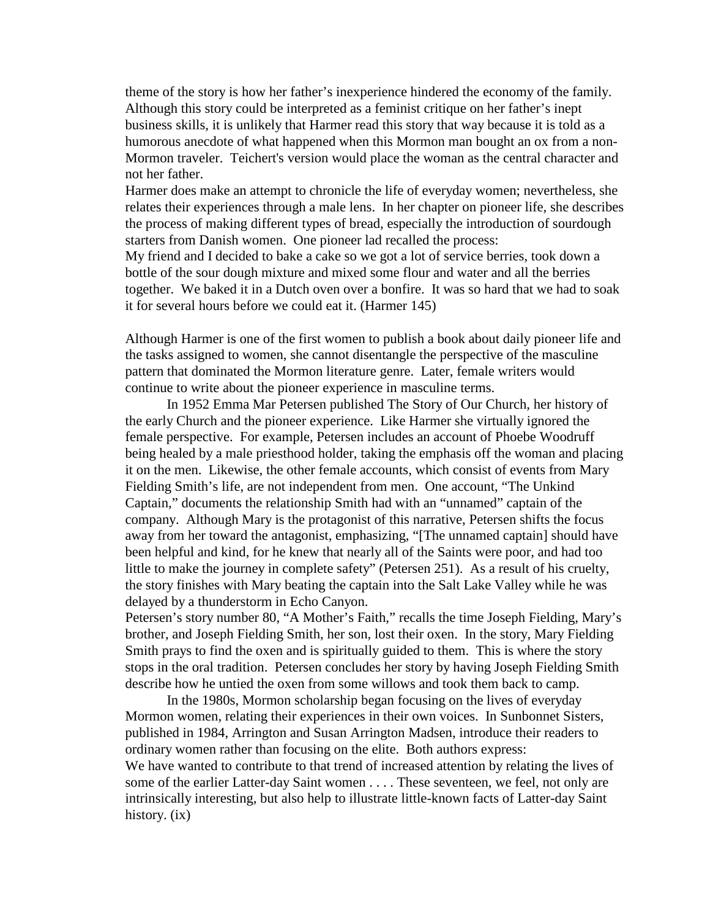theme of the story is how her father's inexperience hindered the economy of the family. Although this story could be interpreted as a feminist critique on her father's inept business skills, it is unlikely that Harmer read this story that way because it is told as a humorous anecdote of what happened when this Mormon man bought an ox from a non-Mormon traveler. Teichert's version would place the woman as the central character and not her father.

Harmer does make an attempt to chronicle the life of everyday women; nevertheless, she relates their experiences through a male lens. In her chapter on pioneer life, she describes the process of making different types of bread, especially the introduction of sourdough starters from Danish women. One pioneer lad recalled the process:

My friend and I decided to bake a cake so we got a lot of service berries, took down a bottle of the sour dough mixture and mixed some flour and water and all the berries together. We baked it in a Dutch oven over a bonfire. It was so hard that we had to soak it for several hours before we could eat it. (Harmer 145)

Although Harmer is one of the first women to publish a book about daily pioneer life and the tasks assigned to women, she cannot disentangle the perspective of the masculine pattern that dominated the Mormon literature genre. Later, female writers would continue to write about the pioneer experience in masculine terms.

In 1952 Emma Mar Petersen published The Story of Our Church, her history of the early Church and the pioneer experience. Like Harmer she virtually ignored the female perspective. For example, Petersen includes an account of Phoebe Woodruff being healed by a male priesthood holder, taking the emphasis off the woman and placing it on the men. Likewise, the other female accounts, which consist of events from Mary Fielding Smith's life, are not independent from men. One account, "The Unkind Captain," documents the relationship Smith had with an "unnamed" captain of the company. Although Mary is the protagonist of this narrative, Petersen shifts the focus away from her toward the antagonist, emphasizing, "[The unnamed captain] should have been helpful and kind, for he knew that nearly all of the Saints were poor, and had too little to make the journey in complete safety" (Petersen 251). As a result of his cruelty, the story finishes with Mary beating the captain into the Salt Lake Valley while he was delayed by a thunderstorm in Echo Canyon.

Petersen's story number 80, "A Mother's Faith," recalls the time Joseph Fielding, Mary's brother, and Joseph Fielding Smith, her son, lost their oxen. In the story, Mary Fielding Smith prays to find the oxen and is spiritually guided to them. This is where the story stops in the oral tradition. Petersen concludes her story by having Joseph Fielding Smith describe how he untied the oxen from some willows and took them back to camp.

In the 1980s, Mormon scholarship began focusing on the lives of everyday Mormon women, relating their experiences in their own voices. In Sunbonnet Sisters, published in 1984, Arrington and Susan Arrington Madsen, introduce their readers to ordinary women rather than focusing on the elite. Both authors express:

We have wanted to contribute to that trend of increased attention by relating the lives of some of the earlier Latter-day Saint women . . . . These seventeen, we feel, not only are intrinsically interesting, but also help to illustrate little-known facts of Latter-day Saint history. (ix)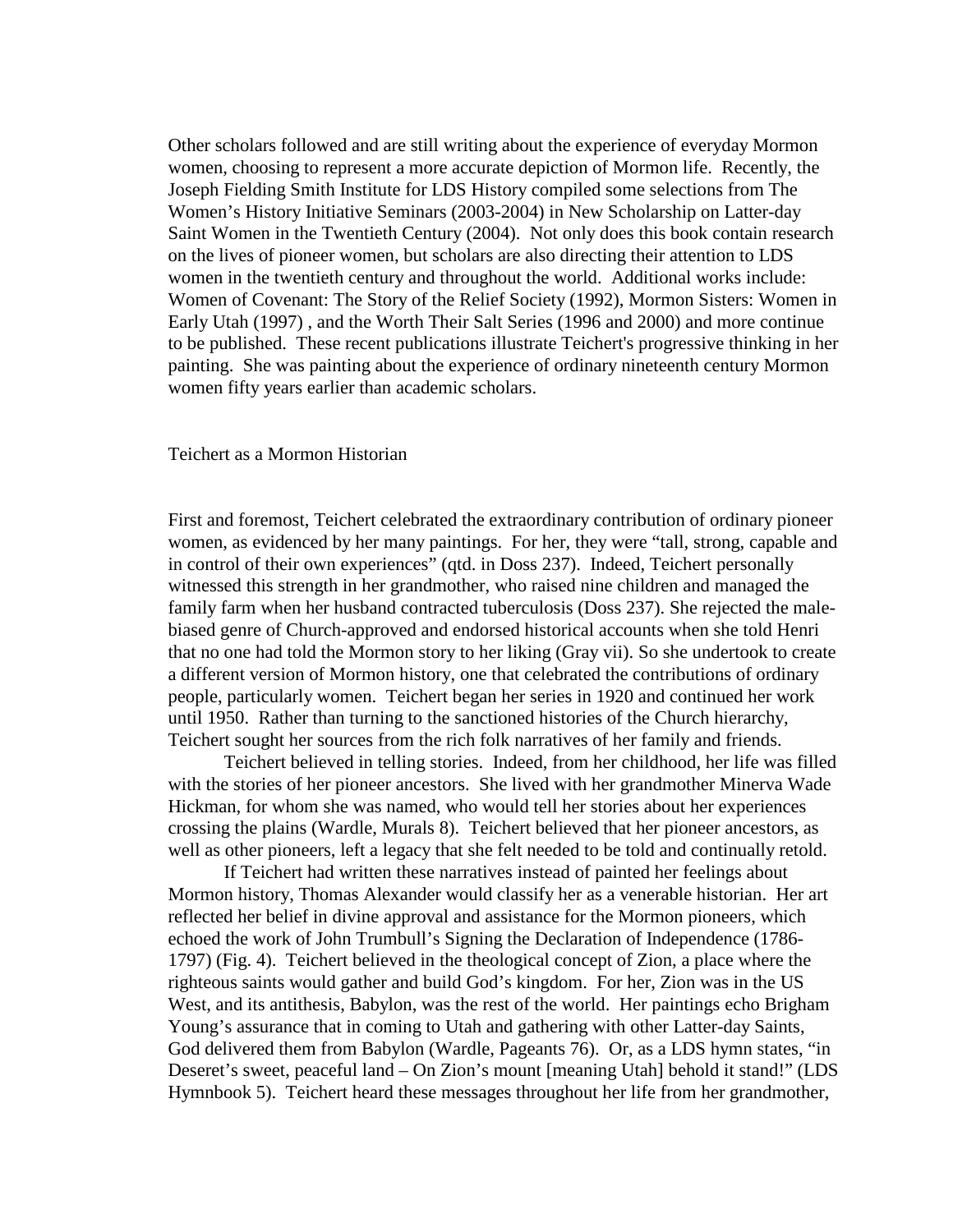Other scholars followed and are still writing about the experience of everyday Mormon women, choosing to represent a more accurate depiction of Mormon life. Recently, the Joseph Fielding Smith Institute for LDS History compiled some selections from The Women's History Initiative Seminars (2003-2004) in New Scholarship on Latter-day Saint Women in the Twentieth Century (2004). Not only does this book contain research on the lives of pioneer women, but scholars are also directing their attention to LDS women in the twentieth century and throughout the world. Additional works include: Women of Covenant: The Story of the Relief Society (1992), Mormon Sisters: Women in Early Utah (1997) , and the Worth Their Salt Series (1996 and 2000) and more continue to be published. These recent publications illustrate Teichert's progressive thinking in her painting. She was painting about the experience of ordinary nineteenth century Mormon women fifty years earlier than academic scholars.

## Teichert as a Mormon Historian

First and foremost, Teichert celebrated the extraordinary contribution of ordinary pioneer women, as evidenced by her many paintings. For her, they were "tall, strong, capable and in control of their own experiences" (qtd. in Doss 237). Indeed, Teichert personally witnessed this strength in her grandmother, who raised nine children and managed the family farm when her husband contracted tuberculosis (Doss 237). She rejected the male-biased genre of Church-approved and endorsed historical accounts when she told Henri that no one had told the Mormon story to her liking (Gray vii). So she undertook to create a different version of Mormon history, one that celebrated the contributions of ordinary people, particularly women. Teichert began her series in 1920 and continued her work until 1950. Rather than turning to the sanctioned histories of the Church hierarchy, Teichert sought her sources from the rich folk narratives of her family and friends.

Teichert believed in telling stories. Indeed, from her childhood, her life was filled with the stories of her pioneer ancestors. She lived with her grandmother Minerva Wade Hickman, for whom she was named, who would tell her stories about her experiences crossing the plains (Wardle, Murals 8). Teichert believed that her pioneer ancestors, as well as other pioneers, left a legacy that she felt needed to be told and continually retold.

If Teichert had written these narratives instead of painted her feelings about Mormon history, Thomas Alexander would classify her as a venerable historian. Her art reflected her belief in divine approval and assistance for the Mormon pioneers, which echoed the work of John Trumbull's Signing the Declaration of Independence (1786-1797) (Fig. 4). Teichert believed in the theological concept of Zion, a place where the righteous saints would gather and build God's kingdom. For her, Zion was in the US West, and its antithesis, Babylon, was the rest of the world. Her paintings echo Brigham Young's assurance that in coming to Utah and gathering with other Latter-day Saints, God delivered them from Babylon (Wardle, Pageants 76). Or, as a LDS hymn states, "in Deseret's sweet, peaceful land – On Zion's mount [meaning Utah] behold it stand!" (LDS Hymnbook 5). Teichert heard these messages throughout her life from her grandmother,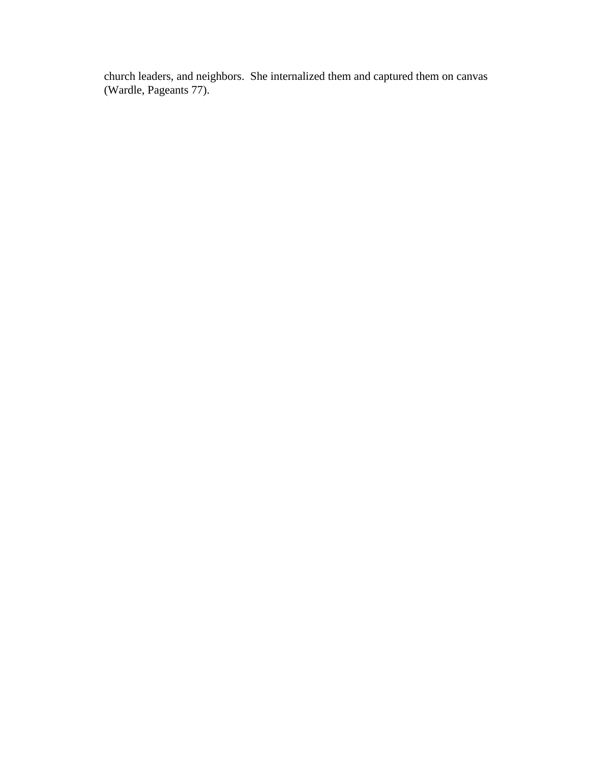church leaders, and neighbors.  She internalized them and captured them on canvas (Wardle, Pageants 77).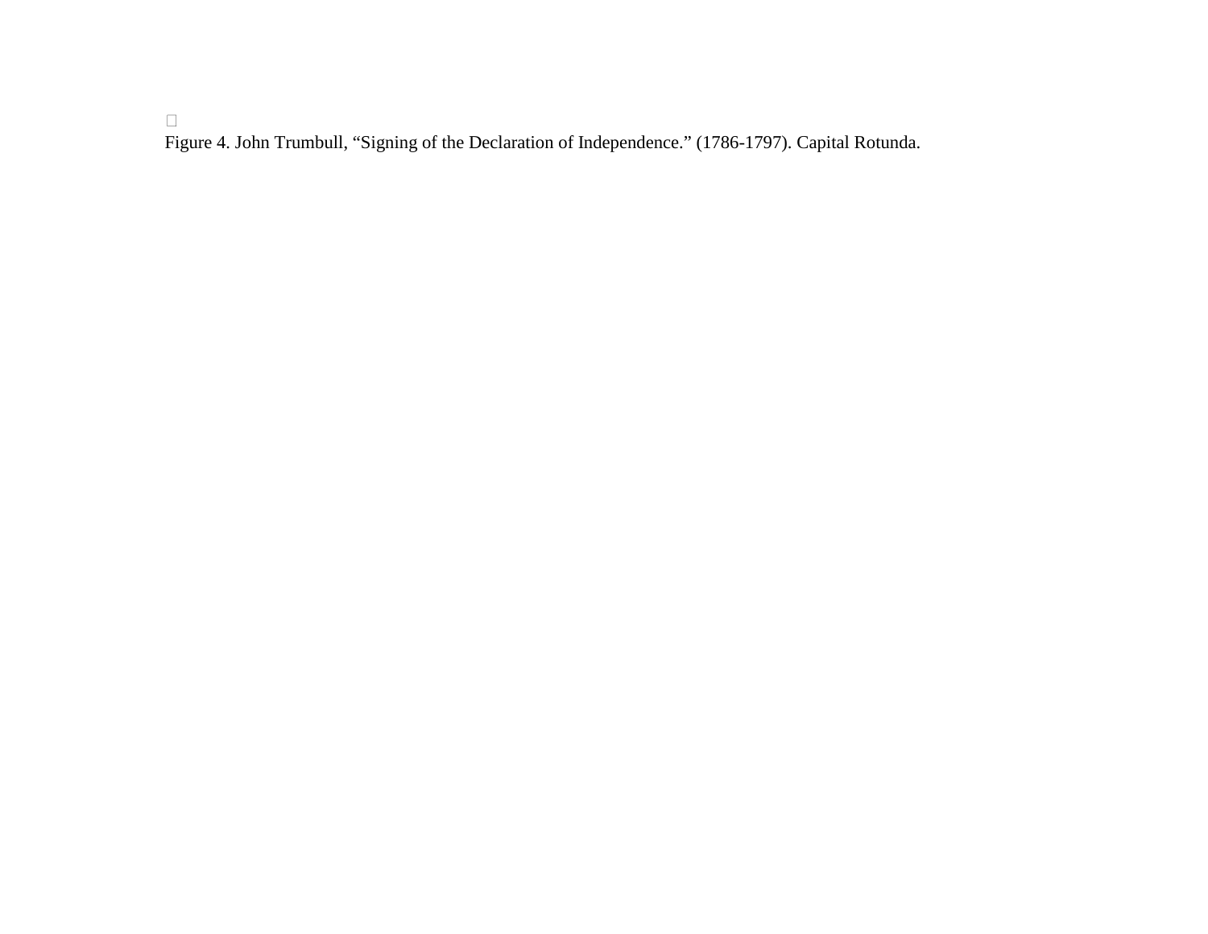Figure 4. John Trumbull, “Signing of the Declaration of Independence.” (1786-1797). Capital Rotunda.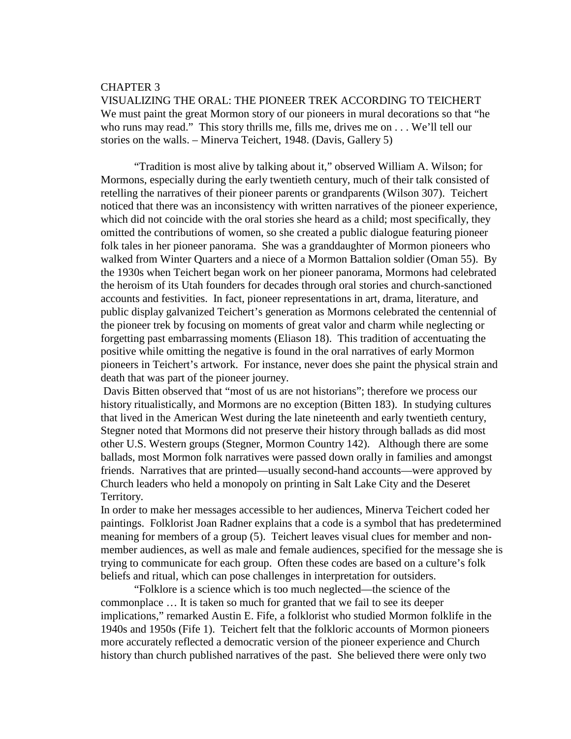# CHAPTER 3

## VISUALIZING THE ORAL: THE PIONEER TREK ACCORDING TO TEICHERT

We must paint the great Mormon story of our pioneers in mural decorations so that "he who runs may read." This story thrills me, fills me, drives me on . . . We'll tell our stories on the walls. – Minerva Teichert, 1948. (Davis, Gallery 5)

"Tradition is most alive by talking about it," observed William A. Wilson; for Mormons, especially during the early twentieth century, much of their talk consisted of retelling the narratives of their pioneer parents or grandparents (Wilson 307). Teichert noticed that there was an inconsistency with written narratives of the pioneer experience, which did not coincide with the oral stories she heard as a child; most specifically, they omitted the contributions of women, so she created a public dialogue featuring pioneer folk tales in her pioneer panorama. She was a granddaughter of Mormon pioneers who walked from Winter Quarters and a niece of a Mormon Battalion soldier (Oman 55). By the 1930s when Teichert began work on her pioneer panorama, Mormons had celebrated the heroism of its Utah founders for decades through oral stories and church-sanctioned accounts and festivities. In fact, pioneer representations in art, drama, literature, and public display galvanized Teichert's generation as Mormons celebrated the centennial of the pioneer trek by focusing on moments of great valor and charm while neglecting or forgetting past embarrassing moments (Eliason 18). This tradition of accentuating the positive while omitting the negative is found in the oral narratives of early Mormon pioneers in Teichert's artwork. For instance, never does she paint the physical strain and death that was part of the pioneer journey.

Davis Bitten observed that "most of us are not historians"; therefore we process our history ritualistically, and Mormons are no exception (Bitten 183). In studying cultures that lived in the American West during the late nineteenth and early twentieth century, Stegner noted that Mormons did not preserve their history through ballads as did most other U.S. Western groups (Stegner, Mormon Country 142). Although there are some ballads, most Mormon folk narratives were passed down orally in families and amongst friends. Narratives that are printed—usually second-hand accounts—were approved by Church leaders who held a monopoly on printing in Salt Lake City and the Deseret Territory.

In order to make her messages accessible to her audiences, Minerva Teichert coded her paintings. Folklorist Joan Radner explains that a code is a symbol that has predetermined meaning for members of a group (5). Teichert leaves visual clues for member and non-member audiences, as well as male and female audiences, specified for the message she is trying to communicate for each group. Often these codes are based on a culture's folk beliefs and ritual, which can pose challenges in interpretation for outsiders.

"Folklore is a science which is too much neglected—the science of the commonplace … It is taken so much for granted that we fail to see its deeper implications," remarked Austin E. Fife, a folklorist who studied Mormon folklife in the 1940s and 1950s (Fife 1). Teichert felt that the folkloric accounts of Mormon pioneers more accurately reflected a democratic version of the pioneer experience and Church history than church published narratives of the past. She believed there were only two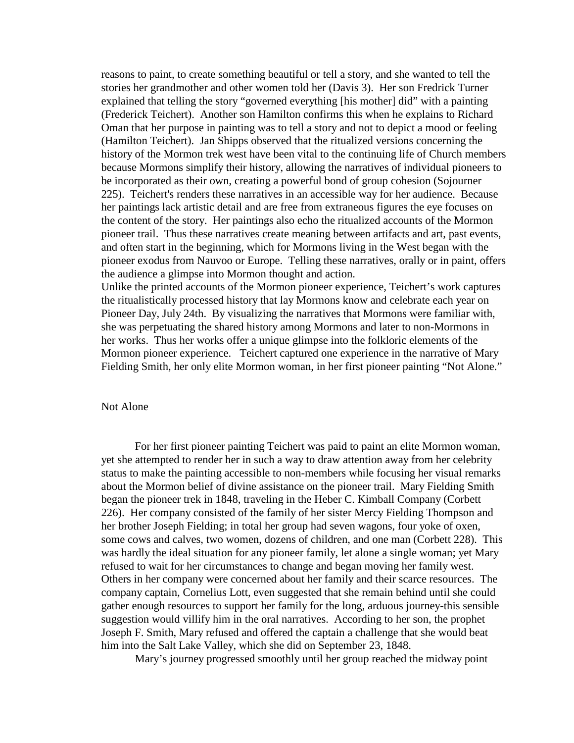reasons to paint, to create something beautiful or tell a story, and she wanted to tell the stories her grandmother and other women told her (Davis 3). Her son Fredrick Turner explained that telling the story "governed everything [his mother] did" with a painting (Frederick Teichert). Another son Hamilton confirms this when he explains to Richard Oman that her purpose in painting was to tell a story and not to depict a mood or feeling (Hamilton Teichert). Jan Shipps observed that the ritualized versions concerning the history of the Mormon trek west have been vital to the continuing life of Church members because Mormons simplify their history, allowing the narratives of individual pioneers to be incorporated as their own, creating a powerful bond of group cohesion (Sojourner 225). Teichert's renders these narratives in an accessible way for her audience. Because her paintings lack artistic detail and are free from extraneous figures the eye focuses on the content of the story. Her paintings also echo the ritualized accounts of the Mormon pioneer trail. Thus these narratives create meaning between artifacts and art, past events, and often start in the beginning, which for Mormons living in the West began with the pioneer exodus from Nauvoo or Europe. Telling these narratives, orally or in paint, offers the audience a glimpse into Mormon thought and action.

Unlike the printed accounts of the Mormon pioneer experience, Teichert's work captures the ritualistically processed history that lay Mormons know and celebrate each year on Pioneer Day, July 24th. By visualizing the narratives that Mormons were familiar with, she was perpetuating the shared history among Mormons and later to non-Mormons in her works. Thus her works offer a unique glimpse into the folkloric elements of the Mormon pioneer experience. Teichert captured one experience in the narrative of Mary Fielding Smith, her only elite Mormon woman, in her first pioneer painting "Not Alone."

## Not Alone

For her first pioneer painting Teichert was paid to paint an elite Mormon woman, yet she attempted to render her in such a way to draw attention away from her celebrity status to make the painting accessible to non-members while focusing her visual remarks about the Mormon belief of divine assistance on the pioneer trail. Mary Fielding Smith began the pioneer trek in 1848, traveling in the Heber C. Kimball Company (Corbett 226). Her company consisted of the family of her sister Mercy Fielding Thompson and her brother Joseph Fielding; in total her group had seven wagons, four yoke of oxen, some cows and calves, two women, dozens of children, and one man (Corbett 228). This was hardly the ideal situation for any pioneer family, let alone a single woman; yet Mary refused to wait for her circumstances to change and began moving her family west. Others in her company were concerned about her family and their scarce resources. The company captain, Cornelius Lott, even suggested that she remain behind until she could gather enough resources to support her family for the long, arduous journey-this sensible suggestion would villify him in the oral narratives. According to her son, the prophet Joseph F. Smith, Mary refused and offered the captain a challenge that she would beat him into the Salt Lake Valley, which she did on September 23, 1848.

Mary's journey progressed smoothly until her group reached the midway point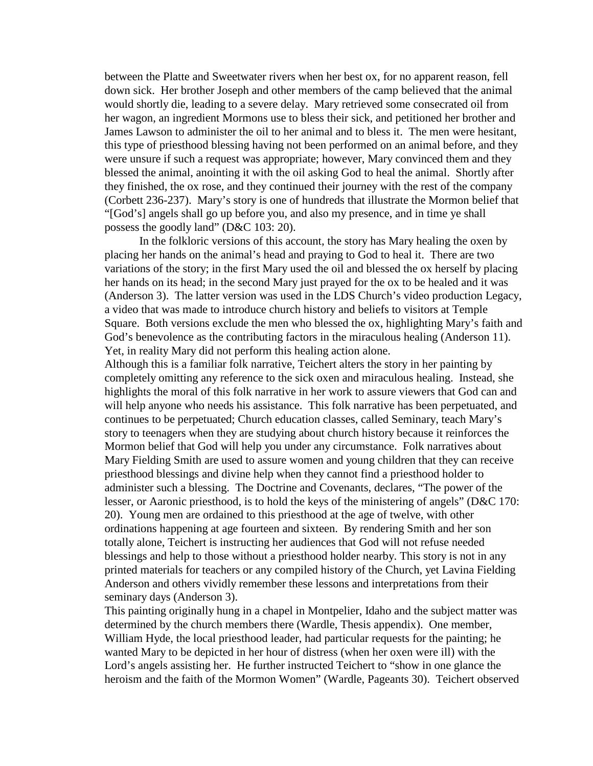between the Platte and Sweetwater rivers when her best ox, for no apparent reason, fell down sick. Her brother Joseph and other members of the camp believed that the animal would shortly die, leading to a severe delay. Mary retrieved some consecrated oil from her wagon, an ingredient Mormons use to bless their sick, and petitioned her brother and James Lawson to administer the oil to her animal and to bless it. The men were hesitant, this type of priesthood blessing having not been performed on an animal before, and they were unsure if such a request was appropriate; however, Mary convinced them and they blessed the animal, anointing it with the oil asking God to heal the animal. Shortly after they finished, the ox rose, and they continued their journey with the rest of the company (Corbett 236-237). Mary's story is one of hundreds that illustrate the Mormon belief that "[God's] angels shall go up before you, and also my presence, and in time ye shall possess the goodly land" (D&C 103: 20).

In the folkloric versions of this account, the story has Mary healing the oxen by placing her hands on the animal's head and praying to God to heal it. There are two variations of the story; in the first Mary used the oil and blessed the ox herself by placing her hands on its head; in the second Mary just prayed for the ox to be healed and it was (Anderson 3). The latter version was used in the LDS Church's video production Legacy, a video that was made to introduce church history and beliefs to visitors at Temple Square. Both versions exclude the men who blessed the ox, highlighting Mary's faith and God's benevolence as the contributing factors in the miraculous healing (Anderson 11). Yet, in reality Mary did not perform this healing action alone.

Although this is a familiar folk narrative, Teichert alters the story in her painting by completely omitting any reference to the sick oxen and miraculous healing. Instead, she highlights the moral of this folk narrative in her work to assure viewers that God can and will help anyone who needs his assistance. This folk narrative has been perpetuated, and continues to be perpetuated; Church education classes, called Seminary, teach Mary's story to teenagers when they are studying about church history because it reinforces the Mormon belief that God will help you under any circumstance. Folk narratives about Mary Fielding Smith are used to assure women and young children that they can receive priesthood blessings and divine help when they cannot find a priesthood holder to administer such a blessing. The Doctrine and Covenants, declares, "The power of the lesser, or Aaronic priesthood, is to hold the keys of the ministering of angels" (D&C 170: 20). Young men are ordained to this priesthood at the age of twelve, with other ordinations happening at age fourteen and sixteen. By rendering Smith and her son totally alone, Teichert is instructing her audiences that God will not refuse needed blessings and help to those without a priesthood holder nearby. This story is not in any printed materials for teachers or any compiled history of the Church, yet Lavina Fielding Anderson and others vividly remember these lessons and interpretations from their seminary days (Anderson 3).

This painting originally hung in a chapel in Montpelier, Idaho and the subject matter was determined by the church members there (Wardle, Thesis appendix). One member, William Hyde, the local priesthood leader, had particular requests for the painting; he wanted Mary to be depicted in her hour of distress (when her oxen were ill) with the Lord's angels assisting her. He further instructed Teichert to "show in one glance the heroism and the faith of the Mormon Women" (Wardle, Pageants 30). Teichert observed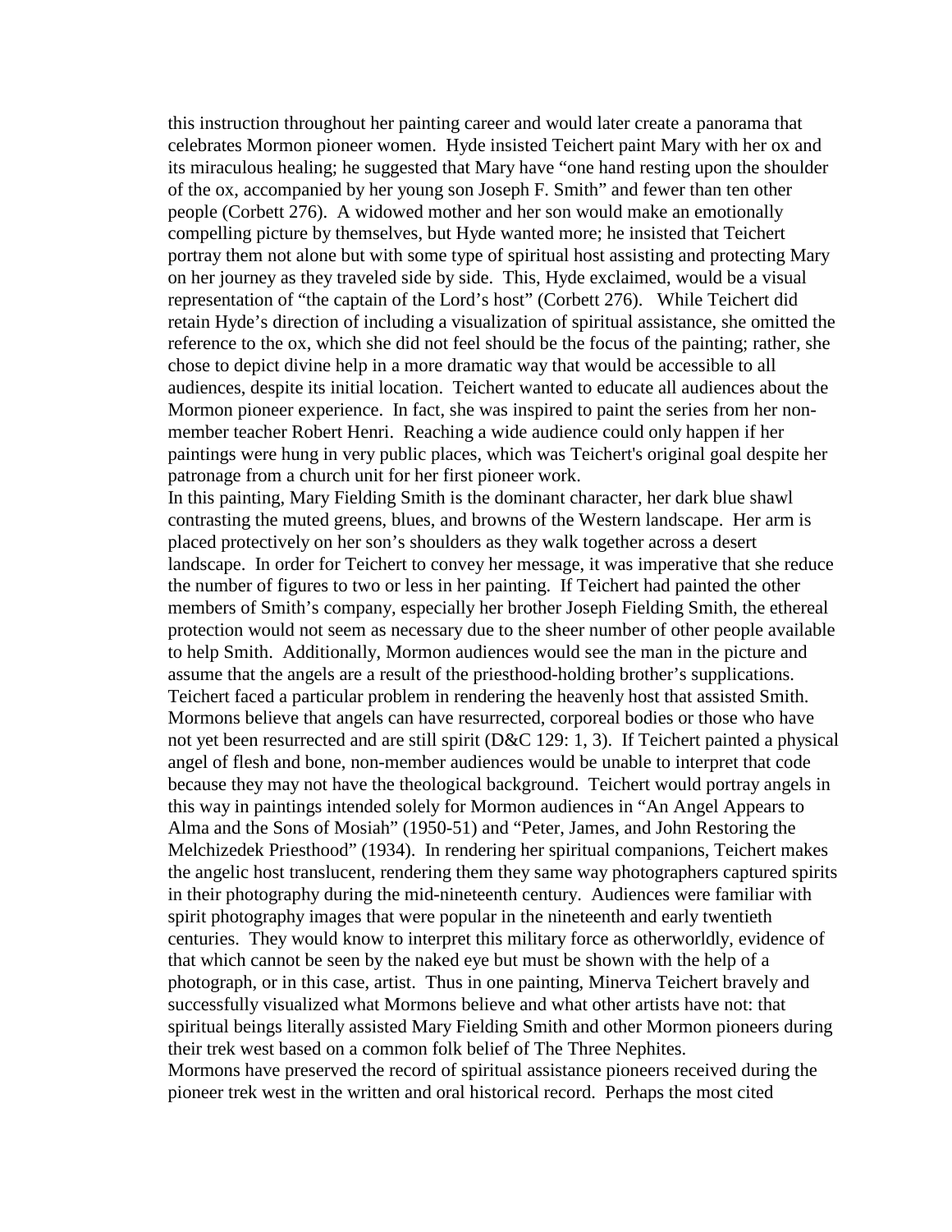this instruction throughout her painting career and would later create a panorama that celebrates Mormon pioneer women. Hyde insisted Teichert paint Mary with her ox and its miraculous healing; he suggested that Mary have "one hand resting upon the shoulder of the ox, accompanied by her young son Joseph F. Smith" and fewer than ten other people (Corbett 276). A widowed mother and her son would make an emotionally compelling picture by themselves, but Hyde wanted more; he insisted that Teichert portray them not alone but with some type of spiritual host assisting and protecting Mary on her journey as they traveled side by side. This, Hyde exclaimed, would be a visual representation of "the captain of the Lord's host" (Corbett 276). While Teichert did retain Hyde's direction of including a visualization of spiritual assistance, she omitted the reference to the ox, which she did not feel should be the focus of the painting; rather, she chose to depict divine help in a more dramatic way that would be accessible to all audiences, despite its initial location. Teichert wanted to educate all audiences about the Mormon pioneer experience. In fact, she was inspired to paint the series from her non-member teacher Robert Henri. Reaching a wide audience could only happen if her paintings were hung in very public places, which was Teichert's original goal despite her patronage from a church unit for her first pioneer work.

In this painting, Mary Fielding Smith is the dominant character, her dark blue shawl contrasting the muted greens, blues, and browns of the Western landscape. Her arm is placed protectively on her son's shoulders as they walk together across a desert landscape. In order for Teichert to convey her message, it was imperative that she reduce the number of figures to two or less in her painting. If Teichert had painted the other members of Smith's company, especially her brother Joseph Fielding Smith, the ethereal protection would not seem as necessary due to the sheer number of other people available to help Smith. Additionally, Mormon audiences would see the man in the picture and assume that the angels are a result of the priesthood-holding brother's supplications. Teichert faced a particular problem in rendering the heavenly host that assisted Smith. Mormons believe that angels can have resurrected, corporeal bodies or those who have not yet been resurrected and are still spirit (D&C 129: 1, 3). If Teichert painted a physical angel of flesh and bone, non-member audiences would be unable to interpret that code because they may not have the theological background. Teichert would portray angels in this way in paintings intended solely for Mormon audiences in "An Angel Appears to Alma and the Sons of Mosiah" (1950-51) and "Peter, James, and John Restoring the Melchizedek Priesthood" (1934). In rendering her spiritual companions, Teichert makes the angelic host translucent, rendering them they same way photographers captured spirits in their photography during the mid-nineteenth century. Audiences were familiar with spirit photography images that were popular in the nineteenth and early twentieth centuries. They would know to interpret this military force as otherworldly, evidence of that which cannot be seen by the naked eye but must be shown with the help of a photograph, or in this case, artist. Thus in one painting, Minerva Teichert bravely and successfully visualized what Mormons believe and what other artists have not: that spiritual beings literally assisted Mary Fielding Smith and other Mormon pioneers during their trek west based on a common folk belief of The Three Nephites.

Mormons have preserved the record of spiritual assistance pioneers received during the pioneer trek west in the written and oral historical record. Perhaps the most cited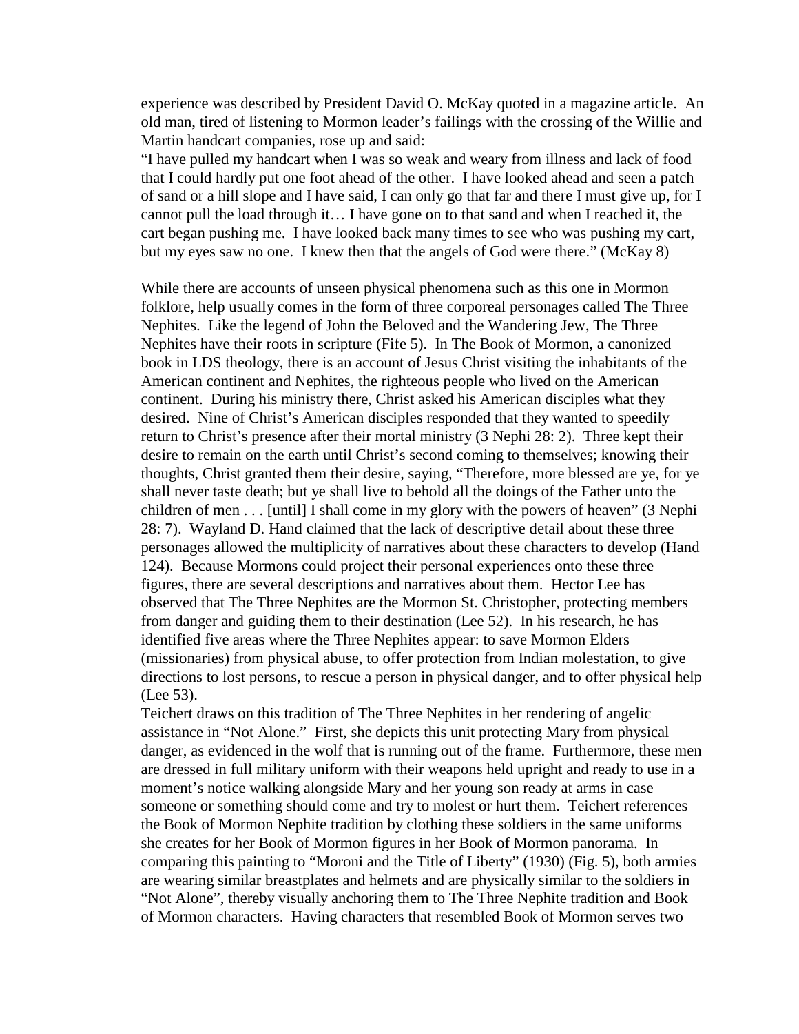experience was described by President David O. McKay quoted in a magazine article. An old man, tired of listening to Mormon leader's failings with the crossing of the Willie and Martin handcart companies, rose up and said:

"I have pulled my handcart when I was so weak and weary from illness and lack of food that I could hardly put one foot ahead of the other. I have looked ahead and seen a patch of sand or a hill slope and I have said, I can only go that far and there I must give up, for I cannot pull the load through it… I have gone on to that sand and when I reached it, the cart began pushing me. I have looked back many times to see who was pushing my cart, but my eyes saw no one. I knew then that the angels of God were there." (McKay 8)

While there are accounts of unseen physical phenomena such as this one in Mormon folklore, help usually comes in the form of three corporeal personages called The Three Nephites. Like the legend of John the Beloved and the Wandering Jew, The Three Nephites have their roots in scripture (Fife 5). In The Book of Mormon, a canonized book in LDS theology, there is an account of Jesus Christ visiting the inhabitants of the American continent and Nephites, the righteous people who lived on the American continent. During his ministry there, Christ asked his American disciples what they desired. Nine of Christ's American disciples responded that they wanted to speedily return to Christ's presence after their mortal ministry (3 Nephi 28: 2). Three kept their desire to remain on the earth until Christ's second coming to themselves; knowing their thoughts, Christ granted them their desire, saying, "Therefore, more blessed are ye, for ye shall never taste death; but ye shall live to behold all the doings of the Father unto the children of men . . . [until] I shall come in my glory with the powers of heaven" (3 Nephi 28: 7). Wayland D. Hand claimed that the lack of descriptive detail about these three personages allowed the multiplicity of narratives about these characters to develop (Hand 124). Because Mormons could project their personal experiences onto these three figures, there are several descriptions and narratives about them. Hector Lee has observed that The Three Nephites are the Mormon St. Christopher, protecting members from danger and guiding them to their destination (Lee 52). In his research, he has identified five areas where the Three Nephites appear: to save Mormon Elders (missionaries) from physical abuse, to offer protection from Indian molestation, to give directions to lost persons, to rescue a person in physical danger, and to offer physical help (Lee 53).

Teichert draws on this tradition of The Three Nephites in her rendering of angelic assistance in "Not Alone." First, she depicts this unit protecting Mary from physical danger, as evidenced in the wolf that is running out of the frame. Furthermore, these men are dressed in full military uniform with their weapons held upright and ready to use in a moment's notice walking alongside Mary and her young son ready at arms in case someone or something should come and try to molest or hurt them. Teichert references the Book of Mormon Nephite tradition by clothing these soldiers in the same uniforms she creates for her Book of Mormon figures in her Book of Mormon panorama. In comparing this painting to "Moroni and the Title of Liberty" (1930) (Fig. 5), both armies are wearing similar breastplates and helmets and are physically similar to the soldiers in "Not Alone", thereby visually anchoring them to The Three Nephite tradition and Book of Mormon characters. Having characters that resembled Book of Mormon serves two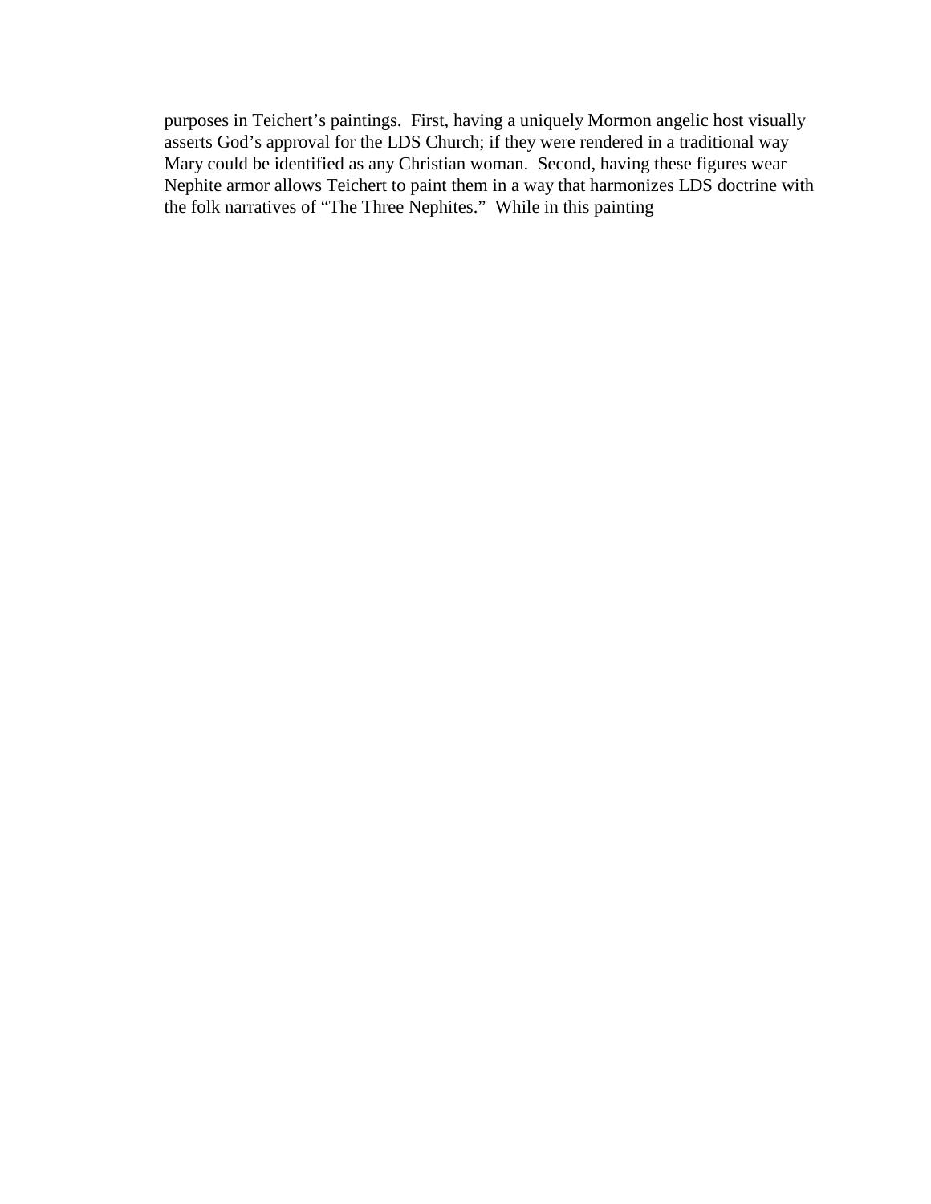purposes in Teichert's paintings. First, having a uniquely Mormon angelic host visually asserts God's approval for the LDS Church; if they were rendered in a traditional way Mary could be identified as any Christian woman. Second, having these figures wear Nephite armor allows Teichert to paint them in a way that harmonizes LDS doctrine with the folk narratives of "The Three Nephites." While in this painting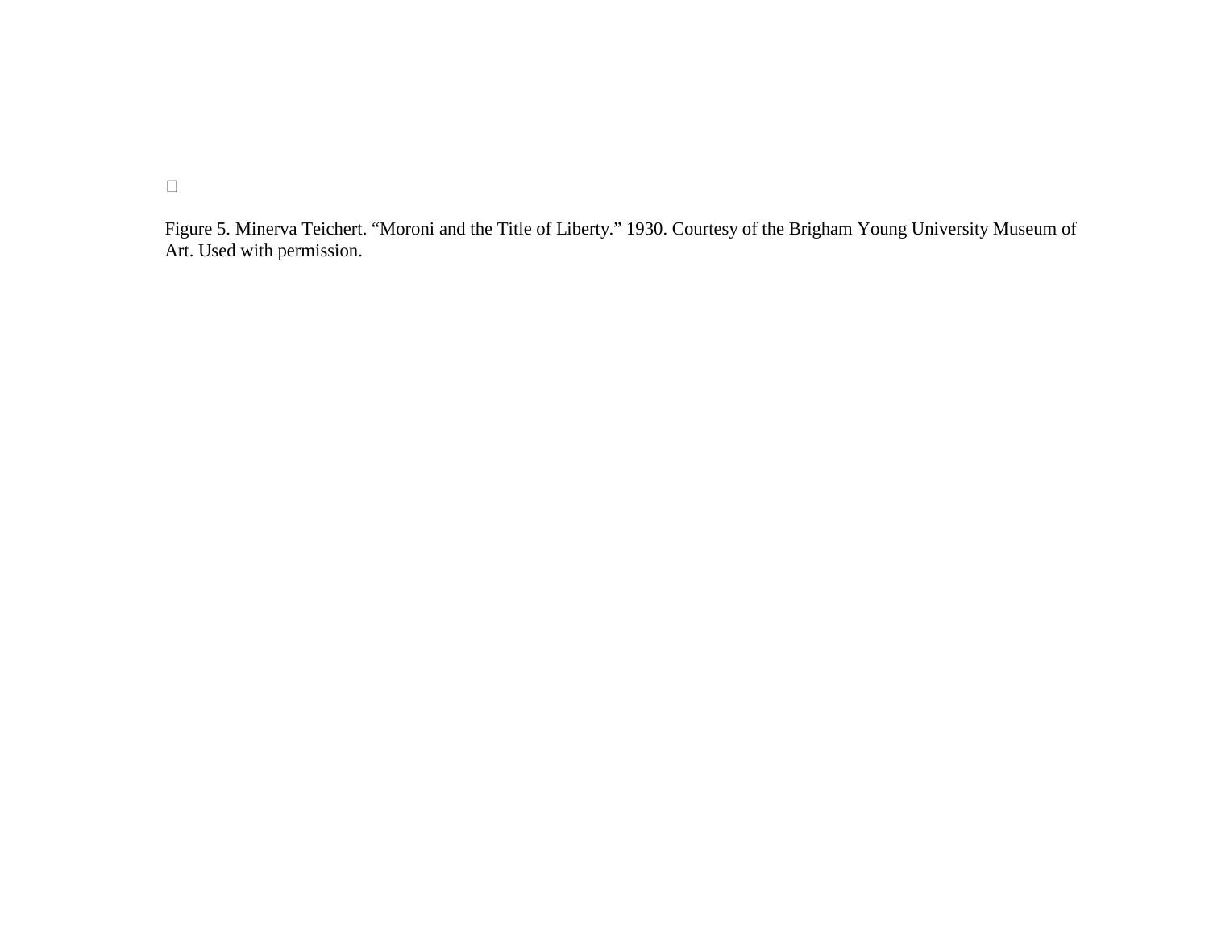Figure 5. Minerva Teichert. “Moroni and the Title of Liberty.” 1930. Courtesy of the Brigham Young University Museum of Art. Used with permission.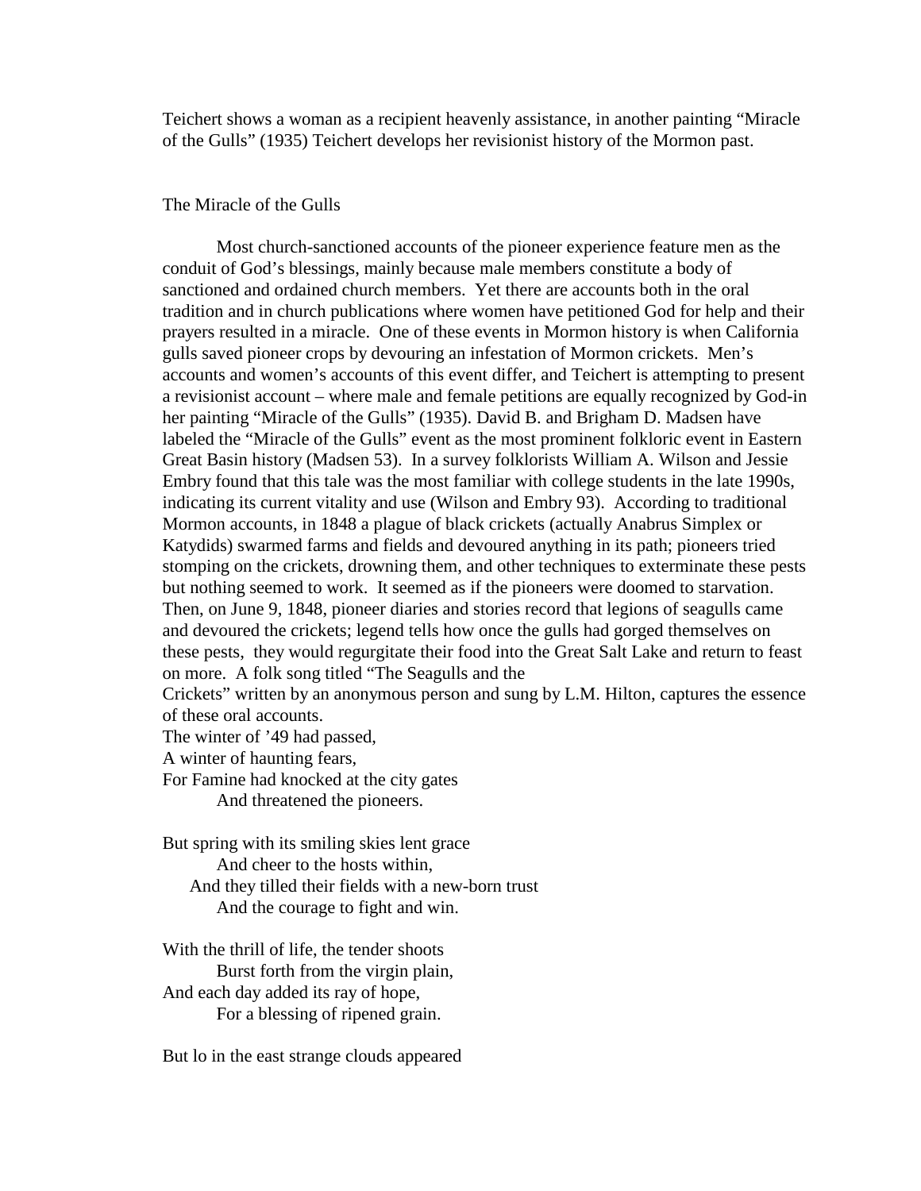Teichert shows a woman as a recipient heavenly assistance, in another painting "Miracle of the Gulls" (1935) Teichert develops her revisionist history of the Mormon past.

The Miracle of the Gulls

Most church-sanctioned accounts of the pioneer experience feature men as the conduit of God's blessings, mainly because male members constitute a body of sanctioned and ordained church members. Yet there are accounts both in the oral tradition and in church publications where women have petitioned God for help and their prayers resulted in a miracle. One of these events in Mormon history is when California gulls saved pioneer crops by devouring an infestation of Mormon crickets. Men's accounts and women's accounts of this event differ, and Teichert is attempting to present a revisionist account – where male and female petitions are equally recognized by God-in her painting "Miracle of the Gulls" (1935). David B. and Brigham D. Madsen have labeled the "Miracle of the Gulls" event as the most prominent folkloric event in Eastern Great Basin history (Madsen 53). In a survey folklorists William A. Wilson and Jessie Embry found that this tale was the most familiar with college students in the late 1990s, indicating its current vitality and use (Wilson and Embry 93). According to traditional Mormon accounts, in 1848 a plague of black crickets (actually Anabrus Simplex or Katydids) swarmed farms and fields and devoured anything in its path; pioneers tried stomping on the crickets, drowning them, and other techniques to exterminate these pests but nothing seemed to work. It seemed as if the pioneers were doomed to starvation. Then, on June 9, 1848, pioneer diaries and stories record that legions of seagulls came and devoured the crickets; legend tells how once the gulls had gorged themselves on these pests, they would regurgitate their food into the Great Salt Lake and return to feast on more. A folk song titled "The Seagulls and the Crickets" written by an anonymous person and sung by L.M. Hilton, captures the essence of these oral accounts.

The winter of '49 had passed,  
A winter of haunting fears,  
For Famine had knocked at the city gates  
And threatened the pioneers.

But spring with its smiling skies lent grace  
And cheer to the hosts within,  
And they tilled their fields with a new-born trust  
And the courage to fight and win.

With the thrill of life, the tender shoots  
Burst forth from the virgin plain,  
And each day added its ray of hope,  
For a blessing of ripened grain.

But lo in the east strange clouds appeared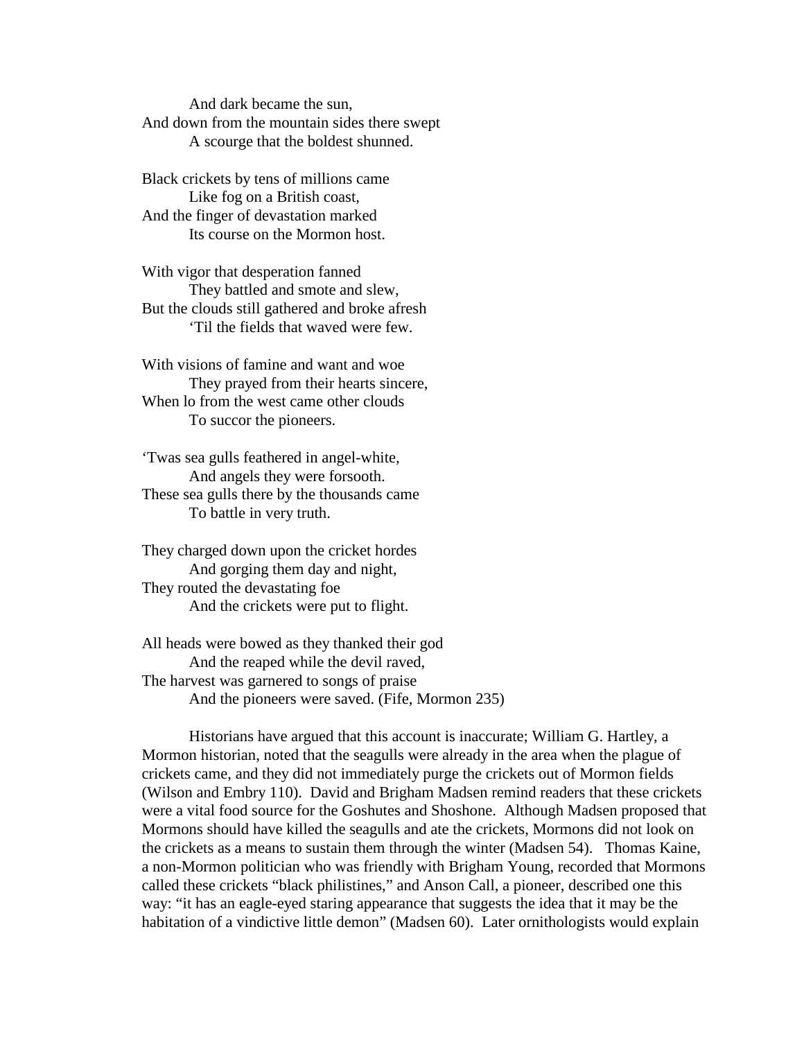And dark became the sun,  
And down from the mountain sides there swept  
A scourge that the boldest shunned.

Black crickets by tens of millions came  
Like fog on a British coast,  
And the finger of devastation marked  
Its course on the Mormon host.

With vigor that desperation fanned  
They battled and smote and slew,  
But the clouds still gathered and broke afresh  
'Til the fields that waved were few.

With visions of famine and want and woe  
They prayed from their hearts sincere,  
When lo from the west came other clouds  
To succor the pioneers.

'Twas sea gulls feathered in angel-white,  
And angels they were forsooth.  
These sea gulls there by the thousands came  
To battle in very truth.

They charged down upon the cricket hordes  
And gorging them day and night,  
They routed the devastating foe  
And the crickets were put to flight.

All heads were bowed as they thanked their god  
And the reaped while the devil raved,  
The harvest was garnered to songs of praise  
And the pioneers were saved. (Fife, Mormon 235)

Historians have argued that this account is inaccurate; William G. Hartley, a Mormon historian, noted that the seagulls were already in the area when the plague of crickets came, and they did not immediately purge the crickets out of Mormon fields (Wilson and Embry 110). David and Brigham Madsen remind readers that these crickets were a vital food source for the Goshutes and Shoshone. Although Madsen proposed that Mormons should have killed the seagulls and ate the crickets, Mormons did not look on the crickets as a means to sustain them through the winter (Madsen 54). Thomas Kaine, a non-Mormon politician who was friendly with Brigham Young, recorded that Mormons called these crickets "black philistines," and Anson Call, a pioneer, described one this way: "it has an eagle-eyed staring appearance that suggests the idea that it may be the habitation of a vindictive little demon" (Madsen 60). Later ornithologists would explain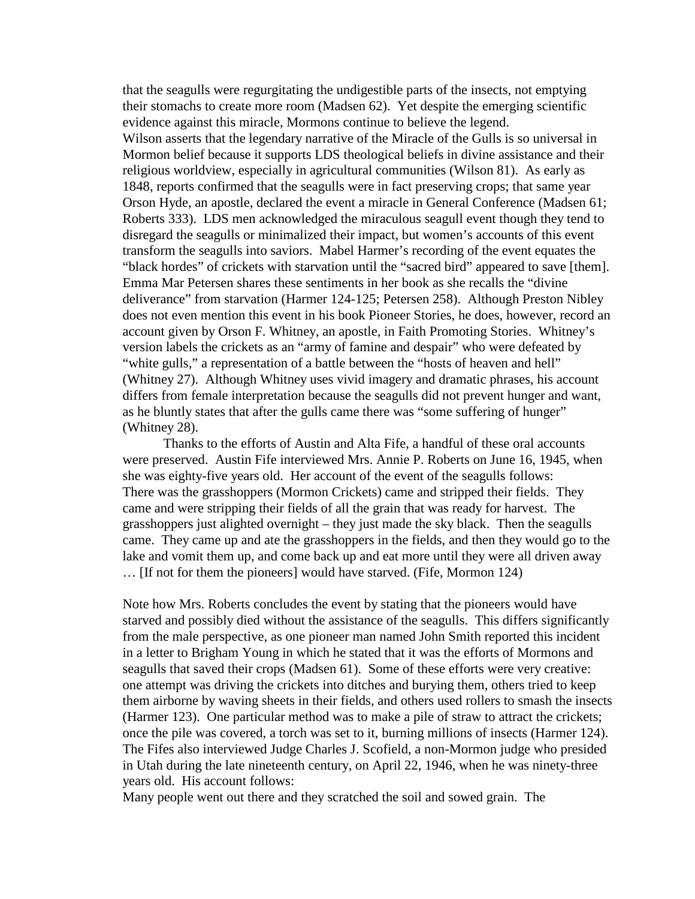that the seagulls were regurgitating the undigestible parts of the insects, not emptying their stomachs to create more room (Madsen 62). Yet despite the emerging scientific evidence against this miracle, Mormons continue to believe the legend.

Wilson asserts that the legendary narrative of the Miracle of the Gulls is so universal in Mormon belief because it supports LDS theological beliefs in divine assistance and their religious worldview, especially in agricultural communities (Wilson 81). As early as 1848, reports confirmed that the seagulls were in fact preserving crops; that same year Orson Hyde, an apostle, declared the event a miracle in General Conference (Madsen 61; Roberts 333). LDS men acknowledged the miraculous seagull event though they tend to disregard the seagulls or minimalized their impact, but women's accounts of this event transform the seagulls into saviors. Mabel Harmer's recording of the event equates the "black hordes" of crickets with starvation until the "sacred bird" appeared to save [them]. Emma Mar Petersen shares these sentiments in her book as she recalls the "divine deliverance" from starvation (Harmer 124-125; Petersen 258). Although Preston Nibley does not even mention this event in his book Pioneer Stories, he does, however, record an account given by Orson F. Whitney, an apostle, in Faith Promoting Stories. Whitney's version labels the crickets as an "army of famine and despair" who were defeated by "white gulls," a representation of a battle between the "hosts of heaven and hell" (Whitney 27). Although Whitney uses vivid imagery and dramatic phrases, his account differs from female interpretation because the seagulls did not prevent hunger and want, as he bluntly states that after the gulls came there was "some suffering of hunger" (Whitney 28).

Thanks to the efforts of Austin and Alta Fife, a handful of these oral accounts were preserved. Austin Fife interviewed Mrs. Annie P. Roberts on June 16, 1945, when she was eighty-five years old. Her account of the event of the seagulls follows:

There was the grasshoppers (Mormon Crickets) came and stripped their fields. They came and were stripping their fields of all the grain that was ready for harvest. The grasshoppers just alighted overnight – they just made the sky black. Then the seagulls came. They came up and ate the grasshoppers in the fields, and then they would go to the lake and vomit them up, and come back up and eat more until they were all driven away … [If not for them the pioneers] would have starved. (Fife, Mormon 124)

Note how Mrs. Roberts concludes the event by stating that the pioneers would have starved and possibly died without the assistance of the seagulls. This differs significantly from the male perspective, as one pioneer man named John Smith reported this incident in a letter to Brigham Young in which he stated that it was the efforts of Mormons and seagulls that saved their crops (Madsen 61). Some of these efforts were very creative: one attempt was driving the crickets into ditches and burying them, others tried to keep them airborne by waving sheets in their fields, and others used rollers to smash the insects (Harmer 123). One particular method was to make a pile of straw to attract the crickets; once the pile was covered, a torch was set to it, burning millions of insects (Harmer 124). The Fifes also interviewed Judge Charles J. Scofield, a non-Mormon judge who presided in Utah during the late nineteenth century, on April 22, 1946, when he was ninety-three years old. His account follows:

Many people went out there and they scratched the soil and sowed grain. The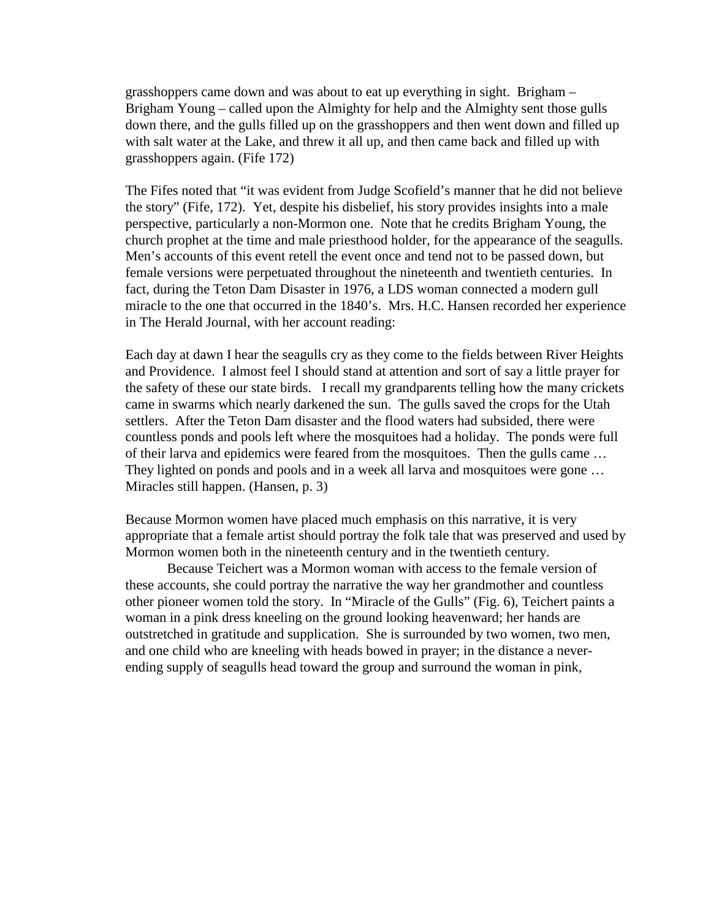grasshoppers came down and was about to eat up everything in sight. Brigham – Brigham Young – called upon the Almighty for help and the Almighty sent those gulls down there, and the gulls filled up on the grasshoppers and then went down and filled up with salt water at the Lake, and threw it all up, and then came back and filled up with grasshoppers again. (Fife 172)

The Fifes noted that "it was evident from Judge Scofield's manner that he did not believe the story" (Fife, 172). Yet, despite his disbelief, his story provides insights into a male perspective, particularly a non-Mormon one. Note that he credits Brigham Young, the church prophet at the time and male priesthood holder, for the appearance of the seagulls. Men's accounts of this event retell the event once and tend not to be passed down, but female versions were perpetuated throughout the nineteenth and twentieth centuries. In fact, during the Teton Dam Disaster in 1976, a LDS woman connected a modern gull miracle to the one that occurred in the 1840's. Mrs. H.C. Hansen recorded her experience in The Herald Journal, with her account reading:

Each day at dawn I hear the seagulls cry as they come to the fields between River Heights and Providence. I almost feel I should stand at attention and sort of say a little prayer for the safety of these our state birds. I recall my grandparents telling how the many crickets came in swarms which nearly darkened the sun. The gulls saved the crops for the Utah settlers. After the Teton Dam disaster and the flood waters had subsided, there were countless ponds and pools left where the mosquitoes had a holiday. The ponds were full of their larva and epidemics were feared from the mosquitoes. Then the gulls came … They lighted on ponds and pools and in a week all larva and mosquitoes were gone … Miracles still happen. (Hansen, p. 3)

Because Mormon women have placed much emphasis on this narrative, it is very appropriate that a female artist should portray the folk tale that was preserved and used by Mormon women both in the nineteenth century and in the twentieth century.

Because Teichert was a Mormon woman with access to the female version of these accounts, she could portray the narrative the way her grandmother and countless other pioneer women told the story. In "Miracle of the Gulls" (Fig. 6), Teichert paints a woman in a pink dress kneeling on the ground looking heavenward; her hands are outstretched in gratitude and supplication. She is surrounded by two women, two men, and one child who are kneeling with heads bowed in prayer; in the distance a never-ending supply of seagulls head toward the group and surround the woman in pink,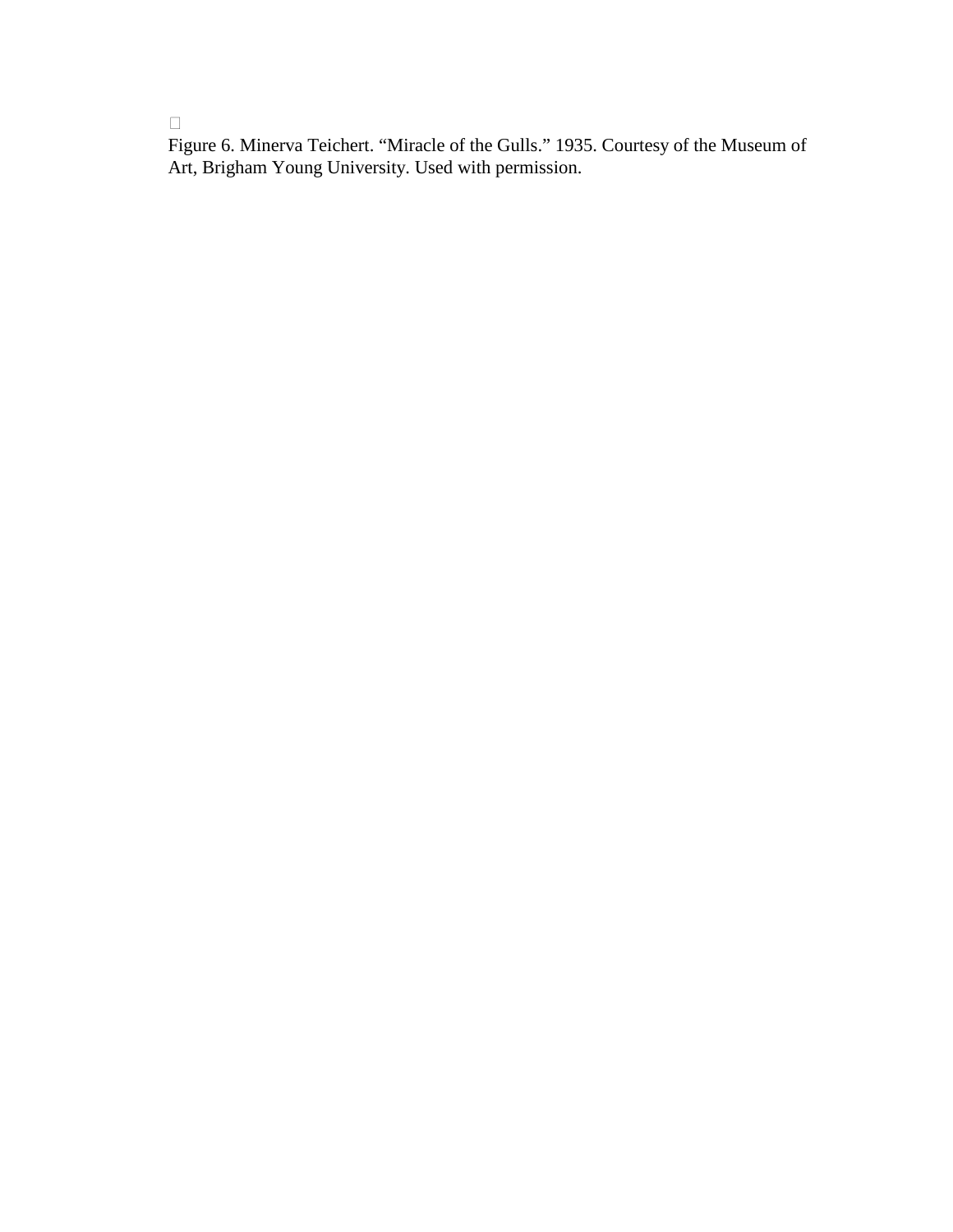Figure 6. Minerva Teichert. “Miracle of the Gulls.” 1935. Courtesy of the Museum of Art, Brigham Young University. Used with permission.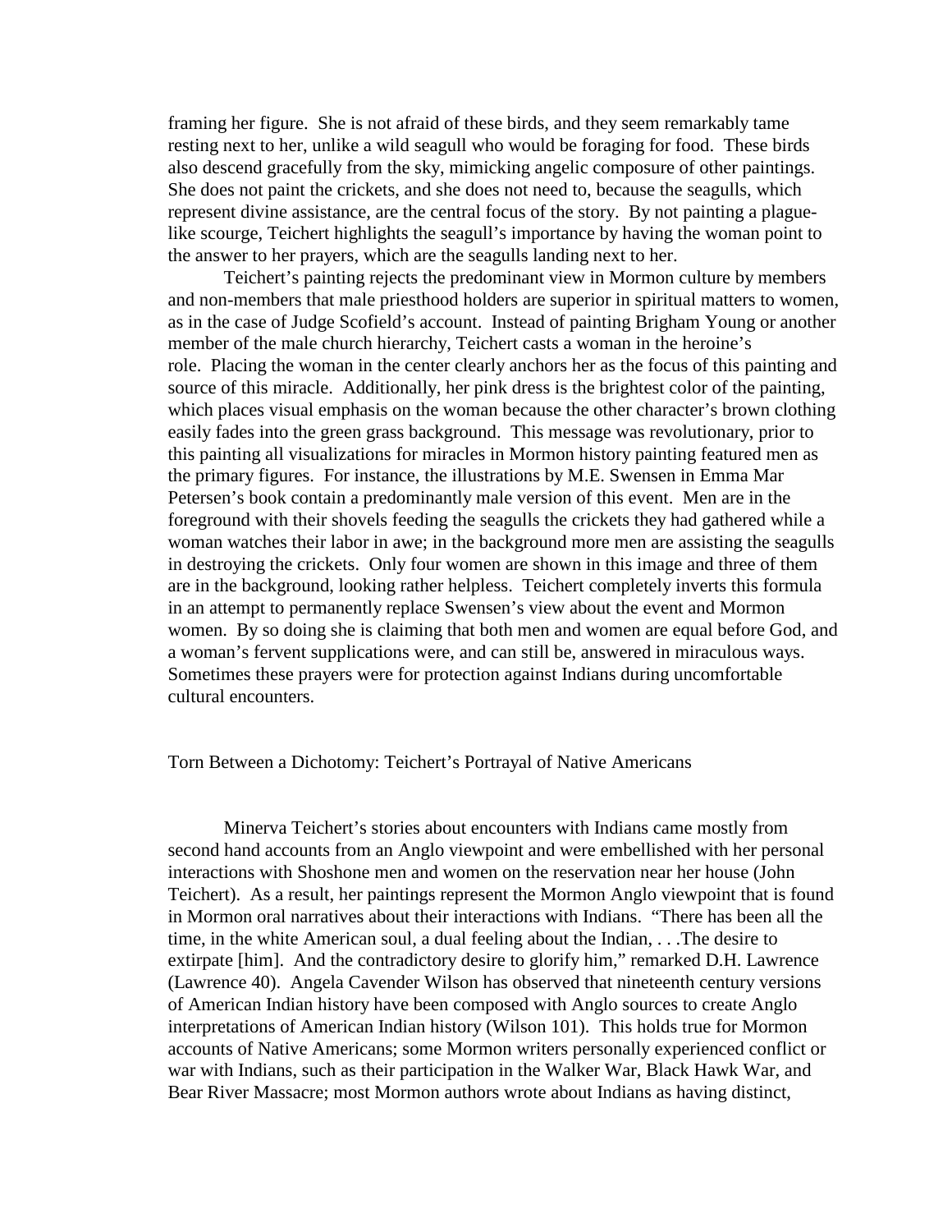framing her figure. She is not afraid of these birds, and they seem remarkably tame resting next to her, unlike a wild seagull who would be foraging for food. These birds also descend gracefully from the sky, mimicking angelic composure of other paintings. She does not paint the crickets, and she does not need to, because the seagulls, which represent divine assistance, are the central focus of the story. By not painting a plague-like scourge, Teichert highlights the seagull's importance by having the woman point to the answer to her prayers, which are the seagulls landing next to her.

Teichert's painting rejects the predominant view in Mormon culture by members and non-members that male priesthood holders are superior in spiritual matters to women, as in the case of Judge Scofield's account. Instead of painting Brigham Young or another member of the male church hierarchy, Teichert casts a woman in the heroine's role. Placing the woman in the center clearly anchors her as the focus of this painting and source of this miracle. Additionally, her pink dress is the brightest color of the painting, which places visual emphasis on the woman because the other character's brown clothing easily fades into the green grass background. This message was revolutionary, prior to this painting all visualizations for miracles in Mormon history painting featured men as the primary figures. For instance, the illustrations by M.E. Swensen in Emma Mar Petersen's book contain a predominantly male version of this event. Men are in the foreground with their shovels feeding the seagulls the crickets they had gathered while a woman watches their labor in awe; in the background more men are assisting the seagulls in destroying the crickets. Only four women are shown in this image and three of them are in the background, looking rather helpless. Teichert completely inverts this formula in an attempt to permanently replace Swensen's view about the event and Mormon women. By so doing she is claiming that both men and women are equal before God, and a woman's fervent supplications were, and can still be, answered in miraculous ways. Sometimes these prayers were for protection against Indians during uncomfortable cultural encounters.

## Torn Between a Dichotomy: Teichert's Portrayal of Native Americans

Minerva Teichert's stories about encounters with Indians came mostly from second hand accounts from an Anglo viewpoint and were embellished with her personal interactions with Shoshone men and women on the reservation near her house (John Teichert). As a result, her paintings represent the Mormon Anglo viewpoint that is found in Mormon oral narratives about their interactions with Indians. "There has been all the time, in the white American soul, a dual feeling about the Indian, . . .The desire to extirpate [him]. And the contradictory desire to glorify him," remarked D.H. Lawrence (Lawrence 40). Angela Cavender Wilson has observed that nineteenth century versions of American Indian history have been composed with Anglo sources to create Anglo interpretations of American Indian history (Wilson 101). This holds true for Mormon accounts of Native Americans; some Mormon writers personally experienced conflict or war with Indians, such as their participation in the Walker War, Black Hawk War, and Bear River Massacre; most Mormon authors wrote about Indians as having distinct,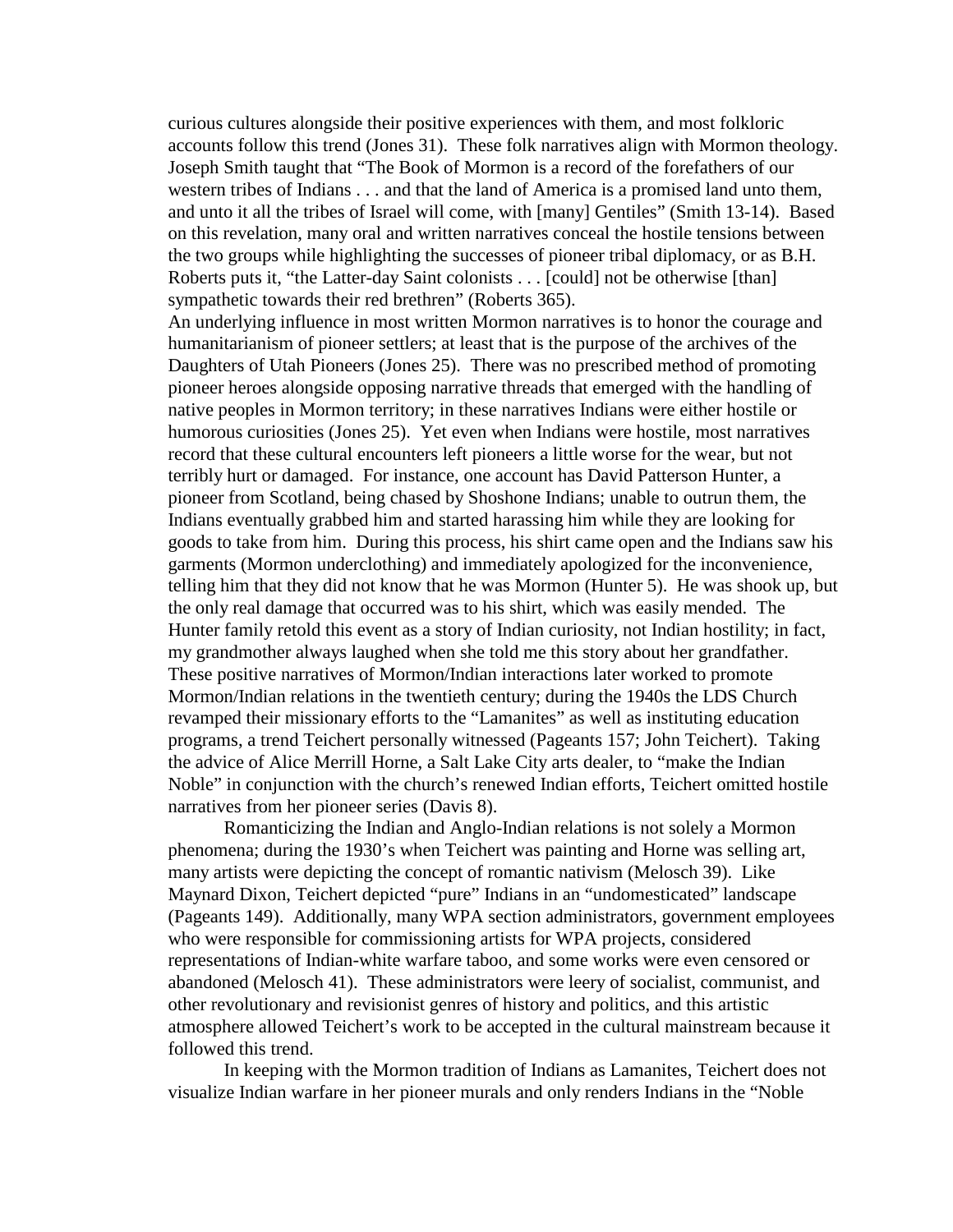curious cultures alongside their positive experiences with them, and most folkloric accounts follow this trend (Jones 31). These folk narratives align with Mormon theology. Joseph Smith taught that "The Book of Mormon is a record of the forefathers of our western tribes of Indians . . . and that the land of America is a promised land unto them, and unto it all the tribes of Israel will come, with [many] Gentiles" (Smith 13-14). Based on this revelation, many oral and written narratives conceal the hostile tensions between the two groups while highlighting the successes of pioneer tribal diplomacy, or as B.H. Roberts puts it, "the Latter-day Saint colonists . . . [could] not be otherwise [than] sympathetic towards their red brethren" (Roberts 365).

An underlying influence in most written Mormon narratives is to honor the courage and humanitarianism of pioneer settlers; at least that is the purpose of the archives of the Daughters of Utah Pioneers (Jones 25). There was no prescribed method of promoting pioneer heroes alongside opposing narrative threads that emerged with the handling of native peoples in Mormon territory; in these narratives Indians were either hostile or humorous curiosities (Jones 25). Yet even when Indians were hostile, most narratives record that these cultural encounters left pioneers a little worse for the wear, but not terribly hurt or damaged. For instance, one account has David Patterson Hunter, a pioneer from Scotland, being chased by Shoshone Indians; unable to outrun them, the Indians eventually grabbed him and started harassing him while they are looking for goods to take from him. During this process, his shirt came open and the Indians saw his garments (Mormon underclothing) and immediately apologized for the inconvenience, telling him that they did not know that he was Mormon (Hunter 5). He was shook up, but the only real damage that occurred was to his shirt, which was easily mended. The Hunter family retold this event as a story of Indian curiosity, not Indian hostility; in fact, my grandmother always laughed when she told me this story about her grandfather. These positive narratives of Mormon/Indian interactions later worked to promote Mormon/Indian relations in the twentieth century; during the 1940s the LDS Church revamped their missionary efforts to the "Lamanites" as well as instituting education programs, a trend Teichert personally witnessed (Pageants 157; John Teichert). Taking the advice of Alice Merrill Horne, a Salt Lake City arts dealer, to "make the Indian Noble" in conjunction with the church's renewed Indian efforts, Teichert omitted hostile narratives from her pioneer series (Davis 8).

Romanticizing the Indian and Anglo-Indian relations is not solely a Mormon phenomena; during the 1930's when Teichert was painting and Horne was selling art, many artists were depicting the concept of romantic nativism (Melosch 39). Like Maynard Dixon, Teichert depicted "pure" Indians in an "undomesticated" landscape (Pageants 149). Additionally, many WPA section administrators, government employees who were responsible for commissioning artists for WPA projects, considered representations of Indian-white warfare taboo, and some works were even censored or abandoned (Melosch 41). These administrators were leery of socialist, communist, and other revolutionary and revisionist genres of history and politics, and this artistic atmosphere allowed Teichert's work to be accepted in the cultural mainstream because it followed this trend.

In keeping with the Mormon tradition of Indians as Lamanites, Teichert does not visualize Indian warfare in her pioneer murals and only renders Indians in the "Noble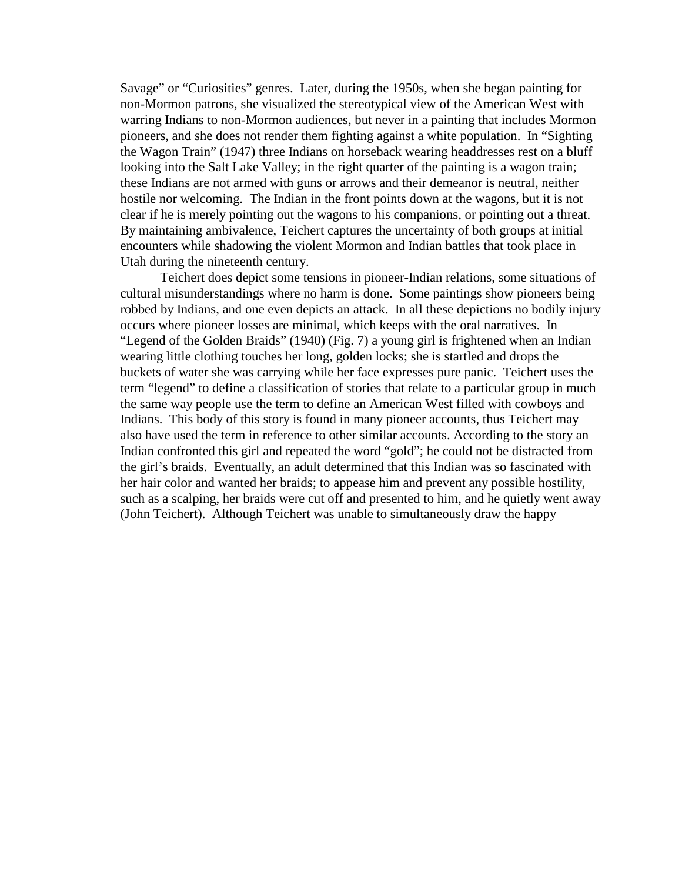Savage” or “Curiosities” genres. Later, during the 1950s, when she began painting for non-Mormon patrons, she visualized the stereotypical view of the American West with warring Indians to non-Mormon audiences, but never in a painting that includes Mormon pioneers, and she does not render them fighting against a white population. In “Sighting the Wagon Train” (1947) three Indians on horseback wearing headdresses rest on a bluff looking into the Salt Lake Valley; in the right quarter of the painting is a wagon train; these Indians are not armed with guns or arrows and their demeanor is neutral, neither hostile nor welcoming. The Indian in the front points down at the wagons, but it is not clear if he is merely pointing out the wagons to his companions, or pointing out a threat. By maintaining ambivalence, Teichert captures the uncertainty of both groups at initial encounters while shadowing the violent Mormon and Indian battles that took place in Utah during the nineteenth century.

Teichert does depict some tensions in pioneer-Indian relations, some situations of cultural misunderstandings where no harm is done. Some paintings show pioneers being robbed by Indians, and one even depicts an attack. In all these depictions no bodily injury occurs where pioneer losses are minimal, which keeps with the oral narratives. In “Legend of the Golden Braids” (1940) (Fig. 7) a young girl is frightened when an Indian wearing little clothing touches her long, golden locks; she is startled and drops the buckets of water she was carrying while her face expresses pure panic. Teichert uses the term “legend” to define a classification of stories that relate to a particular group in much the same way people use the term to define an American West filled with cowboys and Indians. This body of this story is found in many pioneer accounts, thus Teichert may also have used the term in reference to other similar accounts. According to the story an Indian confronted this girl and repeated the word “gold”; he could not be distracted from the girl’s braids. Eventually, an adult determined that this Indian was so fascinated with her hair color and wanted her braids; to appease him and prevent any possible hostility, such as a scalping, her braids were cut off and presented to him, and he quietly went away (John Teichert). Although Teichert was unable to simultaneously draw the happy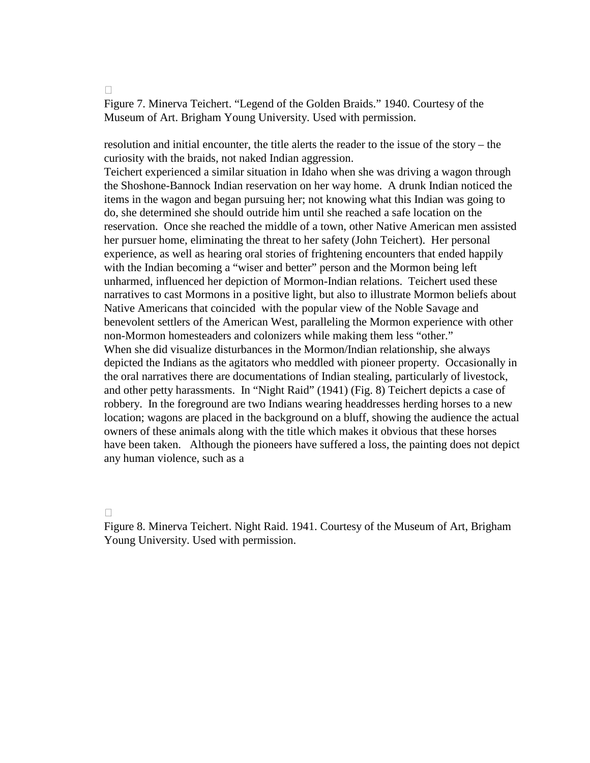Figure 7. Minerva Teichert. "Legend of the Golden Braids." 1940. Courtesy of the Museum of Art. Brigham Young University. Used with permission.

resolution and initial encounter, the title alerts the reader to the issue of the story – the curiosity with the braids, not naked Indian aggression.

Teichert experienced a similar situation in Idaho when she was driving a wagon through the Shoshone-Bannock Indian reservation on her way home. A drunk Indian noticed the items in the wagon and began pursuing her; not knowing what this Indian was going to do, she determined she should outride him until she reached a safe location on the reservation. Once she reached the middle of a town, other Native American men assisted her pursuer home, eliminating the threat to her safety (John Teichert). Her personal experience, as well as hearing oral stories of frightening encounters that ended happily with the Indian becoming a "wiser and better" person and the Mormon being left unharmed, influenced her depiction of Mormon-Indian relations. Teichert used these narratives to cast Mormons in a positive light, but also to illustrate Mormon beliefs about Native Americans that coincided with the popular view of the Noble Savage and benevolent settlers of the American West, paralleling the Mormon experience with other non-Mormon homesteaders and colonizers while making them less "other."

When she did visualize disturbances in the Mormon/Indian relationship, she always depicted the Indians as the agitators who meddled with pioneer property. Occasionally in the oral narratives there are documentations of Indian stealing, particularly of livestock, and other petty harassments. In "Night Raid" (1941) (Fig. 8) Teichert depicts a case of robbery. In the foreground are two Indians wearing headdresses herding horses to a new location; wagons are placed in the background on a bluff, showing the audience the actual owners of these animals along with the title which makes it obvious that these horses have been taken. Although the pioneers have suffered a loss, the painting does not depict any human violence, such as a

Figure 8. Minerva Teichert. Night Raid. 1941. Courtesy of the Museum of Art, Brigham Young University. Used with permission.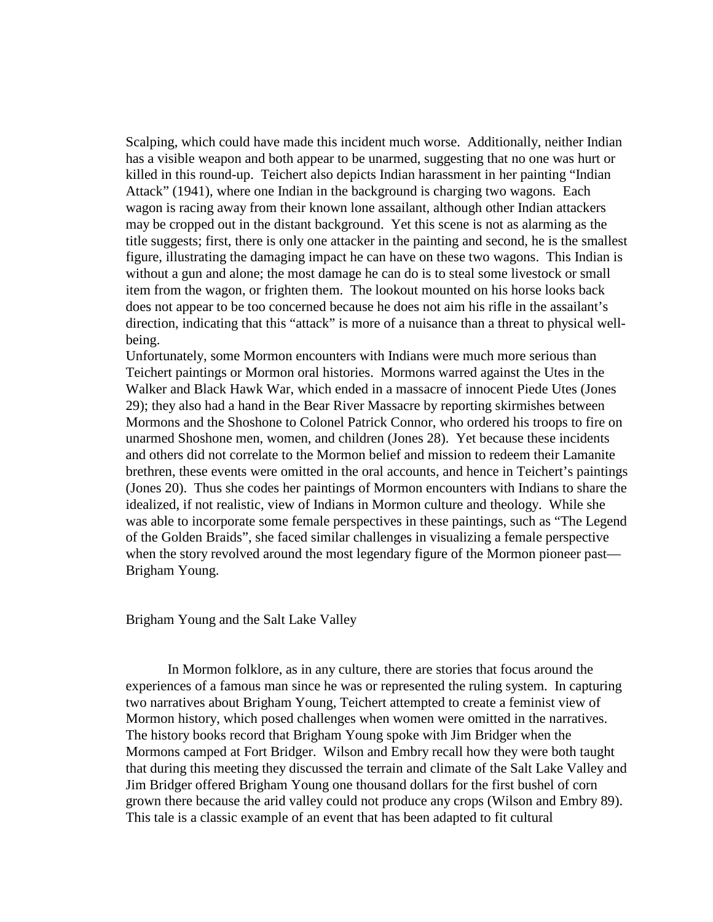Scalping, which could have made this incident much worse. Additionally, neither Indian has a visible weapon and both appear to be unarmed, suggesting that no one was hurt or killed in this round-up. Teichert also depicts Indian harassment in her painting "Indian Attack" (1941), where one Indian in the background is charging two wagons. Each wagon is racing away from their known lone assailant, although other Indian attackers may be cropped out in the distant background. Yet this scene is not as alarming as the title suggests; first, there is only one attacker in the painting and second, he is the smallest figure, illustrating the damaging impact he can have on these two wagons. This Indian is without a gun and alone; the most damage he can do is to steal some livestock or small item from the wagon, or frighten them. The lookout mounted on his horse looks back does not appear to be too concerned because he does not aim his rifle in the assailant's direction, indicating that this "attack" is more of a nuisance than a threat to physical well-being.

Unfortunately, some Mormon encounters with Indians were much more serious than Teichert paintings or Mormon oral histories. Mormons warred against the Utes in the Walker and Black Hawk War, which ended in a massacre of innocent Piede Utes (Jones 29); they also had a hand in the Bear River Massacre by reporting skirmishes between Mormons and the Shoshone to Colonel Patrick Connor, who ordered his troops to fire on unarmed Shoshone men, women, and children (Jones 28). Yet because these incidents and others did not correlate to the Mormon belief and mission to redeem their Lamanite brethren, these events were omitted in the oral accounts, and hence in Teichert's paintings (Jones 20). Thus she codes her paintings of Mormon encounters with Indians to share the idealized, if not realistic, view of Indians in Mormon culture and theology. While she was able to incorporate some female perspectives in these paintings, such as "The Legend of the Golden Braids", she faced similar challenges in visualizing a female perspective when the story revolved around the most legendary figure of the Mormon pioneer past—Brigham Young.

## Brigham Young and the Salt Lake Valley

In Mormon folklore, as in any culture, there are stories that focus around the experiences of a famous man since he was or represented the ruling system. In capturing two narratives about Brigham Young, Teichert attempted to create a feminist view of Mormon history, which posed challenges when women were omitted in the narratives. The history books record that Brigham Young spoke with Jim Bridger when the Mormons camped at Fort Bridger. Wilson and Embry recall how they were both taught that during this meeting they discussed the terrain and climate of the Salt Lake Valley and Jim Bridger offered Brigham Young one thousand dollars for the first bushel of corn grown there because the arid valley could not produce any crops (Wilson and Embry 89). This tale is a classic example of an event that has been adapted to fit cultural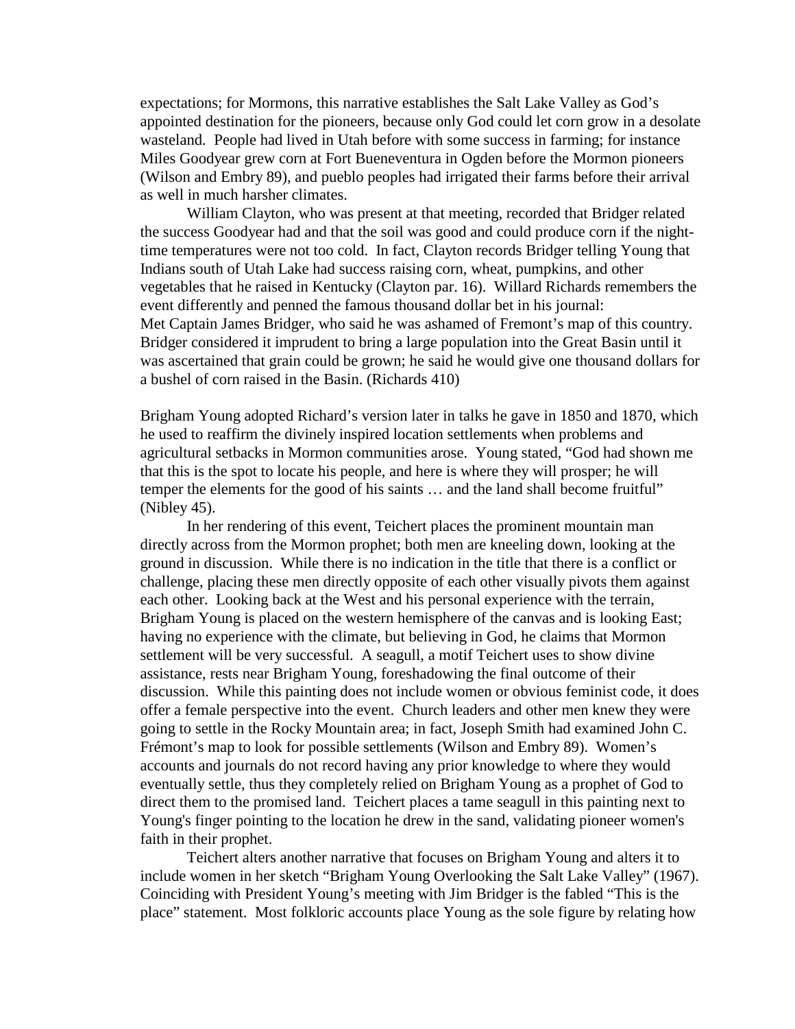expectations; for Mormons, this narrative establishes the Salt Lake Valley as God's appointed destination for the pioneers, because only God could let corn grow in a desolate wasteland. People had lived in Utah before with some success in farming; for instance Miles Goodyear grew corn at Fort Bueneventura in Ogden before the Mormon pioneers (Wilson and Embry 89), and pueblo peoples had irrigated their farms before their arrival as well in much harsher climates.

William Clayton, who was present at that meeting, recorded that Bridger related the success Goodyear had and that the soil was good and could produce corn if the night-time temperatures were not too cold. In fact, Clayton records Bridger telling Young that Indians south of Utah Lake had success raising corn, wheat, pumpkins, and other vegetables that he raised in Kentucky (Clayton par. 16). Willard Richards remembers the event differently and penned the famous thousand dollar bet in his journal:

> Met Captain James Bridger, who said he was ashamed of Fremont's map of this country. Bridger considered it imprudent to bring a large population into the Great Basin until it was ascertained that grain could be grown; he said he would give one thousand dollars for a bushel of corn raised in the Basin. (Richards 410)

Brigham Young adopted Richard's version later in talks he gave in 1850 and 1870, which he used to reaffirm the divinely inspired location settlements when problems and agricultural setbacks in Mormon communities arose. Young stated, "God had shown me that this is the spot to locate his people, and here is where they will prosper; he will temper the elements for the good of his saints … and the land shall become fruitful" (Nibley 45).

In her rendering of this event, Teichert places the prominent mountain man directly across from the Mormon prophet; both men are kneeling down, looking at the ground in discussion. While there is no indication in the title that there is a conflict or challenge, placing these men directly opposite of each other visually pivots them against each other. Looking back at the West and his personal experience with the terrain, Brigham Young is placed on the western hemisphere of the canvas and is looking East; having no experience with the climate, but believing in God, he claims that Mormon settlement will be very successful. A seagull, a motif Teichert uses to show divine assistance, rests near Brigham Young, foreshadowing the final outcome of their discussion. While this painting does not include women or obvious feminist code, it does offer a female perspective into the event. Church leaders and other men knew they were going to settle in the Rocky Mountain area; in fact, Joseph Smith had examined John C. Frémont's map to look for possible settlements (Wilson and Embry 89). Women's accounts and journals do not record having any prior knowledge to where they would eventually settle, thus they completely relied on Brigham Young as a prophet of God to direct them to the promised land. Teichert places a tame seagull in this painting next to Young's finger pointing to the location he drew in the sand, validating pioneer women's faith in their prophet.

Teichert alters another narrative that focuses on Brigham Young and alters it to include women in her sketch "Brigham Young Overlooking the Salt Lake Valley" (1967). Coinciding with President Young's meeting with Jim Bridger is the fabled "This is the place" statement. Most folkloric accounts place Young as the sole figure by relating how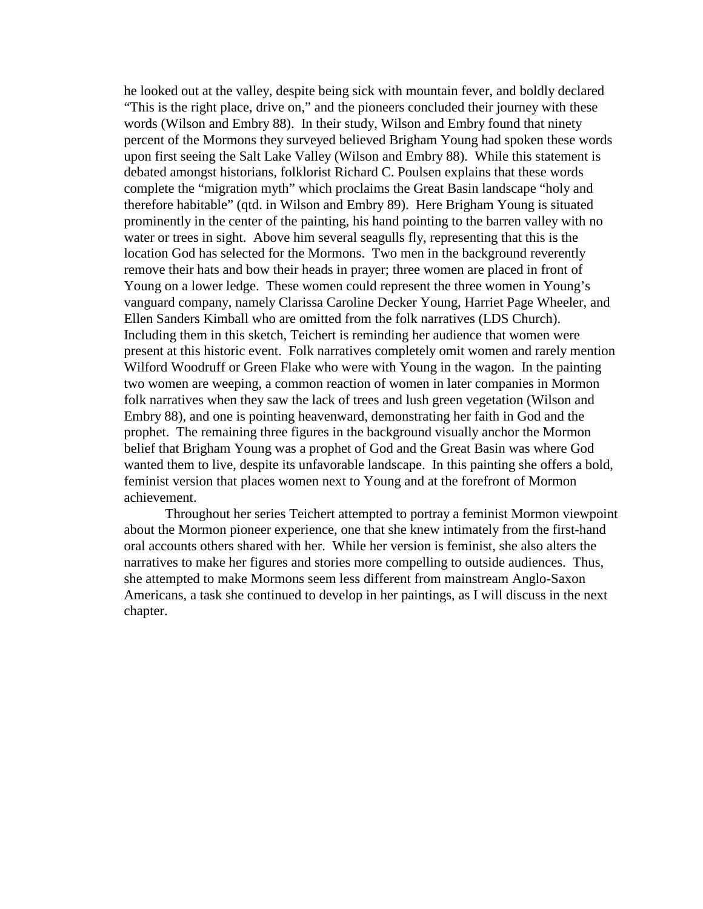he looked out at the valley, despite being sick with mountain fever, and boldly declared "This is the right place, drive on," and the pioneers concluded their journey with these words (Wilson and Embry 88). In their study, Wilson and Embry found that ninety percent of the Mormons they surveyed believed Brigham Young had spoken these words upon first seeing the Salt Lake Valley (Wilson and Embry 88). While this statement is debated amongst historians, folklorist Richard C. Poulsen explains that these words complete the "migration myth" which proclaims the Great Basin landscape "holy and therefore habitable" (qtd. in Wilson and Embry 89). Here Brigham Young is situated prominently in the center of the painting, his hand pointing to the barren valley with no water or trees in sight. Above him several seagulls fly, representing that this is the location God has selected for the Mormons. Two men in the background reverently remove their hats and bow their heads in prayer; three women are placed in front of Young on a lower ledge. These women could represent the three women in Young's vanguard company, namely Clarissa Caroline Decker Young, Harriet Page Wheeler, and Ellen Sanders Kimball who are omitted from the folk narratives (LDS Church). Including them in this sketch, Teichert is reminding her audience that women were present at this historic event. Folk narratives completely omit women and rarely mention Wilford Woodruff or Green Flake who were with Young in the wagon. In the painting two women are weeping, a common reaction of women in later companies in Mormon folk narratives when they saw the lack of trees and lush green vegetation (Wilson and Embry 88), and one is pointing heavenward, demonstrating her faith in God and the prophet. The remaining three figures in the background visually anchor the Mormon belief that Brigham Young was a prophet of God and the Great Basin was where God wanted them to live, despite its unfavorable landscape. In this painting she offers a bold, feminist version that places women next to Young and at the forefront of Mormon achievement.

Throughout her series Teichert attempted to portray a feminist Mormon viewpoint about the Mormon pioneer experience, one that she knew intimately from the first-hand oral accounts others shared with her. While her version is feminist, she also alters the narratives to make her figures and stories more compelling to outside audiences. Thus, she attempted to make Mormons seem less different from mainstream Anglo-Saxon Americans, a task she continued to develop in her paintings, as I will discuss in the next chapter.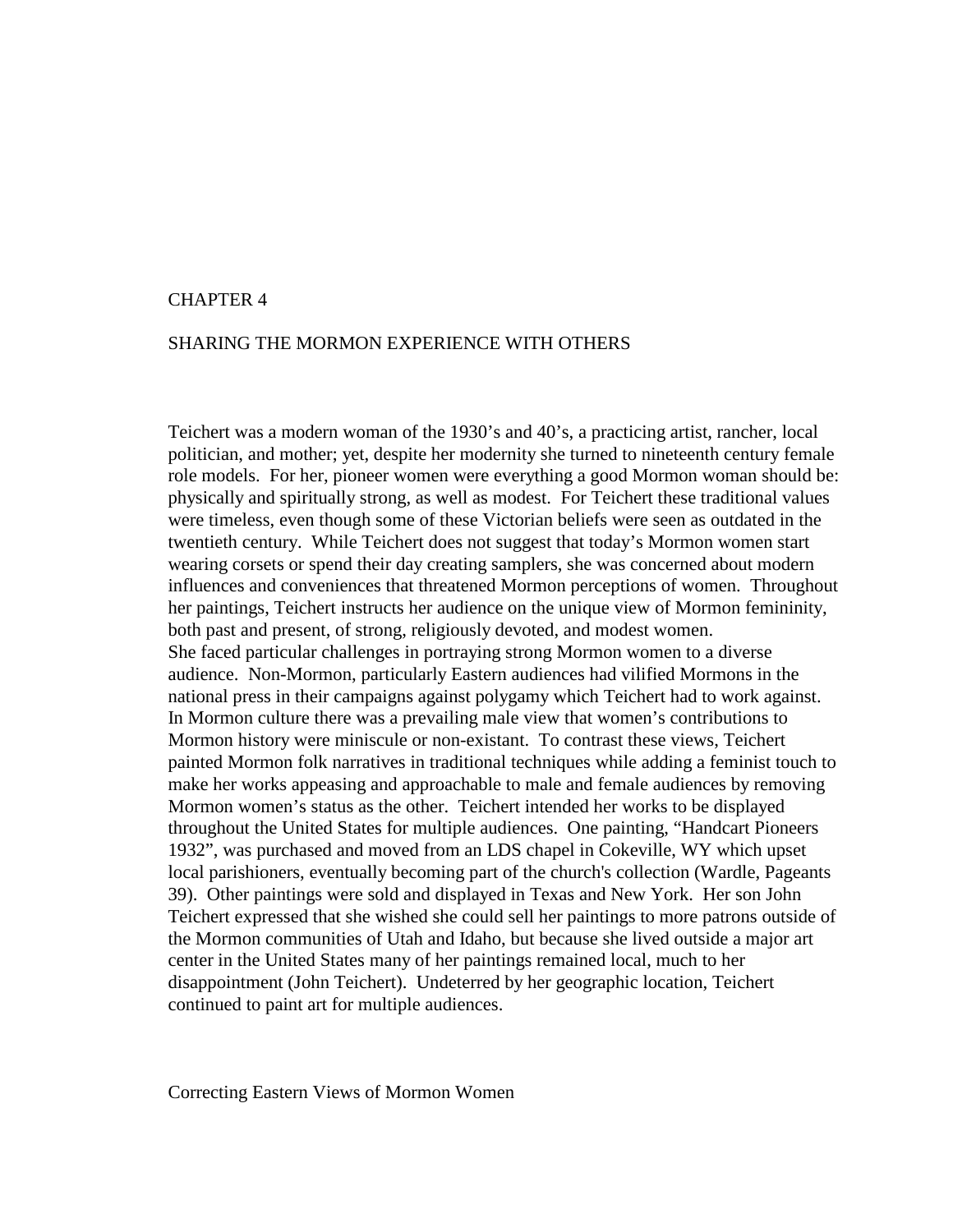# CHAPTER 4

# SHARING THE MORMON EXPERIENCE WITH OTHERS

Teichert was a modern woman of the 1930's and 40's, a practicing artist, rancher, local politician, and mother; yet, despite her modernity she turned to nineteenth century female role models. For her, pioneer women were everything a good Mormon woman should be: physically and spiritually strong, as well as modest. For Teichert these traditional values were timeless, even though some of these Victorian beliefs were seen as outdated in the twentieth century. While Teichert does not suggest that today's Mormon women start wearing corsets or spend their day creating samplers, she was concerned about modern influences and conveniences that threatened Mormon perceptions of women. Throughout her paintings, Teichert instructs her audience on the unique view of Mormon femininity, both past and present, of strong, religiously devoted, and modest women.
She faced particular challenges in portraying strong Mormon women to a diverse audience. Non-Mormon, particularly Eastern audiences had vilified Mormons in the national press in their campaigns against polygamy which Teichert had to work against. In Mormon culture there was a prevailing male view that women's contributions to Mormon history were miniscule or non-existant. To contrast these views, Teichert painted Mormon folk narratives in traditional techniques while adding a feminist touch to make her works appeasing and approachable to male and female audiences by removing Mormon women's status as the other. Teichert intended her works to be displayed throughout the United States for multiple audiences. One painting, "Handcart Pioneers 1932", was purchased and moved from an LDS chapel in Cokeville, WY which upset local parishioners, eventually becoming part of the church's collection (Wardle, Pageants 39). Other paintings were sold and displayed in Texas and New York. Her son John Teichert expressed that she wished she could sell her paintings to more patrons outside of the Mormon communities of Utah and Idaho, but because she lived outside a major art center in the United States many of her paintings remained local, much to her disappointment (John Teichert). Undeterred by her geographic location, Teichert continued to paint art for multiple audiences.

## Correcting Eastern Views of Mormon Women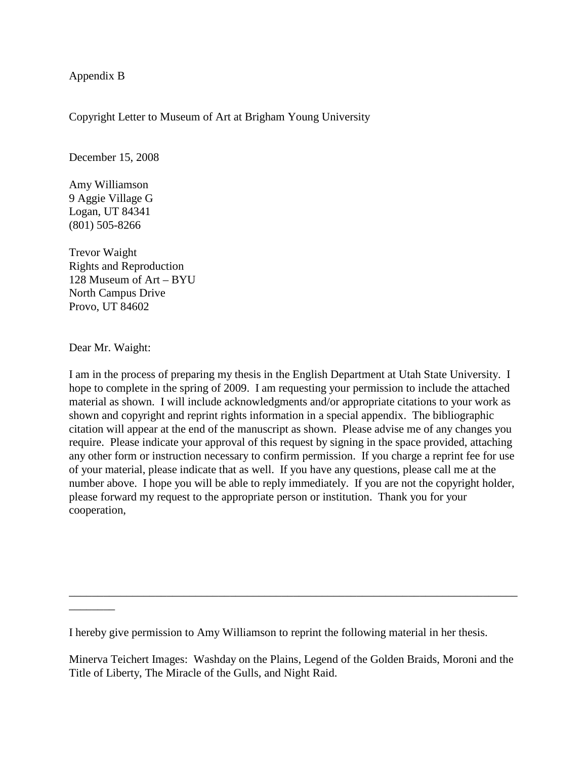Appendix B

Copyright Letter to Museum of Art at Brigham Young University

December 15, 2008

Amy Williamson
9 Aggie Village G
Logan, UT 84341
(801) 505-8266

Trevor Waight
Rights and Reproduction
128 Museum of Art – BYU
North Campus Drive
Provo, UT 84602

Dear Mr. Waight:

I am in the process of preparing my thesis in the English Department at Utah State University. I hope to complete in the spring of 2009. I am requesting your permission to include the attached material as shown. I will include acknowledgments and/or appropriate citations to your work as shown and copyright and reprint rights information in a special appendix. The bibliographic citation will appear at the end of the manuscript as shown. Please advise me of any changes you require. Please indicate your approval of this request by signing in the space provided, attaching any other form or instruction necessary to confirm permission. If you charge a reprint fee for use of your material, please indicate that as well. If you have any questions, please call me at the number above. I hope you will be able to reply immediately. If you are not the copyright holder, please forward my request to the appropriate person or institution. Thank you for your cooperation,

________________________________________________________________________________________

I hereby give permission to Amy Williamson to reprint the following material in her thesis.

Minerva Teichert Images: Washday on the Plains, Legend of the Golden Braids, Moroni and the Title of Liberty, The Miracle of the Gulls, and Night Raid.